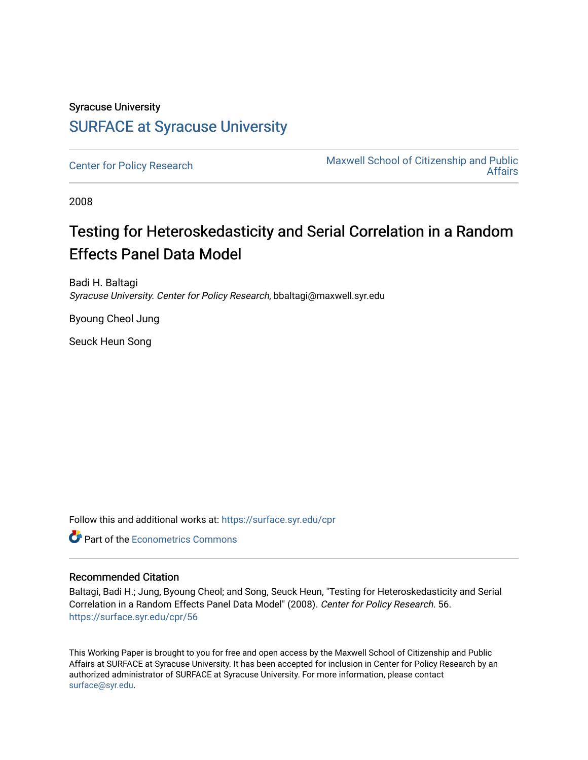Syracuse University

# SURFACE at Syracuse University

Center for Policy Research

Maxwell School of Citizenship and Public Affairs

2008

## Testing for Heteroskedasticity and Serial Correlation in a Random Effects Panel Data Model

Badi H. Baltagi
*Syracuse University. Center for Policy Research*, bbaltagi@maxwell.syr.edu

Byoung Cheol Jung

Seuck Heun Song

Follow this and additional works at: https://surface.syr.edu/cpr

Part of the Econometrics Commons

### Recommended Citation

Baltagi, Badi H.; Jung, Byoung Cheol; and Song, Seuck Heun, "Testing for Heteroskedasticity and Serial Correlation in a Random Effects Panel Data Model" (2008). *Center for Policy Research*. 56.
https://surface.syr.edu/cpr/56

This Working Paper is brought to you for free and open access by the Maxwell School of Citizenship and Public Affairs at SURFACE at Syracuse University. It has been accepted for inclusion in Center for Policy Research by an authorized administrator of SURFACE at Syracuse University. For more information, please contact surface@syr.edu.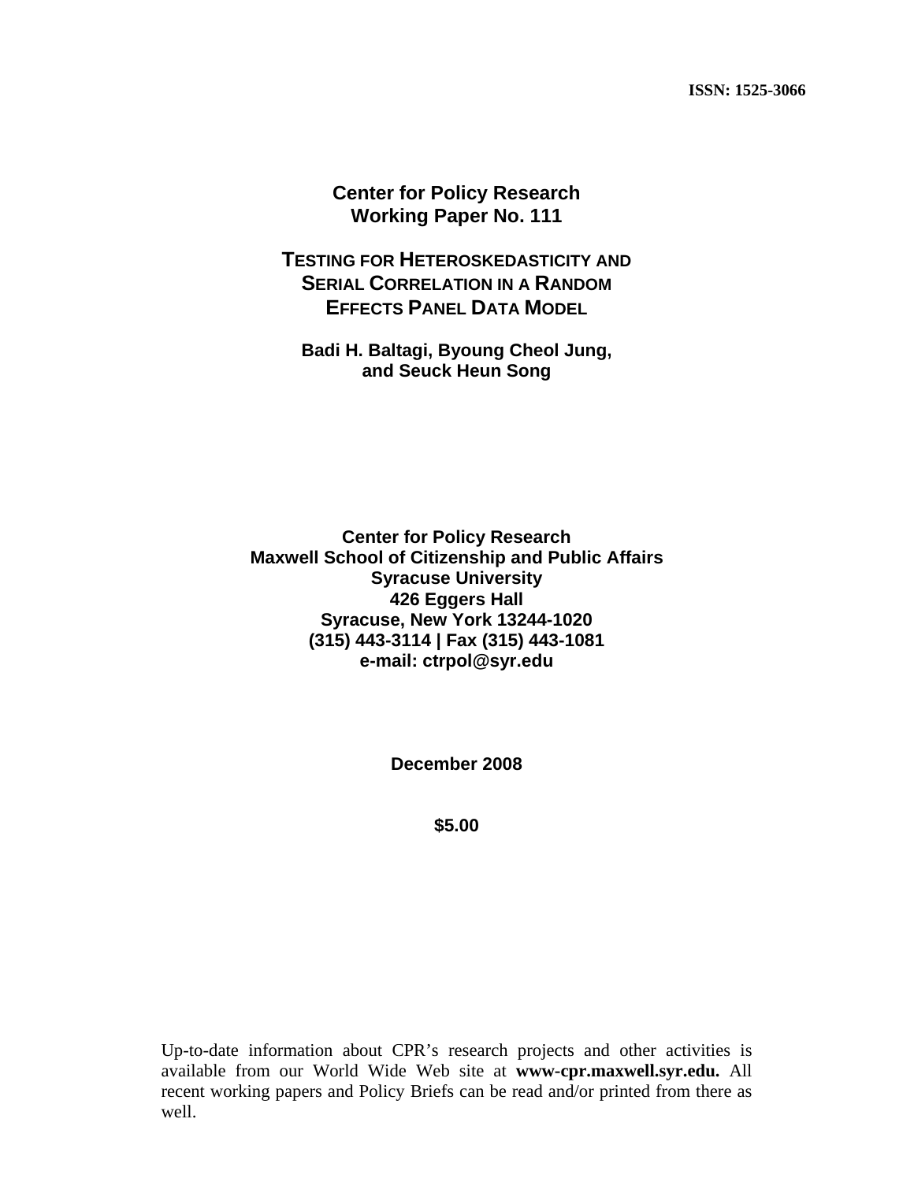ISSN: 1525-3066

**Center for Policy Research**
**Working Paper No. 111**

# TESTING FOR HETEROSKEDASTICITY AND SERIAL CORRELATION IN A RANDOM EFFECTS PANEL DATA MODEL

**Badi H. Baltagi, Byoung Cheol Jung, and Seuck Heun Song**

**Center for Policy Research**
**Maxwell School of Citizenship and Public Affairs**
**Syracuse University**
**426 Eggers Hall**
**Syracuse, New York 13244-1020**
**(315) 443-3114 | Fax (315) 443-1081**
**e-mail: ctrpol@syr.edu**

**December 2008**

**$5.00**

Up-to-date information about CPR's research projects and other activities is available from our World Wide Web site at **www-cpr.maxwell.syr.edu.** All recent working papers and Policy Briefs can be read and/or printed from there as well.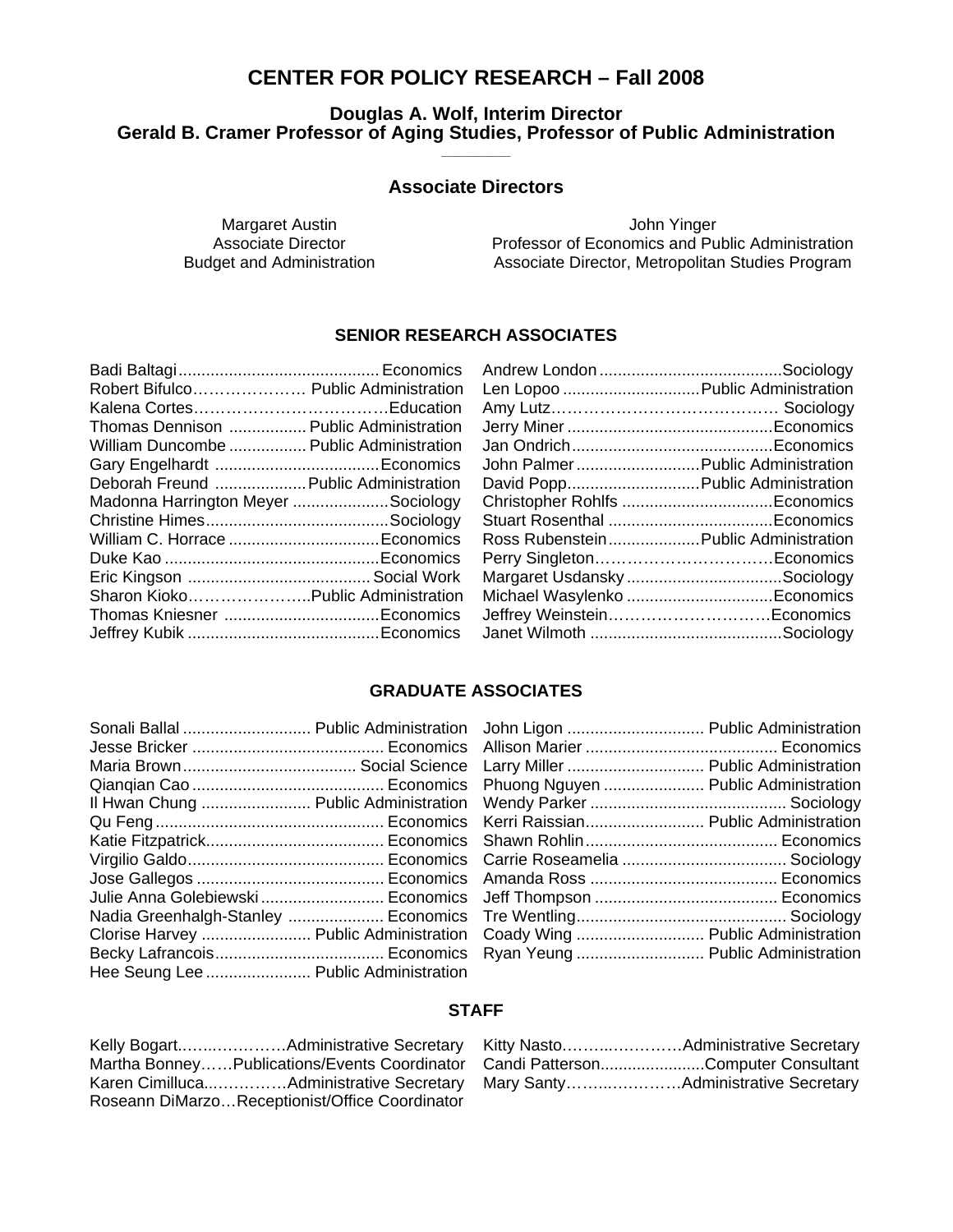# CENTER FOR POLICY RESEARCH – Fall 2008

### Douglas A. Wolf, Interim Director
### Gerald B. Cramer Professor of Aging Studies, Professor of Public Administration

## Associate Directors

Margaret Austin
Associate Director
Budget and Administration

John Yinger
Professor of Economics and Public Administration
Associate Director, Metropolitan Studies Program

### SENIOR RESEARCH ASSOCIATES

| Name | Field |
|---|---|
| Badi Baltagi | Economics |
| Robert Bifulco | Public Administration |
| Kalena Cortes | Education |
| Thomas Dennison | Public Administration |
| William Duncombe | Public Administration |
| Gary Engelhardt | Economics |
| Deborah Freund | Public Administration |
| Madonna Harrington Meyer | Sociology |
| Christine Himes | Sociology |
| William C. Horrace | Economics |
| Duke Kao | Economics |
| Eric Kingson | Social Work |
| Sharon Kioko | Public Administration |
| Thomas Kniesner | Economics |
| Jeffrey Kubik | Economics |
| Andrew London | Sociology |
| Len Lopoo | Public Administration |
| Amy Lutz | Sociology |
| Jerry Miner | Economics |
| Jan Ondrich | Economics |
| John Palmer | Public Administration |
| David Popp | Public Administration |
| Christopher Rohlfs | Economics |
| Stuart Rosenthal | Economics |
| Ross Rubenstein | Public Administration |
| Perry Singleton | Economics |
| Margaret Usdansky | Sociology |
| Michael Wasylenko | Economics |
| Jeffrey Weinstein | Economics |
| Janet Wilmoth | Sociology |

### GRADUATE ASSOCIATES

| Name | Field |
|---|---|
| Sonali Ballal | Public Administration |
| Jesse Bricker | Economics |
| Maria Brown | Social Science |
| Qianqian Cao | Economics |
| Il Hwan Chung | Public Administration |
| Qu Feng | Economics |
| Katie Fitzpatrick | Economics |
| Virgilio Galdo | Economics |
| Jose Gallegos | Economics |
| Julie Anna Golebiewski | Economics |
| Nadia Greenhalgh-Stanley | Economics |
| Clorise Harvey | Public Administration |
| Becky Lafrancois | Economics |
| Hee Seung Lee | Public Administration |
| John Ligon | Public Administration |
| Allison Marier | Economics |
| Larry Miller | Public Administration |
| Phuong Nguyen | Public Administration |
| Wendy Parker | Sociology |
| Kerri Raissian | Public Administration |
| Shawn Rohlin | Economics |
| Carrie Roseamelia | Sociology |
| Amanda Ross | Economics |
| Jeff Thompson | Economics |
| Tre Wentling | Sociology |
| Coady Wing | Public Administration |
| Ryan Yeung | Public Administration |

### STAFF

| Name | Position |
|---|---|
| Kelly Bogart | Administrative Secretary |
| Martha Bonney | Publications/Events Coordinator |
| Karen Cimilluca | Administrative Secretary |
| Roseann DiMarzo | Receptionist/Office Coordinator |
| Kitty Nasto | Administrative Secretary |
| Candi Patterson | Computer Consultant |
| Mary Santy | Administrative Secretary |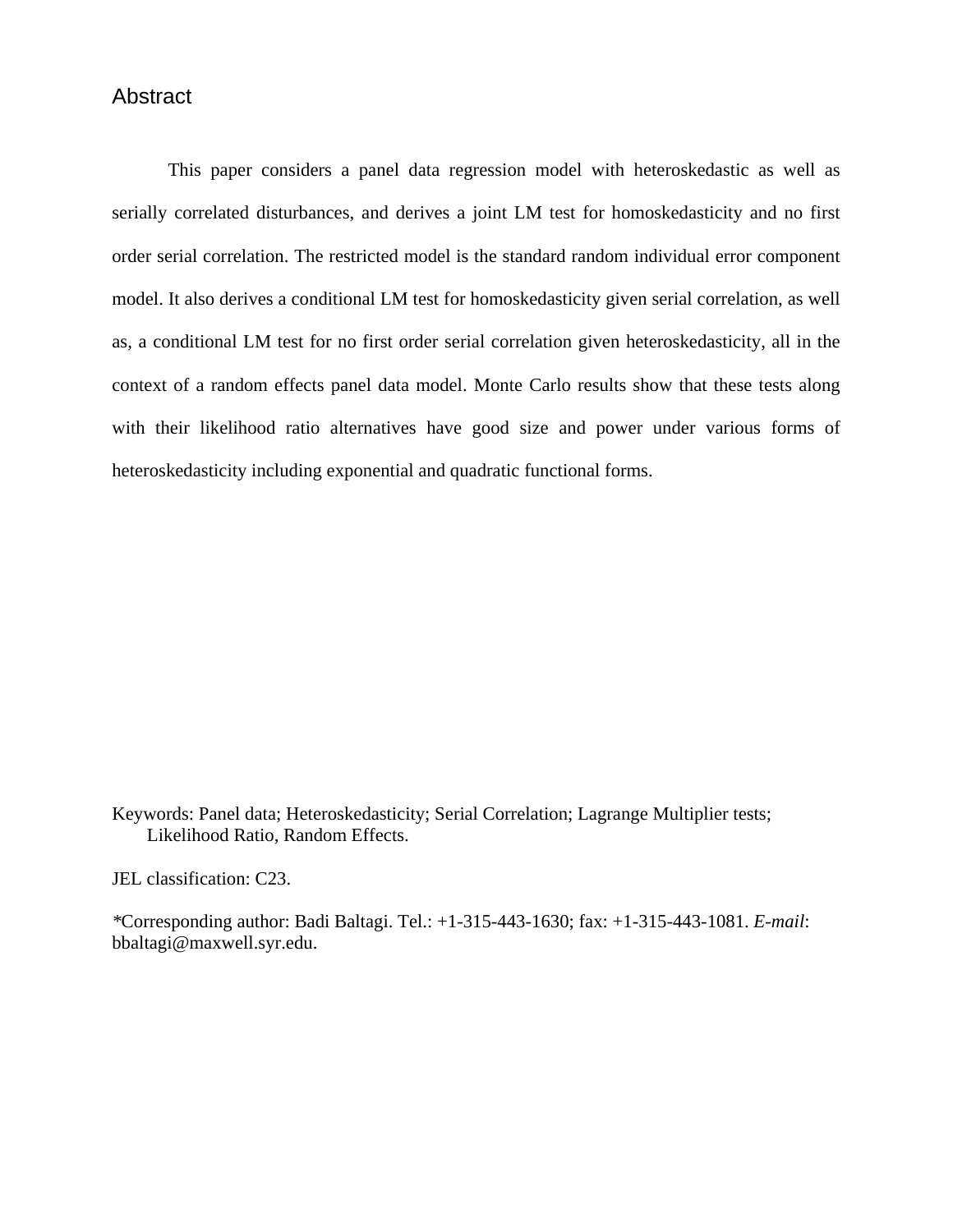# Abstract

This paper considers a panel data regression model with heteroskedastic as well as serially correlated disturbances, and derives a joint LM test for homoskedasticity and no first order serial correlation. The restricted model is the standard random individual error component model. It also derives a conditional LM test for homoskedasticity given serial correlation, as well as, a conditional LM test for no first order serial correlation given heteroskedasticity, all in the context of a random effects panel data model. Monte Carlo results show that these tests along with their likelihood ratio alternatives have good size and power under various forms of heteroskedasticity including exponential and quadratic functional forms.

Keywords: Panel data; Heteroskedasticity; Serial Correlation; Lagrange Multiplier tests; Likelihood Ratio, Random Effects.

JEL classification: C23.

*Corresponding author: Badi Baltagi. Tel.: +1-315-443-1630; fax: +1-315-443-1081. *E-mail*: bbaltagi@maxwell.syr.edu.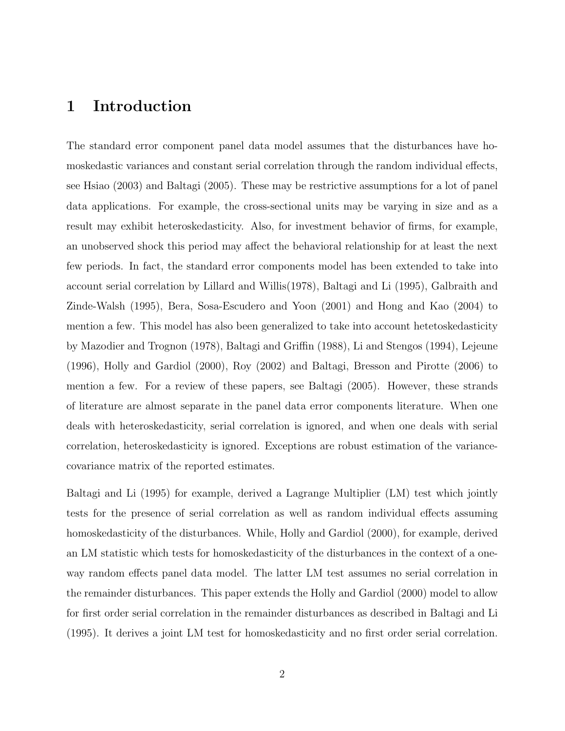# 1 Introduction

The standard error component panel data model assumes that the disturbances have homoskedastic variances and constant serial correlation through the random individual effects, see Hsiao (2003) and Baltagi (2005). These may be restrictive assumptions for a lot of panel data applications. For example, the cross-sectional units may be varying in size and as a result may exhibit heteroskedasticity. Also, for investment behavior of firms, for example, an unobserved shock this period may affect the behavioral relationship for at least the next few periods. In fact, the standard error components model has been extended to take into account serial correlation by Lillard and Willis(1978), Baltagi and Li (1995), Galbraith and Zinde-Walsh (1995), Bera, Sosa-Escudero and Yoon (2001) and Hong and Kao (2004) to mention a few. This model has also been generalized to take into account hetetoskedasticity by Mazodier and Trognon (1978), Baltagi and Griffin (1988), Li and Stengos (1994), Lejeune (1996), Holly and Gardiol (2000), Roy (2002) and Baltagi, Bresson and Pirotte (2006) to mention a few. For a review of these papers, see Baltagi (2005). However, these strands of literature are almost separate in the panel data error components literature. When one deals with heteroskedasticity, serial correlation is ignored, and when one deals with serial correlation, heteroskedasticity is ignored. Exceptions are robust estimation of the variance-covariance matrix of the reported estimates.

Baltagi and Li (1995) for example, derived a Lagrange Multiplier (LM) test which jointly tests for the presence of serial correlation as well as random individual effects assuming homoskedasticity of the disturbances. While, Holly and Gardiol (2000), for example, derived an LM statistic which tests for homoskedasticity of the disturbances in the context of a one-way random effects panel data model. The latter LM test assumes no serial correlation in the remainder disturbances. This paper extends the Holly and Gardiol (2000) model to allow for first order serial correlation in the remainder disturbances as described in Baltagi and Li (1995). It derives a joint LM test for homoskedasticity and no first order serial correlation.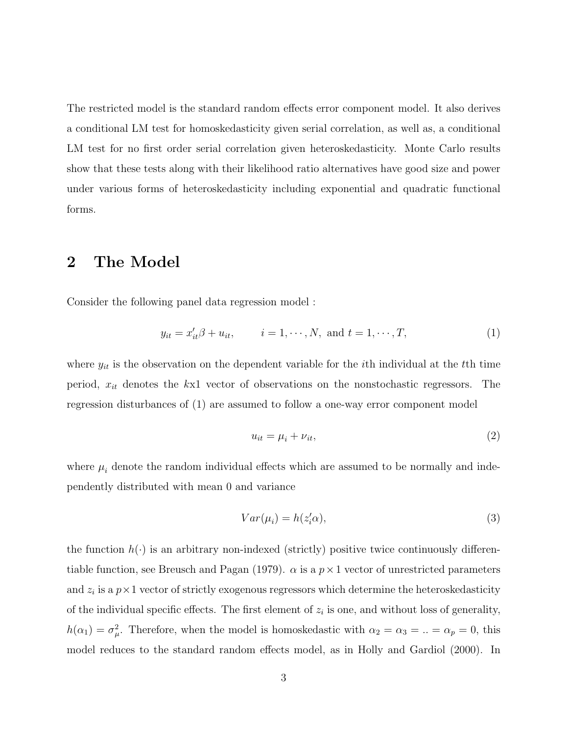The restricted model is the standard random effects error component model. It also derives a conditional LM test for homoskedasticity given serial correlation, as well as, a conditional LM test for no first order serial correlation given heteroskedasticity. Monte Carlo results show that these tests along with their likelihood ratio alternatives have good size and power under various forms of heteroskedasticity including exponential and quadratic functional forms.

## 2 The Model

Consider the following panel data regression model :

$$y_{it} = x'_{it}\beta + u_{it}, \qquad i = 1, \cdots, N, \text{ and } t = 1, \cdots, T, \tag{1}$$

where $y_{it}$ is the observation on the dependent variable for the $i$th individual at the $t$th time period, $x_{it}$ denotes the $k$x1 vector of observations on the nonstochastic regressors. The regression disturbances of (1) are assumed to follow a one-way error component model

$$u_{it} = \mu_i + \nu_{it}, \tag{2}$$

where $\mu_i$ denote the random individual effects which are assumed to be normally and independently distributed with mean 0 and variance

$$Var(\mu_i) = h(z'_i\alpha), \tag{3}$$

the function $h(\cdot)$ is an arbitrary non-indexed (strictly) positive twice continuously differentiable function, see Breusch and Pagan (1979). $\alpha$ is a $p \times 1$ vector of unrestricted parameters and $z_i$ is a $p \times 1$ vector of strictly exogenous regressors which determine the heteroskedasticity of the individual specific effects. The first element of $z_i$ is one, and without loss of generality, $h(\alpha_1) = \sigma^2_\mu$. Therefore, when the model is homoskedastic with $\alpha_2 = \alpha_3 = .. = \alpha_p = 0$, this model reduces to the standard random effects model, as in Holly and Gardiol (2000). In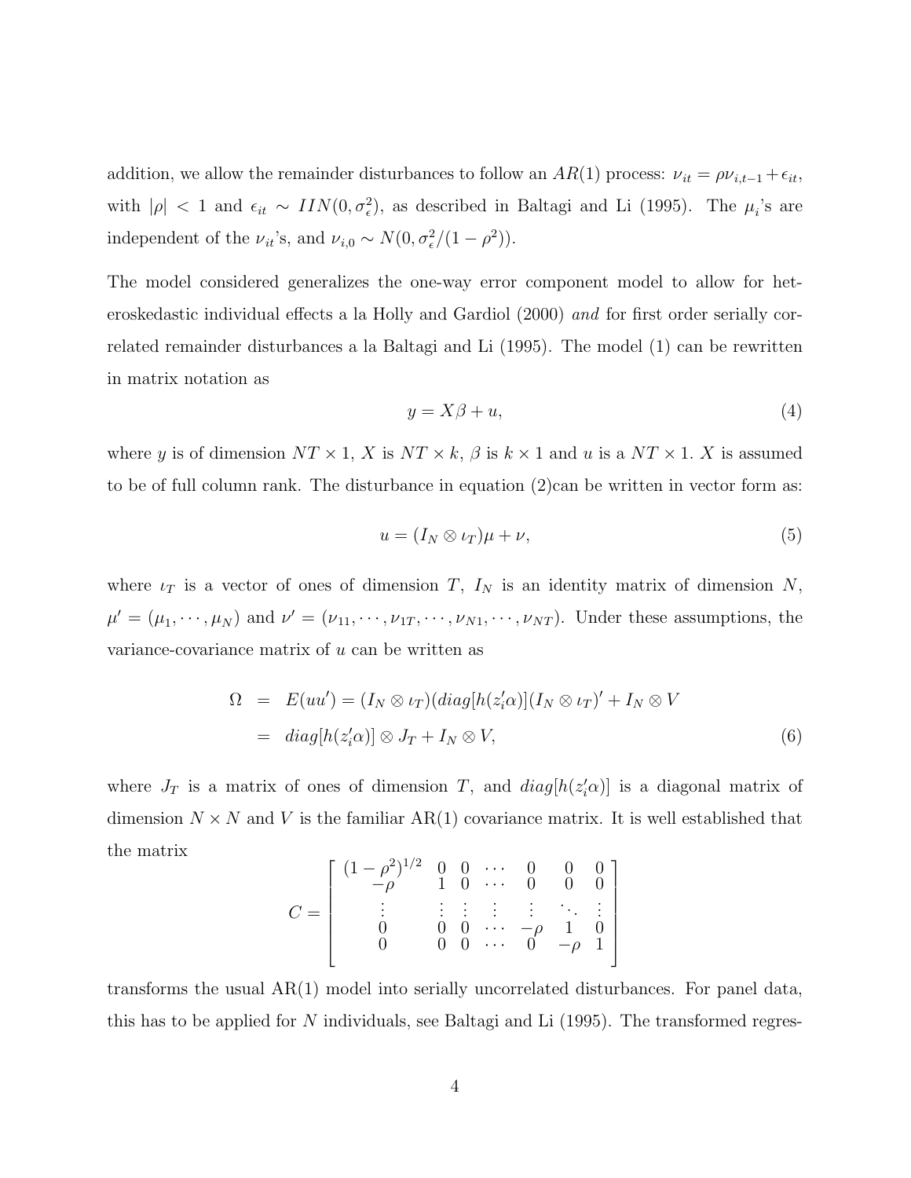addition, we allow the remainder disturbances to follow an $AR(1)$ process: $\nu_{it} = \rho\nu_{i,t-1} + \epsilon_{it}$, with $|\rho| < 1$ and $\epsilon_{it} \sim IIN(0, \sigma_\epsilon^2)$, as described in Baltagi and Li (1995). The $\mu_i$'s are independent of the $\nu_{it}$'s, and $\nu_{i,0} \sim N(0, \sigma_\epsilon^2/(1-\rho^2))$.

The model considered generalizes the one-way error component model to allow for heteroskedastic individual effects a la Holly and Gardiol (2000) *and* for first order serially correlated remainder disturbances a la Baltagi and Li (1995). The model (1) can be rewritten in matrix notation as

$$y = X\beta + u, \tag{4}$$

where $y$ is of dimension $NT \times 1$, $X$ is $NT \times k$, $\beta$ is $k \times 1$ and $u$ is a $NT \times 1$. $X$ is assumed to be of full column rank. The disturbance in equation (2)can be written in vector form as:

$$u = (I_N \otimes \iota_T)\mu + \nu, \tag{5}$$

where $\iota_T$ is a vector of ones of dimension $T$, $I_N$ is an identity matrix of dimension $N$, $\mu' = (\mu_1, \cdots, \mu_N)$ and $\nu' = (\nu_{11}, \cdots, \nu_{1T}, \cdots, \nu_{N1}, \cdots, \nu_{NT})$. Under these assumptions, the variance-covariance matrix of $u$ can be written as

$$\begin{aligned} \Omega &= E(uu') = (I_N \otimes \iota_T)(diag[h(z_i'\alpha)](I_N \otimes \iota_T)' + I_N \otimes V \\ &= diag[h(z_i'\alpha)] \otimes J_T + I_N \otimes V, \end{aligned} \tag{6}$$

where $J_T$ is a matrix of ones of dimension $T$, and $diag[h(z_i'\alpha)]$ is a diagonal matrix of dimension $N \times N$ and $V$ is the familiar AR(1) covariance matrix. It is well established that the matrix

$$C = \begin{bmatrix} (1-\rho^2)^{1/2} & 0 & 0 & \cdots & 0 & 0 & 0 \\ -\rho & 1 & 0 & \cdots & 0 & 0 & 0 \\ \vdots & \vdots & \vdots & \vdots & \vdots & \ddots & \vdots \\ 0 & 0 & 0 & \cdots & -\rho & 1 & 0 \\ 0 & 0 & 0 & \cdots & 0 & -\rho & 1 \end{bmatrix}$$

transforms the usual AR(1) model into serially uncorrelated disturbances. For panel data, this has to be applied for $N$ individuals, see Baltagi and Li (1995). The transformed regres-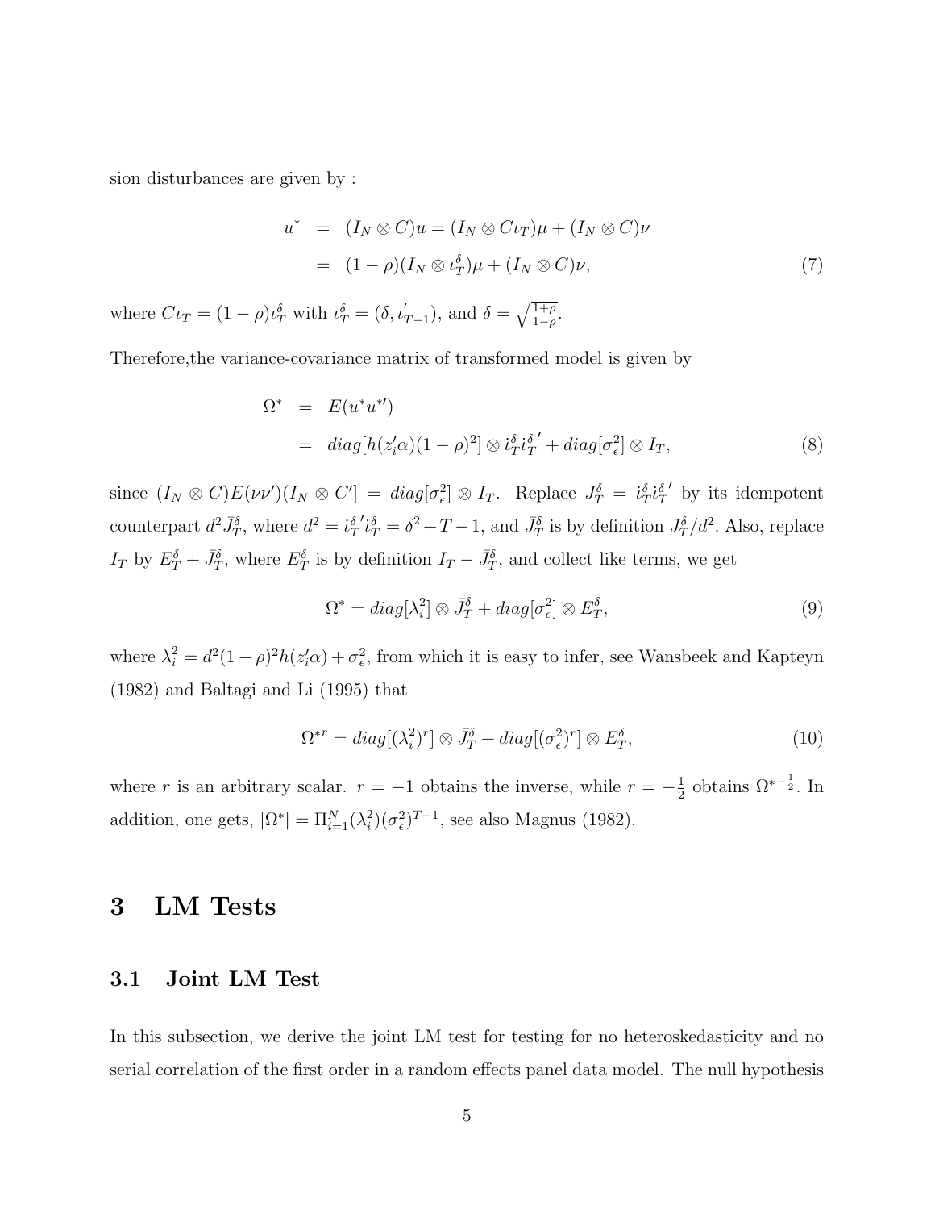sion disturbances are given by :

$$
\begin{aligned}
u^* &= (I_N \otimes C)u = (I_N \otimes C\iota_T)\mu + (I_N \otimes C)\nu \\
&= (1-\rho)(I_N \otimes \iota_T^\delta)\mu + (I_N \otimes C)\nu, \qquad (7)
\end{aligned}
$$

where $C\iota_T = (1-\rho)\iota_T^\delta$ with $\iota_T^\delta = (\delta, \iota_{T-1}')$, and $\delta = \sqrt{\frac{1+\rho}{1-\rho}}$.

Therefore,the variance-covariance matrix of transformed model is given by

$$
\begin{aligned}
\Omega^* &= E(u^* u^{*\prime}) \\
&= diag[h(z_i'\alpha)(1-\rho)^2] \otimes i_T^\delta i_T^{\delta\,\prime} + diag[\sigma_\epsilon^2] \otimes I_T, \qquad (8)
\end{aligned}
$$

since $(I_N \otimes C)E(\nu\nu')(I_N \otimes C') = diag[\sigma_\epsilon^2] \otimes I_T$. Replace $J_T^\delta = i_T^\delta i_T^{\delta\,\prime}$ by its idempotent counterpart $d^2 \bar{J}_T^\delta$, where $d^2 = i_T^{\delta\,\prime} i_T^\delta = \delta^2 + T - 1$, and $\bar{J}_T^\delta$ is by definition $J_T^\delta / d^2$. Also, replace $I_T$ by $E_T^\delta + \bar{J}_T^\delta$, where $E_T^\delta$ is by definition $I_T - \bar{J}_T^\delta$, and collect like terms, we get

$$
\Omega^* = diag[\lambda_i^2] \otimes \bar{J}_T^\delta + diag[\sigma_\epsilon^2] \otimes E_T^\delta, \qquad (9)
$$

where $\lambda_i^2 = d^2(1-\rho)^2 h(z_i'\alpha) + \sigma_\epsilon^2$, from which it is easy to infer, see Wansbeek and Kapteyn (1982) and Baltagi and Li (1995) that

$$
\Omega^{*r} = diag[(\lambda_i^2)^r] \otimes \bar{J}_T^\delta + diag[(\sigma_\epsilon^2)^r] \otimes E_T^\delta, \qquad (10)
$$

where $r$ is an arbitrary scalar. $r = -1$ obtains the inverse, while $r = -\frac{1}{2}$ obtains $\Omega^{*-\frac{1}{2}}$. In addition, one gets, $|\Omega^*| = \Pi_{i=1}^N (\lambda_i^2)(\sigma_\epsilon^2)^{T-1}$, see also Magnus (1982).

# 3 LM Tests

## 3.1 Joint LM Test

In this subsection, we derive the joint LM test for testing for no heteroskedasticity and no serial correlation of the first order in a random effects panel data model. The null hypothesis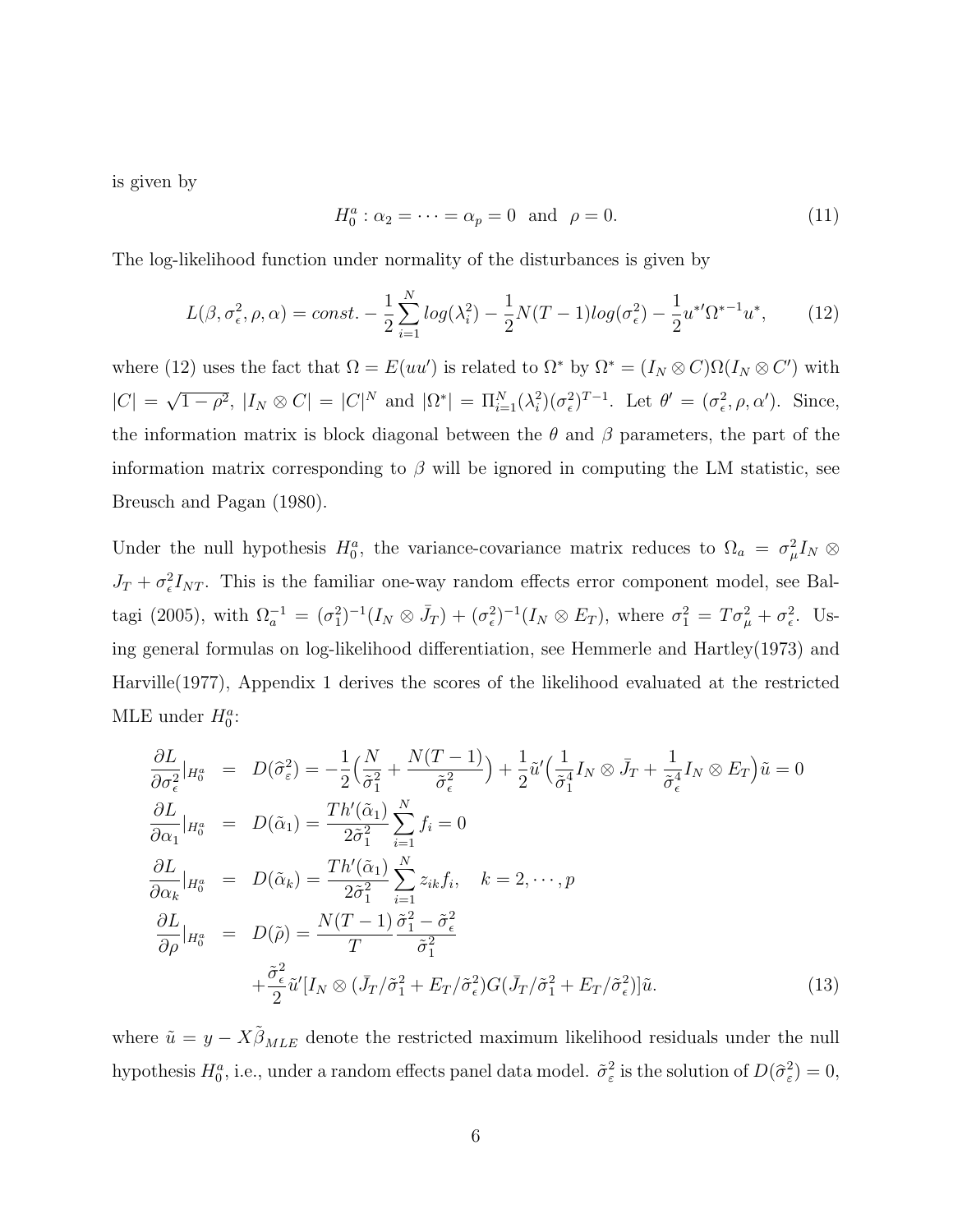is given by

$$H_0^a : \alpha_2 = \cdots = \alpha_p = 0 \ \text{ and } \ \rho = 0. \tag{11}$$

The log-likelihood function under normality of the disturbances is given by

$$L(\beta, \sigma_\epsilon^2, \rho, \alpha) = const. - \frac{1}{2}\sum_{i=1}^{N} log(\lambda_i^2) - \frac{1}{2}N(T-1)log(\sigma_\epsilon^2) - \frac{1}{2}u^{*\prime}\Omega^{*-1}u^*, \tag{12}$$

where (12) uses the fact that $\Omega = E(uu')$ is related to $\Omega^*$ by $\Omega^* = (I_N \otimes C)\Omega(I_N \otimes C')$ with $|C| = \sqrt{1-\rho^2}$, $|I_N \otimes C| = |C|^N$ and $|\Omega^*| = \Pi_{i=1}^N(\lambda_i^2)(\sigma_\epsilon^2)^{T-1}$. Let $\theta' = (\sigma_\epsilon^2, \rho, \alpha')$. Since, the information matrix is block diagonal between the $\theta$ and $\beta$ parameters, the part of the information matrix corresponding to $\beta$ will be ignored in computing the LM statistic, see Breusch and Pagan (1980).

Under the null hypothesis $H_0^a$, the variance-covariance matrix reduces to $\Omega_a = \sigma_\mu^2 I_N \otimes J_T + \sigma_\epsilon^2 I_{NT}$. This is the familiar one-way random effects error component model, see Baltagi (2005), with $\Omega_a^{-1} = (\sigma_1^2)^{-1}(I_N \otimes \bar{J}_T) + (\sigma_\epsilon^2)^{-1}(I_N \otimes E_T)$, where $\sigma_1^2 = T\sigma_\mu^2 + \sigma_\epsilon^2$. Using general formulas on log-likelihood differentiation, see Hemmerle and Hartley(1973) and Harville(1977), Appendix 1 derives the scores of the likelihood evaluated at the restricted MLE under $H_0^a$:

$$\begin{aligned}
\frac{\partial L}{\partial \sigma_\epsilon^2}|_{H_0^a} &= D(\widehat{\sigma}_\varepsilon^2) = -\frac{1}{2}\Big(\frac{N}{\tilde{\sigma}_1^2} + \frac{N(T-1)}{\tilde{\sigma}_\epsilon^2}\Big) + \frac{1}{2}\tilde{u}'\Big(\frac{1}{\tilde{\sigma}_1^4}I_N \otimes \bar{J}_T + \frac{1}{\tilde{\sigma}_\epsilon^4}I_N \otimes E_T\Big)\tilde{u} = 0 \\
\frac{\partial L}{\partial \alpha_1}|_{H_0^a} &= D(\tilde{\alpha}_1) = \frac{Th'(\tilde{\alpha}_1)}{2\tilde{\sigma}_1^2}\sum_{i=1}^N f_i = 0 \\
\frac{\partial L}{\partial \alpha_k}|_{H_0^a} &= D(\tilde{\alpha}_k) = \frac{Th'(\tilde{\alpha}_1)}{2\tilde{\sigma}_1^2}\sum_{i=1}^N z_{ik} f_i, \quad k = 2, \cdots, p \\
\frac{\partial L}{\partial \rho}|_{H_0^a} &= D(\tilde{\rho}) = \frac{N(T-1)}{T}\frac{\tilde{\sigma}_1^2 - \tilde{\sigma}_\epsilon^2}{\tilde{\sigma}_1^2} \\
&\quad + \frac{\tilde{\sigma}_\epsilon^2}{2}\tilde{u}'[I_N \otimes (\bar{J}_T/\tilde{\sigma}_1^2 + E_T/\tilde{\sigma}_\epsilon^2)G(\bar{J}_T/\tilde{\sigma}_1^2 + E_T/\tilde{\sigma}_\epsilon^2)]\tilde{u}.
\end{aligned} \tag{13}$$

where $\tilde{u} = y - X\tilde{\beta}_{MLE}$ denote the restricted maximum likelihood residuals under the null hypothesis $H_0^a$, i.e., under a random effects panel data model. $\tilde{\sigma}_\varepsilon^2$ is the solution of $D(\widehat{\sigma}_\varepsilon^2) = 0$,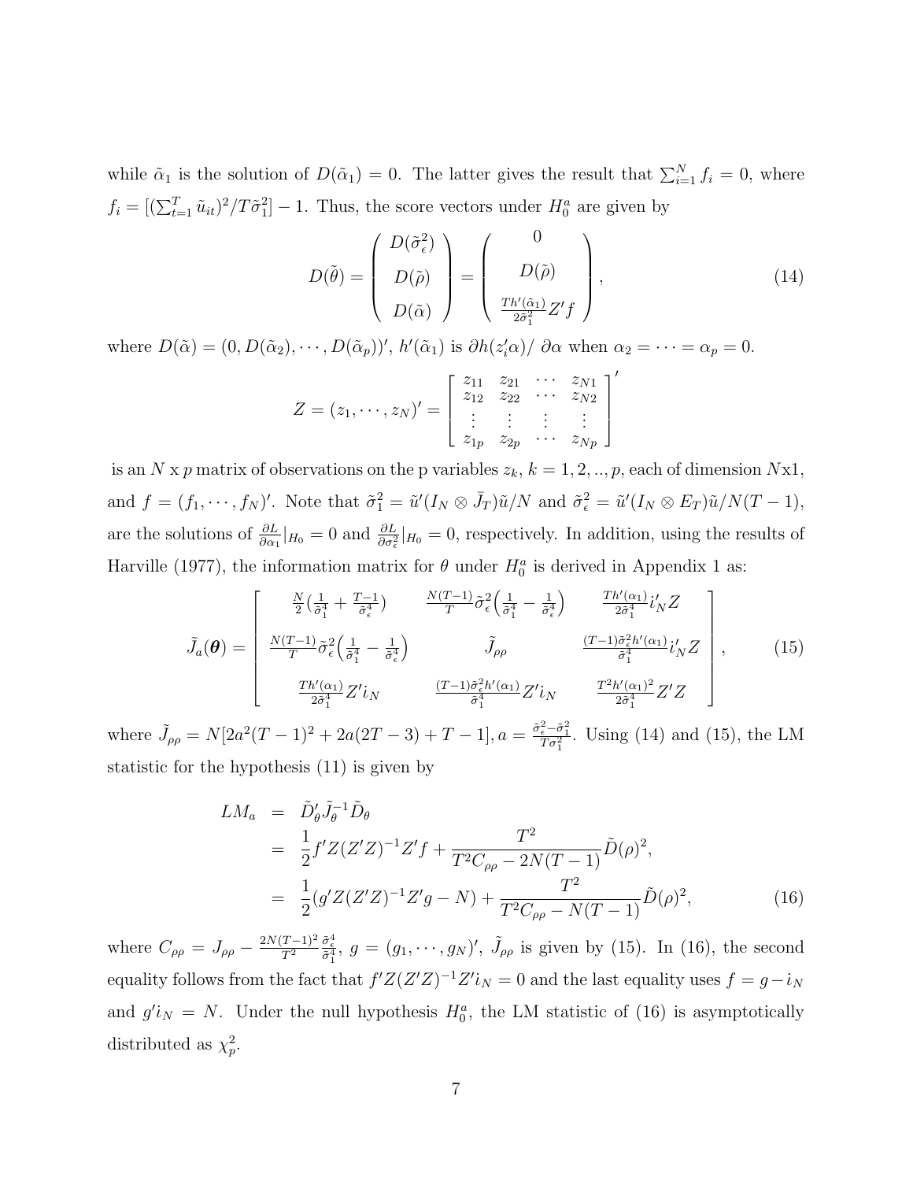while $\tilde{\alpha}_1$ is the solution of $D(\tilde{\alpha}_1) = 0$. The latter gives the result that $\sum_{i=1}^N f_i = 0$, where $f_i = [(\sum_{t=1}^T \tilde{u}_{it})^2/T\tilde{\sigma}_1^2] - 1$. Thus, the score vectors under $H_0^a$ are given by

$$D(\tilde{\theta}) = \begin{pmatrix} D(\tilde{\sigma}_\epsilon^2) \\ D(\tilde{\rho}) \\ D(\tilde{\alpha}) \end{pmatrix} = \begin{pmatrix} 0 \\ D(\tilde{\rho}) \\ \frac{Th'(\tilde{\alpha}_1)}{2\tilde{\sigma}_1^2} Z'f \end{pmatrix}, \tag{14}$$

where $D(\tilde{\alpha}) = (0, D(\tilde{\alpha}_2), \cdots, D(\tilde{\alpha}_p))'$, $h'(\tilde{\alpha}_1)$ is $\partial h(z_i'\alpha)/\partial\alpha$ when $\alpha_2 = \cdots = \alpha_p = 0$.

$$Z = (z_1, \cdots, z_N)' = \begin{bmatrix} z_{11} & z_{21} & \cdots & z_{N1} \\ z_{12} & z_{22} & \cdots & z_{N2} \\ \vdots & \vdots & \vdots & \vdots \\ z_{1p} & z_{2p} & \cdots & z_{Np} \end{bmatrix}'$$

is an $N$ x $p$ matrix of observations on the p variables $z_k$, $k = 1, 2, .., p$, each of dimension $N$x1, and $f = (f_1, \cdots, f_N)'$. Note that $\tilde{\sigma}_1^2 = \tilde{u}'(I_N \otimes \bar{J}_T)\tilde{u}/N$ and $\tilde{\sigma}_\epsilon^2 = \tilde{u}'(I_N \otimes E_T)\tilde{u}/N(T-1)$, are the solutions of $\frac{\partial L}{\partial \alpha_1}|_{H_0} = 0$ and $\frac{\partial L}{\partial \sigma_\epsilon^2}|_{H_0} = 0$, respectively. In addition, using the results of Harville (1977), the information matrix for $\theta$ under $H_0^a$ is derived in Appendix 1 as:

$$\tilde{J}_a(\boldsymbol{\theta}) = \begin{bmatrix} \frac{N}{2}\left(\frac{1}{\tilde{\sigma}_1^4} + \frac{T-1}{\tilde{\sigma}_\epsilon^4}\right) & \frac{N(T-1)}{T}\tilde{\sigma}_\epsilon^2\left(\frac{1}{\tilde{\sigma}_1^4} - \frac{1}{\tilde{\sigma}_\epsilon^4}\right) & \frac{Th'(\alpha_1)}{2\tilde{\sigma}_1^4} i_N' Z \\ \frac{N(T-1)}{T}\tilde{\sigma}_\epsilon^2\left(\frac{1}{\tilde{\sigma}_1^4} - \frac{1}{\tilde{\sigma}_\epsilon^4}\right) & \tilde{J}_{\rho\rho} & \frac{(T-1)\tilde{\sigma}_\epsilon^2 h'(\alpha_1)}{\tilde{\sigma}_1^4} i_N' Z \\ \frac{Th'(\alpha_1)}{2\tilde{\sigma}_1^4} Z' i_N & \frac{(T-1)\tilde{\sigma}_\epsilon^2 h'(\alpha_1)}{\tilde{\sigma}_1^4} Z' i_N & \frac{T^2 h'(\alpha_1)^2}{2\tilde{\sigma}_1^4} Z'Z \end{bmatrix}, \tag{15}$$

where $\tilde{J}_{\rho\rho} = N[2a^2(T-1)^2 + 2a(2T-3) + T - 1]$, $a = \frac{\tilde{\sigma}_\epsilon^2 - \tilde{\sigma}_1^2}{T\tilde{\sigma}_1^2}$. Using (14) and (15), the LM statistic for the hypothesis (11) is given by

$$\begin{aligned} LM_a &= \tilde{D}_\theta' \tilde{J}_\theta^{-1} \tilde{D}_\theta \\ &= \frac{1}{2} f'Z(Z'Z)^{-1}Z'f + \frac{T^2}{T^2 C_{\rho\rho} - 2N(T-1)} \tilde{D}(\rho)^2, \\ &= \frac{1}{2}(g'Z(Z'Z)^{-1}Z'g - N) + \frac{T^2}{T^2 C_{\rho\rho} - N(T-1)} \tilde{D}(\rho)^2, \end{aligned} \tag{16}$$

where $C_{\rho\rho} = J_{\rho\rho} - \frac{2N(T-1)^2}{T^2}\frac{\tilde{\sigma}_\epsilon^4}{\tilde{\sigma}_1^4}$, $g = (g_1, \cdots, g_N)'$, $\tilde{J}_{\rho\rho}$ is given by (15). In (16), the second equality follows from the fact that $f'Z(Z'Z)^{-1}Z'i_N = 0$ and the last equality uses $f = g - i_N$ and $g'i_N = N$. Under the null hypothesis $H_0^a$, the LM statistic of (16) is asymptotically distributed as $\chi_p^2$.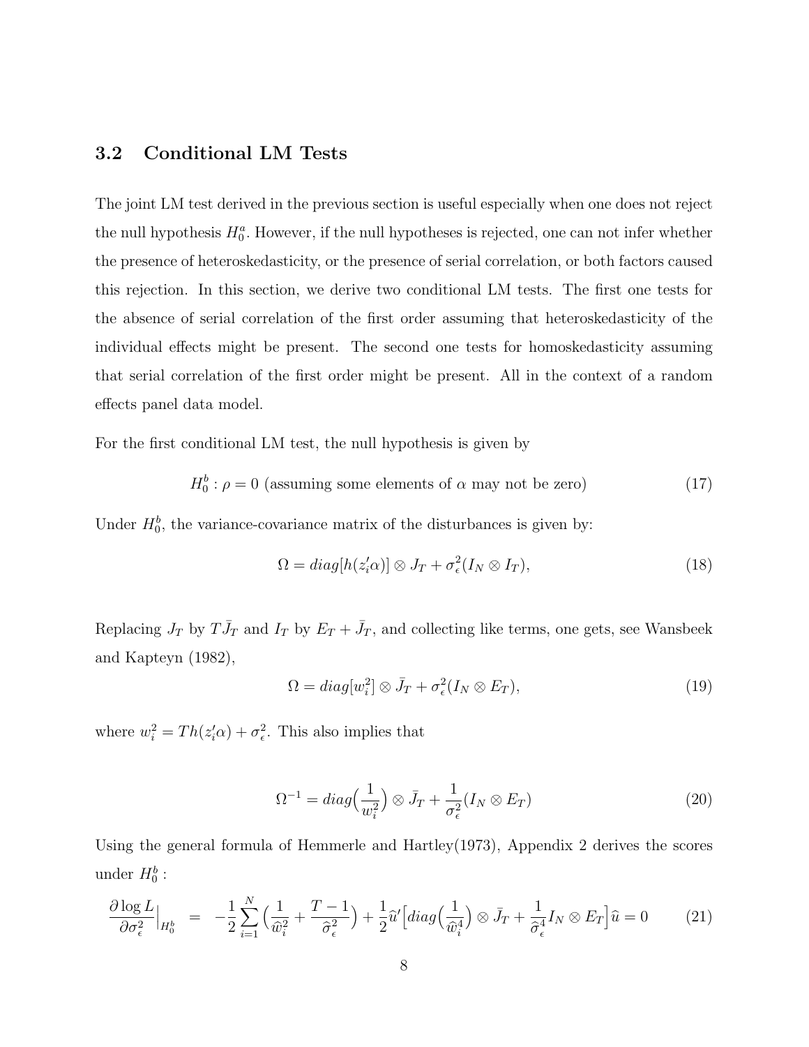### 3.2 Conditional LM Tests

The joint LM test derived in the previous section is useful especially when one does not reject the null hypothesis $H_0^a$. However, if the null hypotheses is rejected, one can not infer whether the presence of heteroskedasticity, or the presence of serial correlation, or both factors caused this rejection. In this section, we derive two conditional LM tests. The first one tests for the absence of serial correlation of the first order assuming that heteroskedasticity of the individual effects might be present. The second one tests for homoskedasticity assuming that serial correlation of the first order might be present. All in the context of a random effects panel data model.

For the first conditional LM test, the null hypothesis is given by

$$H_0^b : \rho = 0 \text{ (assuming some elements of } \alpha \text{ may not be zero)} \tag{17}$$

Under $H_0^b$, the variance-covariance matrix of the disturbances is given by:

$$\Omega = diag[h(z_i'\alpha)] \otimes J_T + \sigma_\epsilon^2(I_N \otimes I_T), \tag{18}$$

Replacing $J_T$ by $T\bar{J}_T$ and $I_T$ by $E_T + \bar{J}_T$, and collecting like terms, one gets, see Wansbeek and Kapteyn (1982),

$$\Omega = diag[w_i^2] \otimes \bar{J}_T + \sigma_\epsilon^2(I_N \otimes E_T), \tag{19}$$

where $w_i^2 = Th(z_i'\alpha) + \sigma_\epsilon^2$. This also implies that

$$\Omega^{-1} = diag\Big(\frac{1}{w_i^2}\Big) \otimes \bar{J}_T + \frac{1}{\sigma_\epsilon^2}(I_N \otimes E_T) \tag{20}$$

Using the general formula of Hemmerle and Hartley(1973), Appendix 2 derives the scores under $H_0^b$ :

$$\frac{\partial \log L}{\partial \sigma_\epsilon^2}\Big|_{H_0^b} = -\frac{1}{2}\sum_{i=1}^{N}\Big(\frac{1}{\widehat{w}_i^2} + \frac{T-1}{\widehat{\sigma}_\epsilon^2}\Big) + \frac{1}{2}\widehat{u}'\Big[diag\Big(\frac{1}{\widehat{w}_i^4}\Big) \otimes \bar{J}_T + \frac{1}{\widehat{\sigma}_\epsilon^4} I_N \otimes E_T\Big]\widehat{u} = 0 \tag{21}$$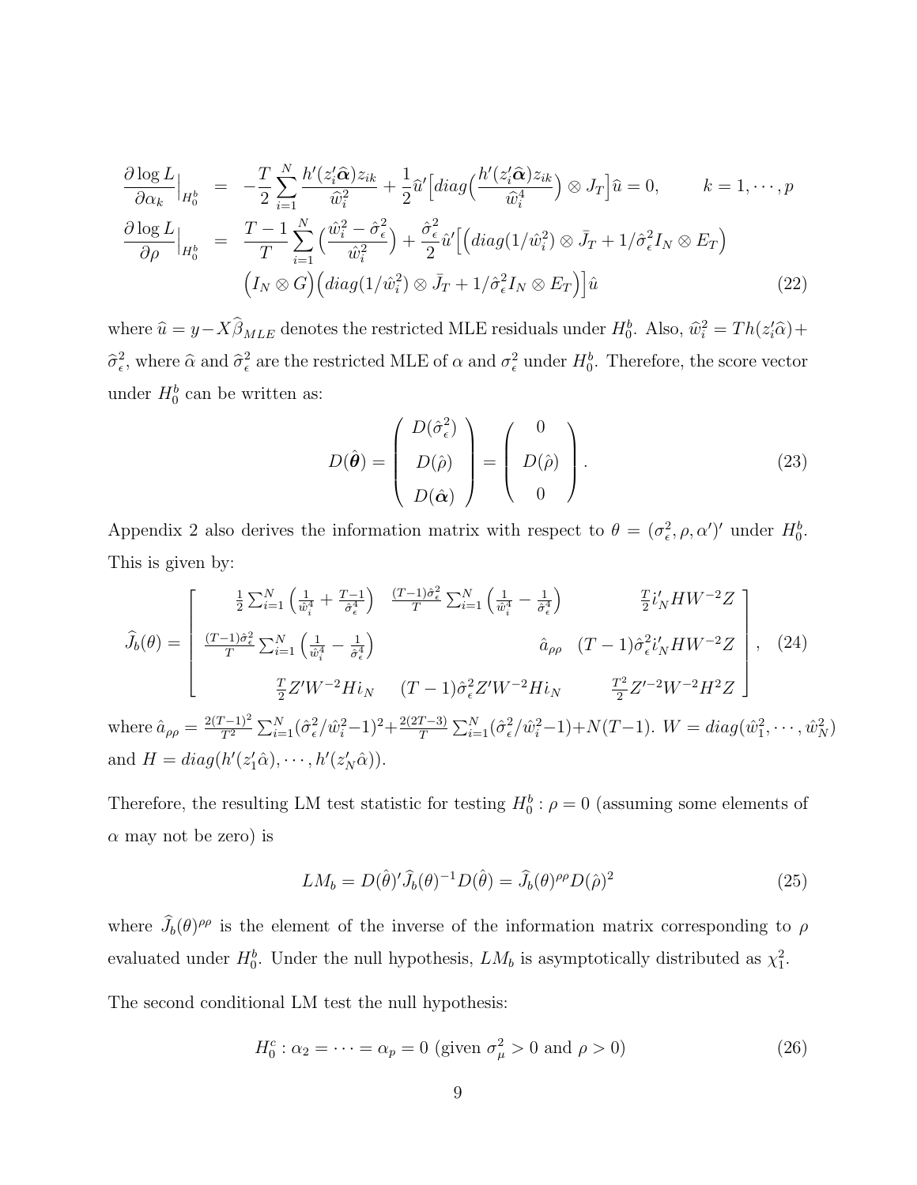$$
\begin{aligned}
\frac{\partial \log L}{\partial \alpha_k}\Big|_{H_0^b} &= -\frac{T}{2}\sum_{i=1}^{N}\frac{h'(z_i'\hat{\boldsymbol{\alpha}})z_{ik}}{\widehat{w}_i^2} + \frac{1}{2}\widehat{u}'\Big[diag\Big(\frac{h'(z_i'\widehat{\boldsymbol{\alpha}})z_{ik}}{\widehat{w}_i^4}\Big)\otimes J_T\Big]\widehat{u} = 0, \qquad k = 1,\cdots,p \\
\frac{\partial \log L}{\partial \rho}\Big|_{H_0^b} &= \frac{T-1}{T}\sum_{i=1}^{N}\Big(\frac{\hat{w}_i^2-\hat{\sigma}_\epsilon^2}{\hat{w}_i^2}\Big) + \frac{\hat{\sigma}_\epsilon^2}{2}\hat{u}'\Big[\Big(diag(1/\hat{w}_i^2)\otimes \bar{J}_T + 1/\hat{\sigma}_\epsilon^2 I_N\otimes E_T\Big) \\
&\quad \Big(I_N\otimes G\Big)\Big(diag(1/\hat{w}_i^2)\otimes \bar{J}_T + 1/\hat{\sigma}_\epsilon^2 I_N\otimes E_T\Big)\Big]\hat{u} \qquad (22)
\end{aligned}
$$

where $\widehat{u} = y - X\widehat{\beta}_{MLE}$ denotes the restricted MLE residuals under $H_0^b$. Also, $\widehat{w}_i^2 = Th(z_i'\widehat{\alpha}) + \widehat{\sigma}_\epsilon^2$, where $\widehat{\alpha}$ and $\widehat{\sigma}_\epsilon^2$ are the restricted MLE of $\alpha$ and $\sigma_\epsilon^2$ under $H_0^b$. Therefore, the score vector under $H_0^b$ can be written as:

$$
D(\hat{\boldsymbol{\theta}}) = \begin{pmatrix} D(\hat{\sigma}_\epsilon^2) \\ D(\hat{\rho}) \\ D(\hat{\boldsymbol{\alpha}}) \end{pmatrix} = \begin{pmatrix} 0 \\ D(\hat{\rho}) \\ 0 \end{pmatrix}. \qquad (23)
$$

Appendix 2 also derives the information matrix with respect to $\theta = (\sigma_\epsilon^2, \rho, \alpha')'$ under $H_0^b$. This is given by:

$$
\widehat{J}_b(\theta) = \begin{bmatrix} \frac{1}{2}\sum_{i=1}^N\Big(\frac{1}{\hat{w}_i^4}+\frac{T-1}{\hat{\sigma}_\epsilon^4}\Big) & \frac{(T-1)\hat{\sigma}_\epsilon^2}{T}\sum_{i=1}^N\Big(\frac{1}{\hat{w}_i^4}-\frac{1}{\hat{\sigma}_\epsilon^4}\Big) & \frac{T}{2}\iota_N'HW^{-2}Z \\ \frac{(T-1)\hat{\sigma}_\epsilon^2}{T}\sum_{i=1}^N\Big(\frac{1}{\hat{w}_i^4}-\frac{1}{\hat{\sigma}_\epsilon^4}\Big) & \hat{a}_{\rho\rho} & (T-1)\hat{\sigma}_\epsilon^2\iota_N'HW^{-2}Z \\ \frac{T}{2}Z'W^{-2}H\iota_N & (T-1)\hat{\sigma}_\epsilon^2 Z'W^{-2}H\iota_N & \frac{T^2}{2}Z'^{-2}W^{-2}H^2Z \end{bmatrix}, \qquad (24)
$$

where $\hat{a}_{\rho\rho} = \frac{2(T-1)^2}{T^2}\sum_{i=1}^N(\hat{\sigma}_\epsilon^2/\hat{w}_i^2-1)^2+\frac{2(2T-3)}{T}\sum_{i=1}^N(\hat{\sigma}_\epsilon^2/\hat{w}_i^2-1)+N(T-1)$. $W = diag(\hat{w}_1^2,\cdots,\hat{w}_N^2)$ and $H = diag(h'(z_1'\hat{\alpha}),\cdots,h'(z_N'\hat{\alpha}))$.

Therefore, the resulting LM test statistic for testing $H_0^b: \rho = 0$ (assuming some elements of $\alpha$ may not be zero) is

$$
LM_b = D(\hat{\theta})'\hat{J}_b(\theta)^{-1}D(\hat{\theta}) = \widehat{J}_b(\theta)^{\rho\rho}D(\hat{\rho})^2 \qquad (25)
$$

where $\widehat{J}_b(\theta)^{\rho\rho}$ is the element of the inverse of the information matrix corresponding to $\rho$ evaluated under $H_0^b$. Under the null hypothesis, $LM_b$ is asymptotically distributed as $\chi_1^2$.

The second conditional LM test the null hypothesis:

$$
H_0^c: \alpha_2 = \cdots = \alpha_p = 0 \text{ (given } \sigma_\mu^2 > 0 \text{ and } \rho > 0) \qquad (26)
$$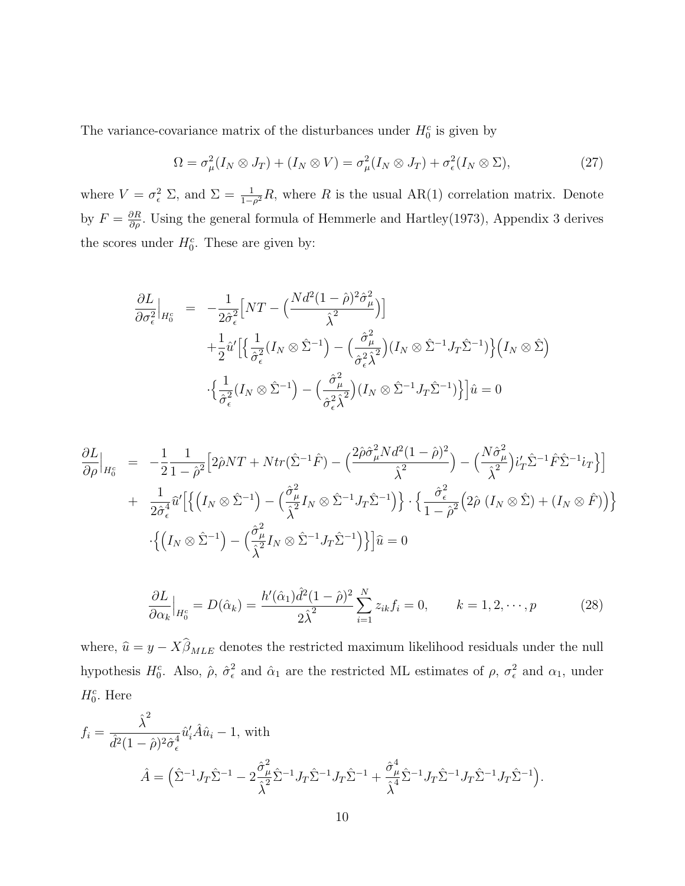The variance-covariance matrix of the disturbances under $H_0^c$ is given by

$$\Omega = \sigma_\mu^2 (I_N \otimes J_T) + (I_N \otimes V) = \sigma_\mu^2 (I_N \otimes J_T) + \sigma_\epsilon^2 (I_N \otimes \Sigma), \tag{27}$$

where $V = \sigma_\epsilon^2 \, \Sigma$, and $\Sigma = \frac{1}{1-\rho^2} R$, where $R$ is the usual AR(1) correlation matrix. Denote by $F = \frac{\partial R}{\partial \rho}$. Using the general formula of Hemmerle and Hartley(1973), Appendix 3 derives the scores under $H_0^c$. These are given by:

$$\begin{aligned}
\frac{\partial L}{\partial \sigma_\epsilon^2}\Big|_{H_0^c} &= -\frac{1}{2\hat{\sigma}_\epsilon^2}\Big[NT - \Big(\frac{Nd^2(1-\hat{\rho})^2\hat{\sigma}_\mu^2}{\hat{\lambda}^2}\Big)\Big] \\
&\quad + \frac{1}{2}\hat{u}'\Big[\Big\{\frac{1}{\hat{\sigma}_\epsilon^2}(I_N \otimes \hat{\Sigma}^{-1}) - \Big(\frac{\hat{\sigma}_\mu^2}{\hat{\sigma}_\epsilon^2 \hat{\lambda}^2}\Big)(I_N \otimes \hat{\Sigma}^{-1} J_T \hat{\Sigma}^{-1})\Big\}\Big(I_N \otimes \hat{\Sigma}\Big) \\
&\quad \cdot \Big\{\frac{1}{\hat{\sigma}_\epsilon^2}(I_N \otimes \hat{\Sigma}^{-1}) - \Big(\frac{\hat{\sigma}_\mu^2}{\hat{\sigma}_\epsilon^2 \hat{\lambda}^2}\Big)(I_N \otimes \hat{\Sigma}^{-1} J_T \hat{\Sigma}^{-1})\Big\}\Big]\hat{u} = 0
\end{aligned}$$

$$\begin{aligned}
\frac{\partial L}{\partial \rho}\Big|_{H_0^c} &= -\frac{1}{2}\frac{1}{1-\hat{\rho}^2}\Big[2\hat{\rho}NT + Ntr(\hat{\Sigma}^{-1}\hat{F}) - \Big(\frac{2\hat{\rho}\hat{\sigma}_\mu^2 Nd^2(1-\hat{\rho})^2}{\hat{\lambda}^2}\Big) - \Big(\frac{N\hat{\sigma}_\mu^2}{\hat{\lambda}^2}\Big)i_T'\hat{\Sigma}^{-1}\hat{F}\hat{\Sigma}^{-1}i_T\Big\}\Big] \\
&\quad + \frac{1}{2\hat{\sigma}_\epsilon^4}\hat{u}'\Big[\Big\{\Big(I_N \otimes \hat{\Sigma}^{-1}\Big) - \Big(\frac{\hat{\sigma}_\mu^2}{\hat{\lambda}^2} I_N \otimes \hat{\Sigma}^{-1} J_T \hat{\Sigma}^{-1}\Big)\Big\} \cdot \Big\{\frac{\hat{\sigma}_\epsilon^2}{1-\hat{\rho}^2}\Big(2\hat{\rho}\,(I_N \otimes \hat{\Sigma}) + (I_N \otimes \hat{F})\Big)\Big\} \\
&\quad \cdot \Big\{\Big(I_N \otimes \hat{\Sigma}^{-1}\Big) - \Big(\frac{\hat{\sigma}_\mu^2}{\hat{\lambda}^2} I_N \otimes \hat{\Sigma}^{-1} J_T \hat{\Sigma}^{-1}\Big)\Big\}\Big]\hat{u} = 0
\end{aligned}$$

$$\frac{\partial L}{\partial \alpha_k}\Big|_{H_0^c} = D(\hat{\alpha}_k) = \frac{h'(\hat{\alpha}_1)\hat{d}^2(1-\hat{\rho})^2}{2\hat{\lambda}^2}\sum_{i=1}^{N} z_{ik} f_i = 0, \qquad k = 1, 2, \cdots, p \tag{28}$$

where, $\widehat{u} = y - X\widehat{\beta}_{MLE}$ denotes the restricted maximum likelihood residuals under the null hypothesis $H_0^c$. Also, $\hat{\rho}$, $\hat{\sigma}_\epsilon^2$ and $\hat{\alpha}_1$ are the restricted ML estimates of $\rho$, $\sigma_\epsilon^2$ and $\alpha_1$, under $H_0^c$. Here

$f_i = \dfrac{\hat{\lambda}^2}{\hat{d}^2(1-\hat{\rho})^2\hat{\sigma}_\epsilon^4}\hat{u}_i'\hat{A}\hat{u}_i - 1$, with

$$\hat{A} = \Big(\hat{\Sigma}^{-1}J_T\hat{\Sigma}^{-1} - 2\frac{\hat{\sigma}_\mu^2}{\hat{\lambda}^2}\hat{\Sigma}^{-1}J_T\hat{\Sigma}^{-1}J_T\hat{\Sigma}^{-1} + \frac{\hat{\sigma}_\mu^4}{\hat{\lambda}^4}\hat{\Sigma}^{-1}J_T\hat{\Sigma}^{-1}J_T\hat{\Sigma}^{-1}J_T\hat{\Sigma}^{-1}\Big).$$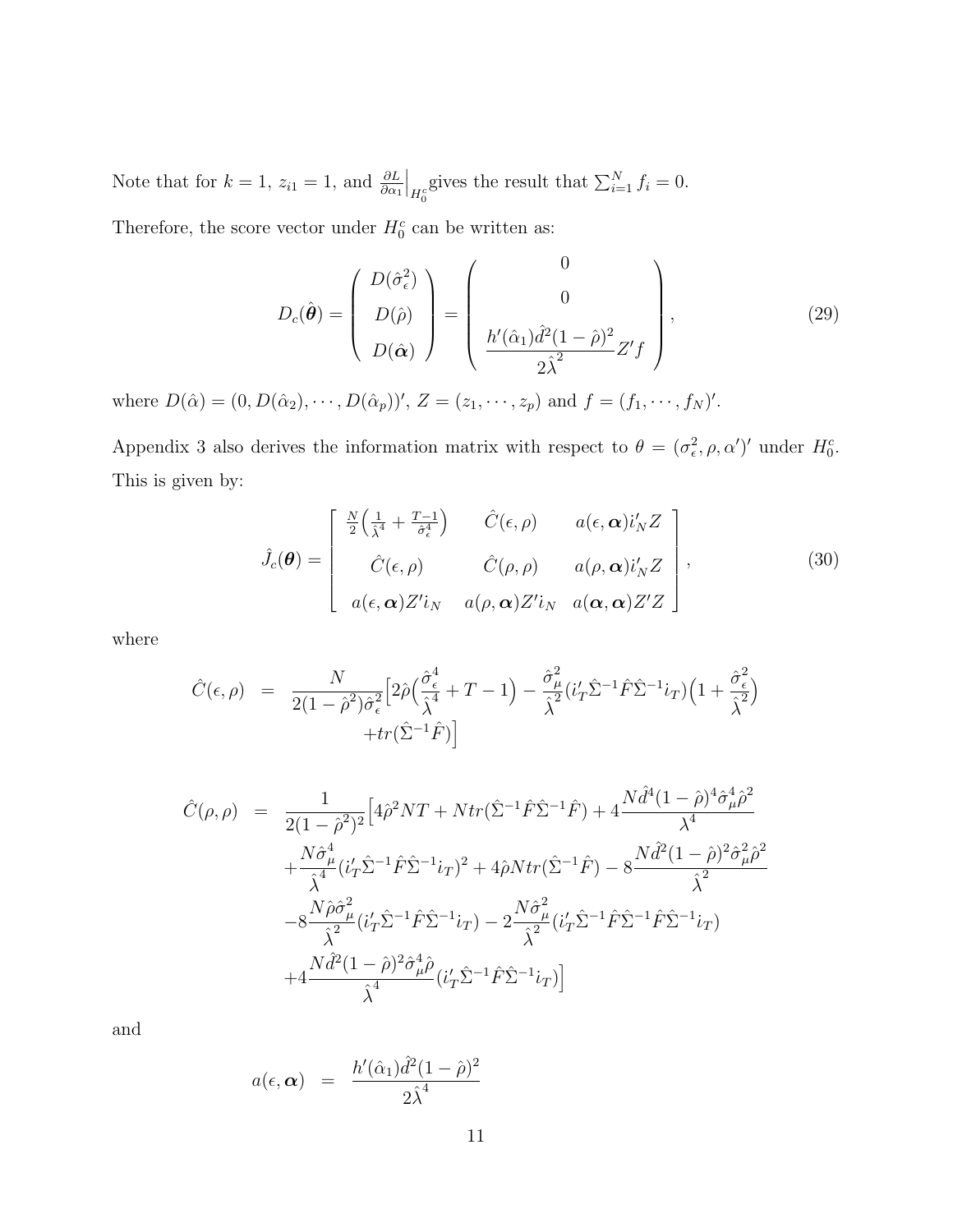Note that for $k = 1$, $z_{i1} = 1$, and $\frac{\partial L}{\partial \alpha_1}\Big|_{H_0^c}$gives the result that $\sum_{i=1}^N f_i = 0$.

Therefore, the score vector under $H_0^c$ can be written as:

$$
D_c(\hat{\boldsymbol{\theta}}) = \begin{pmatrix} D(\hat{\sigma}_\epsilon^2) \\ D(\hat{\rho}) \\ D(\hat{\boldsymbol{\alpha}}) \end{pmatrix} = \begin{pmatrix} 0 \\ 0 \\ \dfrac{h'(\hat{\alpha}_1)\hat{d}^2(1-\hat{\rho})^2}{2\hat{\lambda}^2} Z'f \end{pmatrix}, \tag{29}
$$

where $D(\hat{\alpha}) = (0, D(\hat{\alpha}_2), \cdots, D(\hat{\alpha}_p))'$, $Z = (z_1, \cdots, z_p)$ and $f = (f_1, \cdots, f_N)'$.

Appendix 3 also derives the information matrix with respect to $\theta = (\sigma_\epsilon^2, \rho, \alpha')'$ under $H_0^c$. This is given by:

$$
\hat{J}_c(\boldsymbol{\theta}) = \begin{bmatrix} \frac{N}{2}\Big(\frac{1}{\hat{\lambda}^4} + \frac{T-1}{\hat{\sigma}_\epsilon^4}\Big) & \hat{C}(\epsilon, \rho) & a(\epsilon, \boldsymbol{\alpha}) i_N' Z \\ \hat{C}(\epsilon, \rho) & \hat{C}(\rho, \rho) & a(\rho, \boldsymbol{\alpha}) i_N' Z \\ a(\epsilon, \boldsymbol{\alpha}) Z' i_N & a(\rho, \boldsymbol{\alpha}) Z' i_N & a(\boldsymbol{\alpha}, \boldsymbol{\alpha}) Z'Z \end{bmatrix}, \tag{30}
$$

where

$$
\begin{aligned}
\hat{C}(\epsilon, \rho) &= \frac{N}{2(1-\hat{\rho}^2)\hat{\sigma}_\epsilon^2}\Big[2\hat{\rho}\Big(\frac{\hat{\sigma}_\epsilon^4}{\hat{\lambda}^4} + T - 1\Big) - \frac{\hat{\sigma}_\mu^2}{\hat{\lambda}^2}(i_T'\hat{\Sigma}^{-1}\hat{F}\hat{\Sigma}^{-1}i_T)\Big(1 + \frac{\hat{\sigma}_\epsilon^2}{\hat{\lambda}^2}\Big) \\
&\qquad + tr(\hat{\Sigma}^{-1}\hat{F})\Big]
\end{aligned}
$$

$$
\begin{aligned}
\hat{C}(\rho, \rho) &= \frac{1}{2(1-\hat{\rho}^2)^2}\Big[4\hat{\rho}^2 NT + Ntr(\hat{\Sigma}^{-1}\hat{F}\hat{\Sigma}^{-1}\hat{F}) + 4\frac{N\hat{d}^4(1-\hat{\rho})^4\hat{\sigma}_\mu^4\hat{\rho}^2}{\lambda^4} \\
&\quad + \frac{N\hat{\sigma}_\mu^4}{\hat{\lambda}^4}(i_T'\hat{\Sigma}^{-1}\hat{F}\hat{\Sigma}^{-1}i_T)^2 + 4\hat{\rho}Ntr(\hat{\Sigma}^{-1}\hat{F}) - 8\frac{N\hat{d}^2(1-\hat{\rho})^2\hat{\sigma}_\mu^2\hat{\rho}^2}{\hat{\lambda}^2} \\
&\quad - 8\frac{N\hat{\rho}\hat{\sigma}_\mu^2}{\hat{\lambda}^2}(i_T'\hat{\Sigma}^{-1}\hat{F}\hat{\Sigma}^{-1}i_T) - 2\frac{N\hat{\sigma}_\mu^2}{\hat{\lambda}^2}(i_T'\hat{\Sigma}^{-1}\hat{F}\hat{\Sigma}^{-1}\hat{F}\hat{\Sigma}^{-1}i_T) \\
&\quad + 4\frac{N\hat{d}^2(1-\hat{\rho})^2\hat{\sigma}_\mu^4\hat{\rho}}{\hat{\lambda}^4}(i_T'\hat{\Sigma}^{-1}\hat{F}\hat{\Sigma}^{-1}i_T)\Big]
\end{aligned}
$$

and

$$
a(\epsilon, \boldsymbol{\alpha}) = \frac{h'(\hat{\alpha}_1)\hat{d}^2(1-\hat{\rho})^2}{2\hat{\lambda}^4}
$$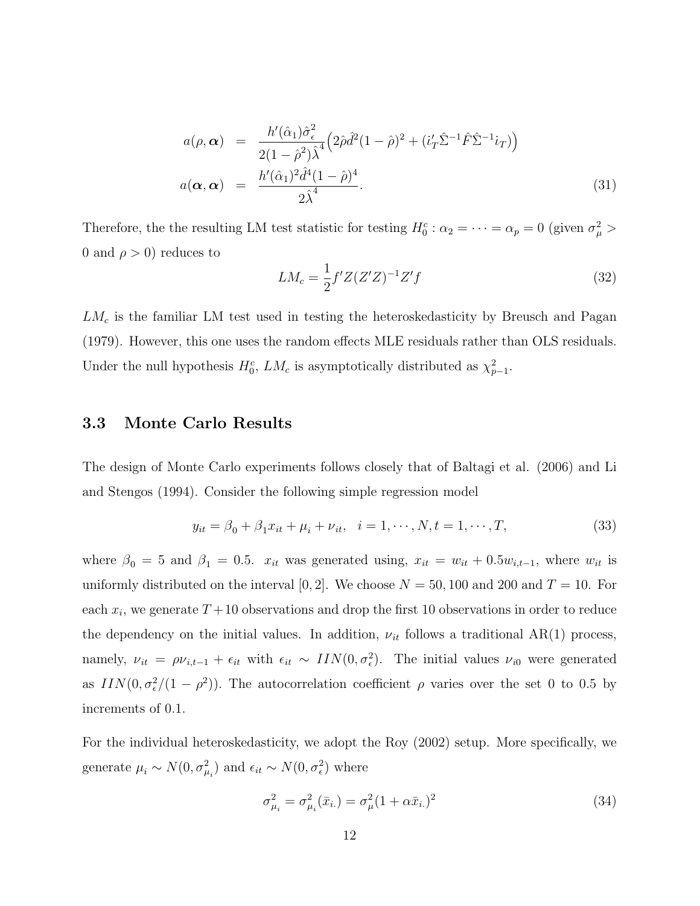$$
\begin{aligned}
a(\rho, \boldsymbol{\alpha}) &= \frac{h'(\hat{\alpha}_1)\hat{\sigma}_\epsilon^2}{2(1-\hat{\rho}^2)\hat{\lambda}^4}\left(2\hat{\rho}\hat{d}^2(1-\hat{\rho})^2 + (i_T'\hat{\Sigma}^{-1}\hat{F}\hat{\Sigma}^{-1}i_T)\right) \\
a(\boldsymbol{\alpha}, \boldsymbol{\alpha}) &= \frac{h'(\hat{\alpha}_1)^2\hat{d}^4(1-\hat{\rho})^4}{2\hat{\lambda}^4}. \qquad (31)
\end{aligned}
$$

Therefore, the the resulting LM test statistic for testing $H_0^c : \alpha_2 = \cdots = \alpha_p = 0$ (given $\sigma_\mu^2 > 0$ and $\rho > 0$) reduces to

$$
LM_c = \frac{1}{2} f'Z(Z'Z)^{-1}Z'f \qquad (32)
$$

$LM_c$ is the familiar LM test used in testing the heteroskedasticity by Breusch and Pagan (1979). However, this one uses the random effects MLE residuals rather than OLS residuals. Under the null hypothesis $H_0^c$, $LM_c$ is asymptotically distributed as $\chi^2_{p-1}$.

### 3.3 Monte Carlo Results

The design of Monte Carlo experiments follows closely that of Baltagi et al. (2006) and Li and Stengos (1994). Consider the following simple regression model

$$
y_{it} = \beta_0 + \beta_1 x_{it} + \mu_i + \nu_{it}, \quad i = 1, \cdots, N, t = 1, \cdots, T, \qquad (33)
$$

where $\beta_0 = 5$ and $\beta_1 = 0.5$. $x_{it}$ was generated using, $x_{it} = w_{it} + 0.5w_{i,t-1}$, where $w_{it}$ is uniformly distributed on the interval $[0, 2]$. We choose $N = 50, 100$ and $200$ and $T = 10$. For each $x_i$, we generate $T+10$ observations and drop the first 10 observations in order to reduce the dependency on the initial values. In addition, $\nu_{it}$ follows a traditional AR(1) process, namely, $\nu_{it} = \rho\nu_{i,t-1} + \epsilon_{it}$ with $\epsilon_{it} \sim IIN(0, \sigma_\epsilon^2)$. The initial values $\nu_{i0}$ were generated as $IIN(0, \sigma_\epsilon^2/(1-\rho^2))$. The autocorrelation coefficient $\rho$ varies over the set 0 to 0.5 by increments of 0.1.

For the individual heteroskedasticity, we adopt the Roy (2002) setup. More specifically, we generate $\mu_i \sim N(0, \sigma_{\mu_i}^2)$ and $\epsilon_{it} \sim N(0, \sigma_\epsilon^2)$ where

$$
\sigma_{\mu_i}^2 = \sigma_{\mu_i}^2(\bar{x}_{i.}) = \sigma_\mu^2(1 + \alpha\bar{x}_{i.})^2 \qquad (34)
$$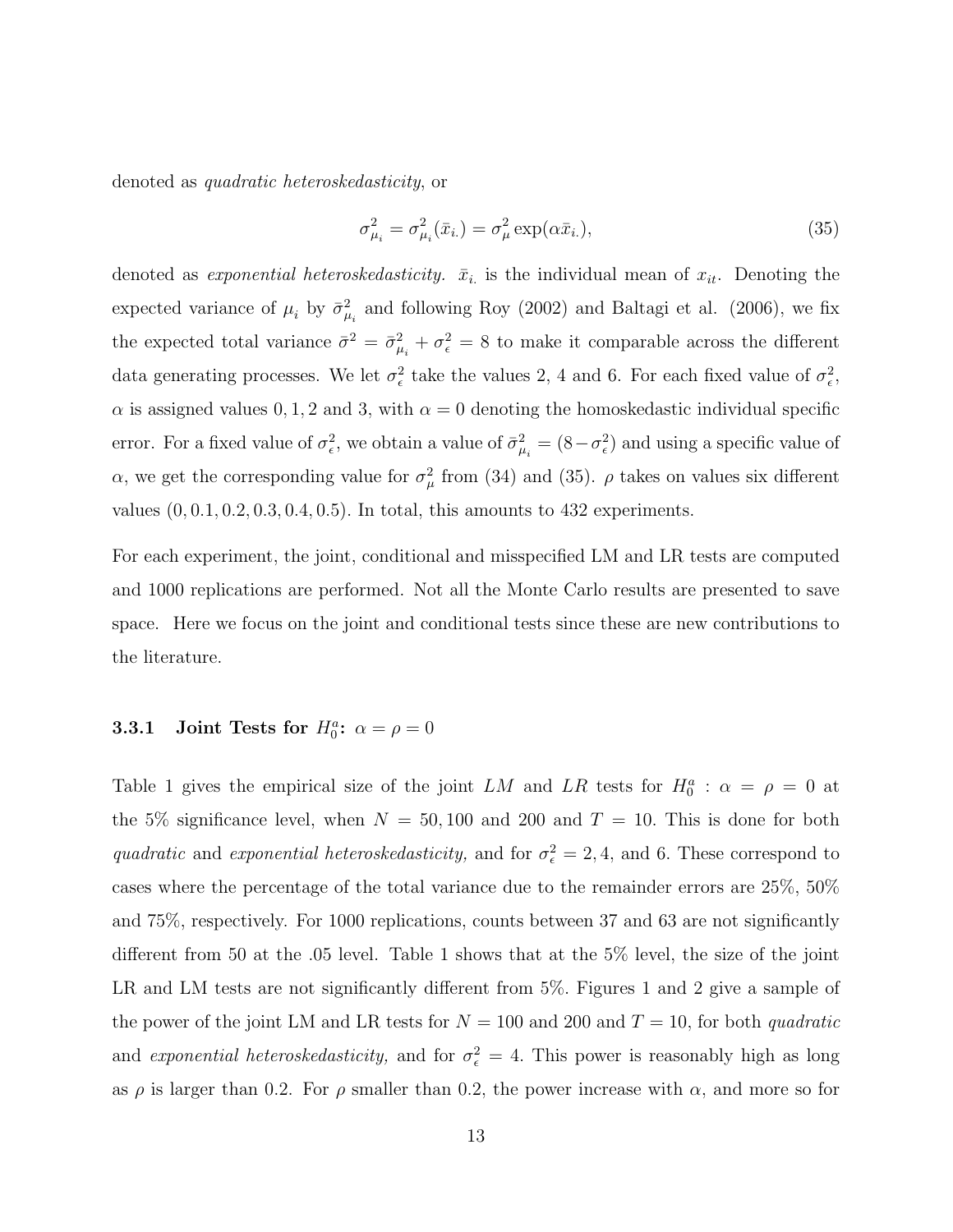denoted as *quadratic heteroskedasticity*, or

$$\sigma_{\mu_i}^2 = \sigma_{\mu_i}^2(\bar{x}_{i.}) = \sigma_\mu^2 \exp(\alpha \bar{x}_{i.}), \tag{35}$$

denoted as *exponential heteroskedasticity*. $\bar{x}_{i.}$ is the individual mean of $x_{it}$. Denoting the expected variance of $\mu_i$ by $\bar{\sigma}_{\mu_i}^2$ and following Roy (2002) and Baltagi et al. (2006), we fix the expected total variance $\bar{\sigma}^2 = \bar{\sigma}_{\mu_i}^2 + \sigma_\epsilon^2 = 8$ to make it comparable across the different data generating processes. We let $\sigma_\epsilon^2$ take the values 2, 4 and 6. For each fixed value of $\sigma_\epsilon^2$, $\alpha$ is assigned values 0, 1, 2 and 3, with $\alpha = 0$ denoting the homoskedastic individual specific error. For a fixed value of $\sigma_\epsilon^2$, we obtain a value of $\bar{\sigma}_{\mu_i}^2 = (8 - \sigma_\epsilon^2)$ and using a specific value of $\alpha$, we get the corresponding value for $\sigma_\mu^2$ from (34) and (35). $\rho$ takes on values six different values $(0, 0.1, 0.2, 0.3, 0.4, 0.5)$. In total, this amounts to 432 experiments.

For each experiment, the joint, conditional and misspecified LM and LR tests are computed and 1000 replications are performed. Not all the Monte Carlo results are presented to save space. Here we focus on the joint and conditional tests since these are new contributions to the literature.

### 3.3.1 Joint Tests for $H_0^a$: $\alpha = \rho = 0$

Table 1 gives the empirical size of the joint $LM$ and $LR$ tests for $H_0^a : \alpha = \rho = 0$ at the 5% significance level, when $N = 50, 100$ and 200 and $T = 10$. This is done for both *quadratic* and *exponential heteroskedasticity,* and for $\sigma_\epsilon^2 = 2, 4$, and 6. These correspond to cases where the percentage of the total variance due to the remainder errors are 25%, 50% and 75%, respectively. For 1000 replications, counts between 37 and 63 are not significantly different from 50 at the .05 level. Table 1 shows that at the 5% level, the size of the joint LR and LM tests are not significantly different from 5%. Figures 1 and 2 give a sample of the power of the joint LM and LR tests for $N = 100$ and 200 and $T = 10$, for both *quadratic* and *exponential heteroskedasticity,* and for $\sigma_\epsilon^2 = 4$. This power is reasonably high as long as $\rho$ is larger than 0.2. For $\rho$ smaller than 0.2, the power increase with $\alpha$, and more so for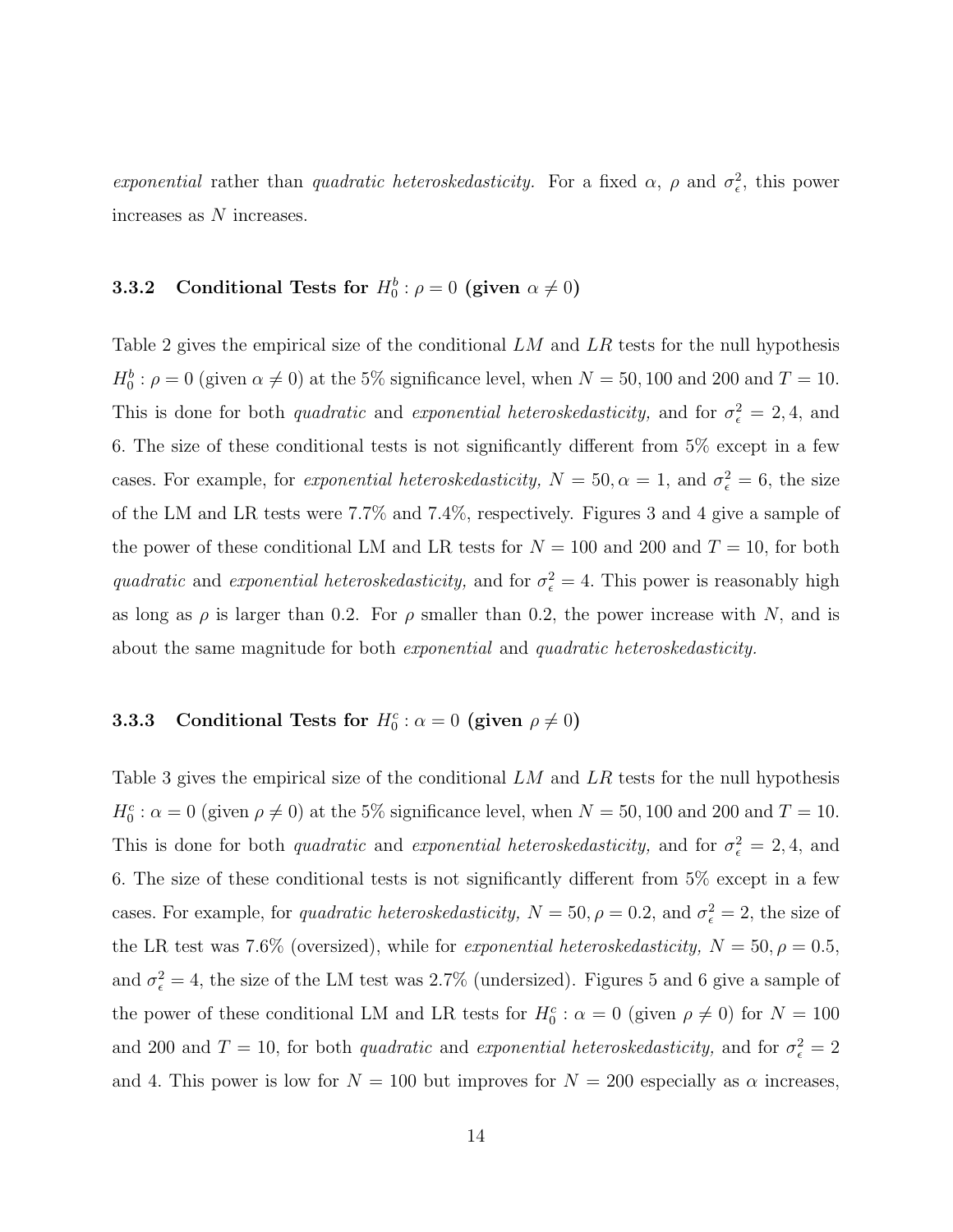*exponential* rather than *quadratic heteroskedasticity.* For a fixed $\alpha$, $\rho$ and $\sigma_\epsilon^2$, this power increases as $N$ increases.

### 3.3.2 Conditional Tests for $H_0^b : \rho = 0$ (given $\alpha \neq 0$)

Table 2 gives the empirical size of the conditional $LM$ and $LR$ tests for the null hypothesis $H_0^b : \rho = 0$ (given $\alpha \neq 0$) at the 5% significance level, when $N = 50, 100$ and 200 and $T = 10$. This is done for both *quadratic* and *exponential heteroskedasticity,* and for $\sigma_\epsilon^2 = 2, 4$, and 6. The size of these conditional tests is not significantly different from 5% except in a few cases. For example, for *exponential heteroskedasticity,* $N = 50, \alpha = 1$, and $\sigma_\epsilon^2 = 6$, the size of the LM and LR tests were 7.7% and 7.4%, respectively. Figures 3 and 4 give a sample of the power of these conditional LM and LR tests for $N = 100$ and 200 and $T = 10$, for both *quadratic* and *exponential heteroskedasticity,* and for $\sigma_\epsilon^2 = 4$. This power is reasonably high as long as $\rho$ is larger than 0.2. For $\rho$ smaller than 0.2, the power increase with $N$, and is about the same magnitude for both *exponential* and *quadratic heteroskedasticity.*

### 3.3.3 Conditional Tests for $H_0^c : \alpha = 0$ (given $\rho \neq 0$)

Table 3 gives the empirical size of the conditional $LM$ and $LR$ tests for the null hypothesis $H_0^c : \alpha = 0$ (given $\rho \neq 0$) at the 5% significance level, when $N = 50, 100$ and 200 and $T = 10$. This is done for both *quadratic* and *exponential heteroskedasticity,* and for $\sigma_\epsilon^2 = 2, 4$, and 6. The size of these conditional tests is not significantly different from 5% except in a few cases. For example, for *quadratic heteroskedasticity,* $N = 50, \rho = 0.2$, and $\sigma_\epsilon^2 = 2$, the size of the LR test was 7.6% (oversized), while for *exponential heteroskedasticity,* $N = 50, \rho = 0.5$, and $\sigma_\epsilon^2 = 4$, the size of the LM test was 2.7% (undersized). Figures 5 and 6 give a sample of the power of these conditional LM and LR tests for $H_0^c : \alpha = 0$ (given $\rho \neq 0$) for $N = 100$ and 200 and $T = 10$, for both *quadratic* and *exponential heteroskedasticity,* and for $\sigma_\epsilon^2 = 2$ and 4. This power is low for $N = 100$ but improves for $N = 200$ especially as $\alpha$ increases,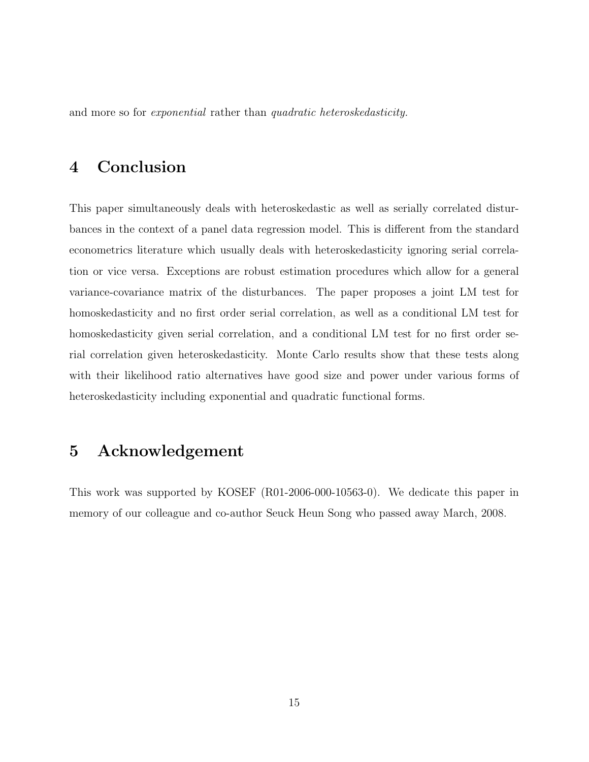and more so for *exponential* rather than *quadratic heteroskedasticity.*

# 4 Conclusion

This paper simultaneously deals with heteroskedastic as well as serially correlated disturbances in the context of a panel data regression model. This is different from the standard econometrics literature which usually deals with heteroskedasticity ignoring serial correlation or vice versa. Exceptions are robust estimation procedures which allow for a general variance-covariance matrix of the disturbances. The paper proposes a joint LM test for homoskedasticity and no first order serial correlation, as well as a conditional LM test for homoskedasticity given serial correlation, and a conditional LM test for no first order serial correlation given heteroskedasticity. Monte Carlo results show that these tests along with their likelihood ratio alternatives have good size and power under various forms of heteroskedasticity including exponential and quadratic functional forms.

# 5 Acknowledgement

This work was supported by KOSEF (R01-2006-000-10563-0). We dedicate this paper in memory of our colleague and co-author Seuck Heun Song who passed away March, 2008.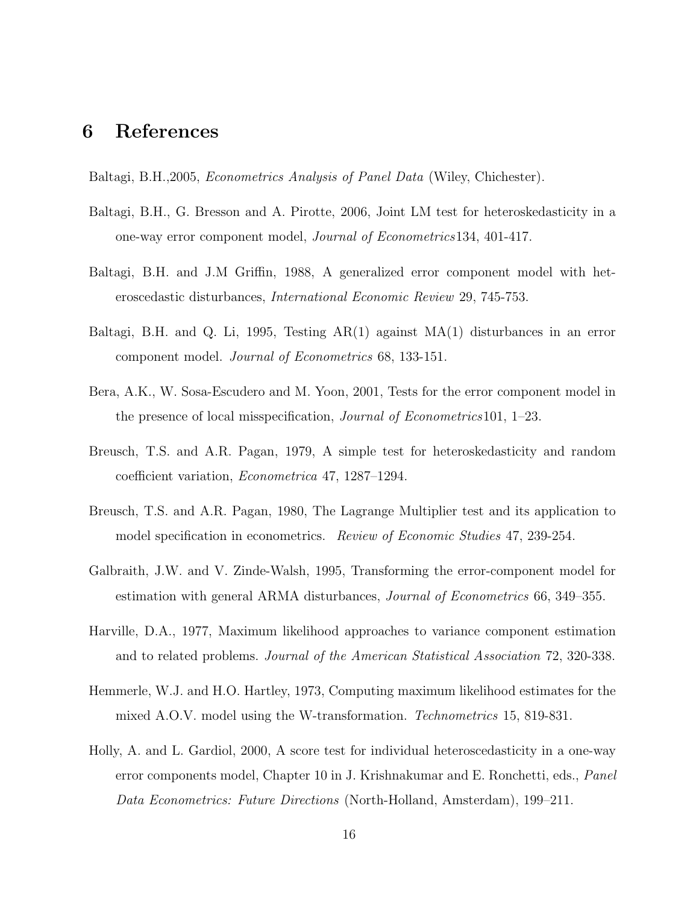# 6 References

Baltagi, B.H.,2005, *Econometrics Analysis of Panel Data* (Wiley, Chichester).

Baltagi, B.H., G. Bresson and A. Pirotte, 2006, Joint LM test for heteroskedasticity in a one-way error component model, *Journal of Econometrics*134, 401-417.

Baltagi, B.H. and J.M Griffin, 1988, A generalized error component model with heteroscedastic disturbances, *International Economic Review* 29, 745-753.

Baltagi, B.H. and Q. Li, 1995, Testing AR(1) against MA(1) disturbances in an error component model. *Journal of Econometrics* 68, 133-151.

Bera, A.K., W. Sosa-Escudero and M. Yoon, 2001, Tests for the error component model in the presence of local misspecification, *Journal of Econometrics*101, 1–23.

Breusch, T.S. and A.R. Pagan, 1979, A simple test for heteroskedasticity and random coefficient variation, *Econometrica* 47, 1287–1294.

Breusch, T.S. and A.R. Pagan, 1980, The Lagrange Multiplier test and its application to model specification in econometrics. *Review of Economic Studies* 47, 239-254.

Galbraith, J.W. and V. Zinde-Walsh, 1995, Transforming the error-component model for estimation with general ARMA disturbances, *Journal of Econometrics* 66, 349–355.

Harville, D.A., 1977, Maximum likelihood approaches to variance component estimation and to related problems. *Journal of the American Statistical Association* 72, 320-338.

Hemmerle, W.J. and H.O. Hartley, 1973, Computing maximum likelihood estimates for the mixed A.O.V. model using the W-transformation. *Technometrics* 15, 819-831.

Holly, A. and L. Gardiol, 2000, A score test for individual heteroscedasticity in a one-way error components model, Chapter 10 in J. Krishnakumar and E. Ronchetti, eds., *Panel Data Econometrics: Future Directions* (North-Holland, Amsterdam), 199–211.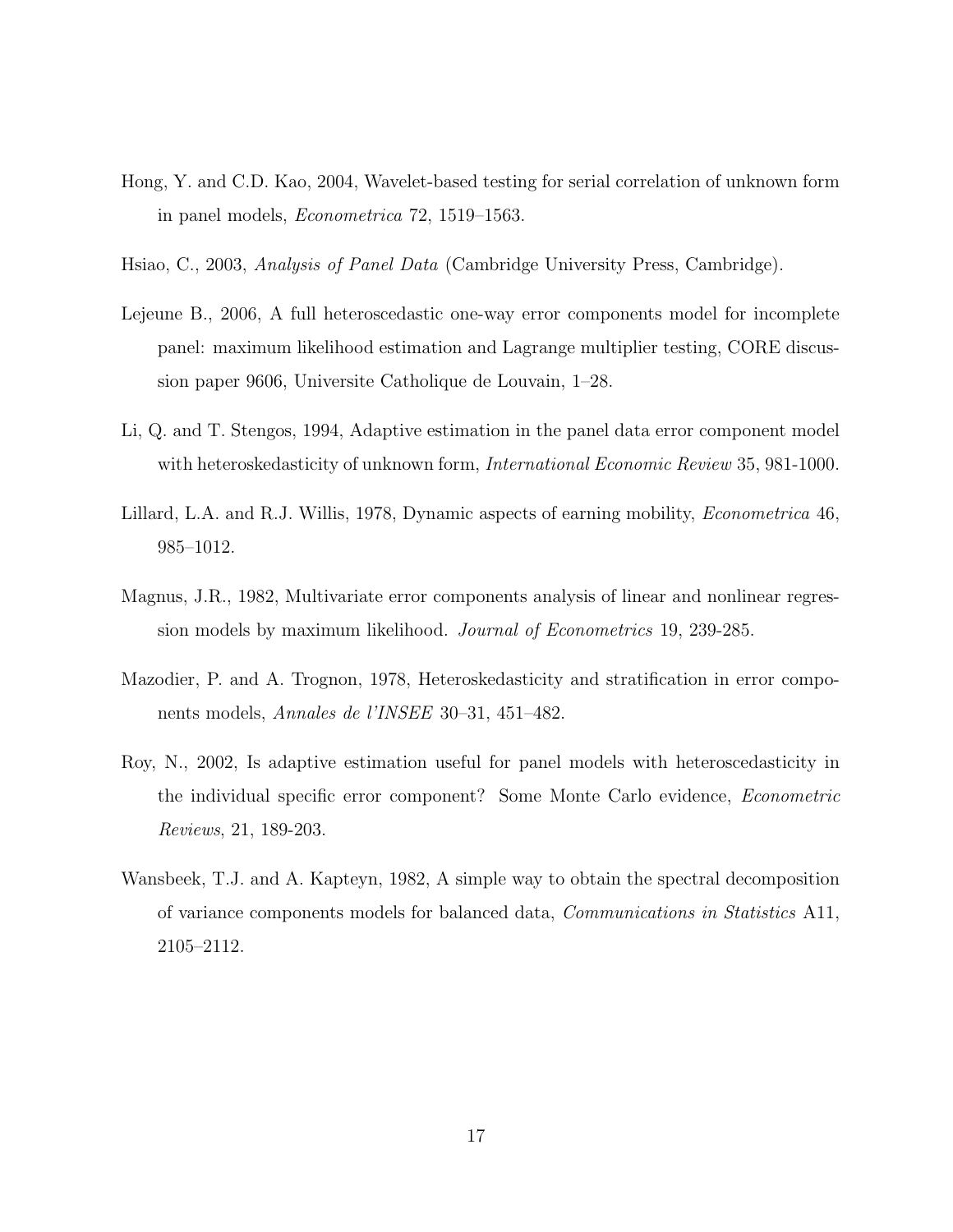Hong, Y. and C.D. Kao, 2004, Wavelet-based testing for serial correlation of unknown form in panel models, *Econometrica* 72, 1519–1563.

Hsiao, C., 2003, *Analysis of Panel Data* (Cambridge University Press, Cambridge).

Lejeune B., 2006, A full heteroscedastic one-way error components model for incomplete panel: maximum likelihood estimation and Lagrange multiplier testing, CORE discussion paper 9606, Universite Catholique de Louvain, 1–28.

Li, Q. and T. Stengos, 1994, Adaptive estimation in the panel data error component model with heteroskedasticity of unknown form, *International Economic Review* 35, 981-1000.

Lillard, L.A. and R.J. Willis, 1978, Dynamic aspects of earning mobility, *Econometrica* 46, 985–1012.

Magnus, J.R., 1982, Multivariate error components analysis of linear and nonlinear regression models by maximum likelihood. *Journal of Econometrics* 19, 239-285.

Mazodier, P. and A. Trognon, 1978, Heteroskedasticity and stratification in error components models, *Annales de l'INSEE* 30–31, 451–482.

Roy, N., 2002, Is adaptive estimation useful for panel models with heteroscedasticity in the individual specific error component? Some Monte Carlo evidence, *Econometric Reviews*, 21, 189-203.

Wansbeek, T.J. and A. Kapteyn, 1982, A simple way to obtain the spectral decomposition of variance components models for balanced data, *Communications in Statistics* A11, 2105–2112.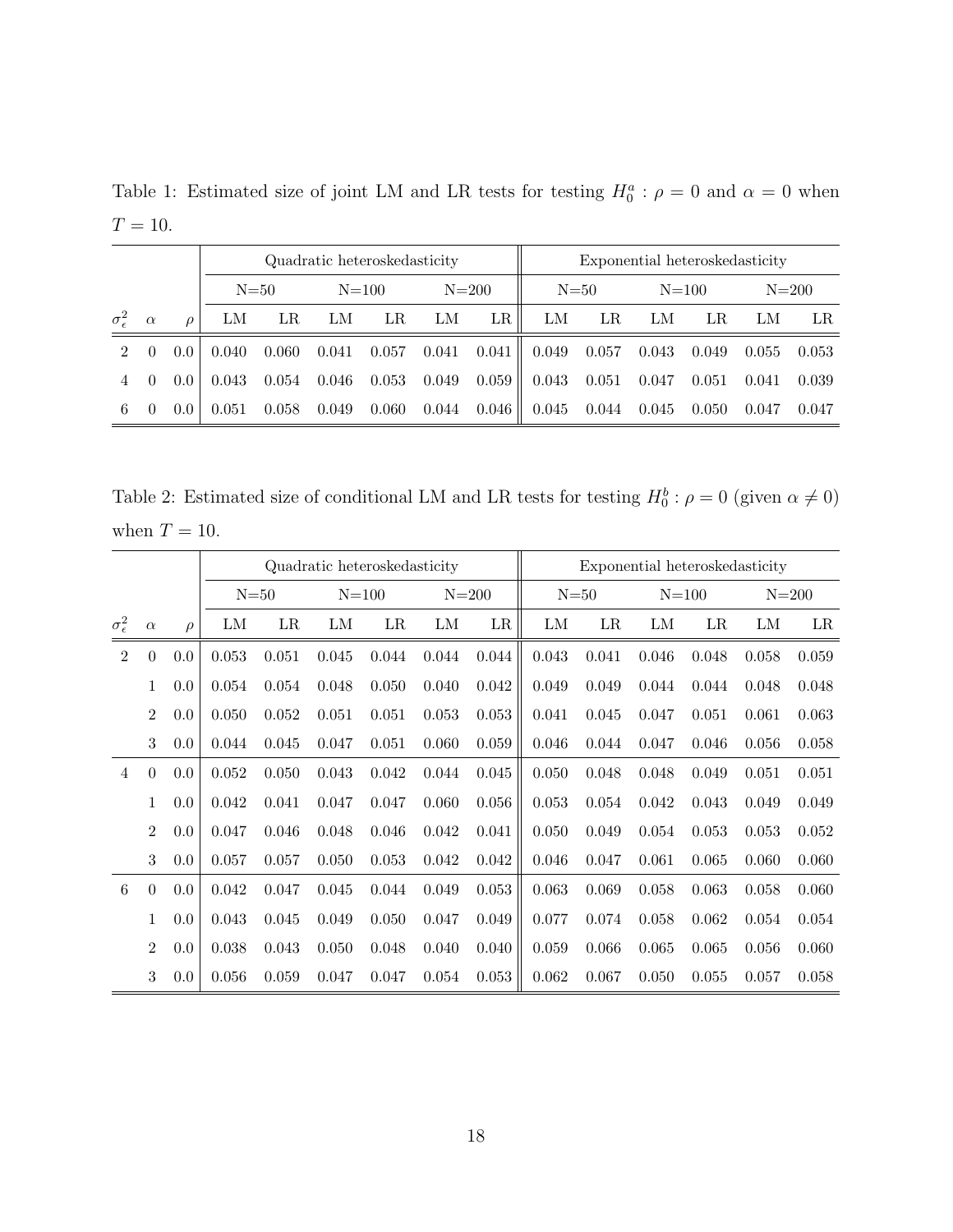Table 1: Estimated size of joint LM and LR tests for testing $H_0^a: \rho = 0$ and $\alpha = 0$ when $T = 10$.

| | | | Quadratic heteroskedasticity | | | | | | Exponential heteroskedasticity | | | | | |
|---|---|---|---|---|---|---|---|---|---|---|---|---|---|---|
| | | | N=50 | | N=100 | | N=200 | | N=50 | | N=100 | | N=200 | |
| $\sigma_\epsilon^2$ | $\alpha$ | $\rho$ | LM | LR | LM | LR | LM | LR | LM | LR | LM | LR | LM | LR |
| 2 | 0 | 0.0 | 0.040 | 0.060 | 0.041 | 0.057 | 0.041 | 0.041 | 0.049 | 0.057 | 0.043 | 0.049 | 0.055 | 0.053 |
| 4 | 0 | 0.0 | 0.043 | 0.054 | 0.046 | 0.053 | 0.049 | 0.059 | 0.043 | 0.051 | 0.047 | 0.051 | 0.041 | 0.039 |
| 6 | 0 | 0.0 | 0.051 | 0.058 | 0.049 | 0.060 | 0.044 | 0.046 | 0.045 | 0.044 | 0.045 | 0.050 | 0.047 | 0.047 |

Table 2: Estimated size of conditional LM and LR tests for testing $H_0^b: \rho = 0$ (given $\alpha \neq 0$) when $T = 10$.

| | | | Quadratic heteroskedasticity | | | | | | Exponential heteroskedasticity | | | | | |
|---|---|---|---|---|---|---|---|---|---|---|---|---|---|---|
| | | | N=50 | | N=100 | | N=200 | | N=50 | | N=100 | | N=200 | |
| $\sigma_\epsilon^2$ | $\alpha$ | $\rho$ | LM | LR | LM | LR | LM | LR | LM | LR | LM | LR | LM | LR |
| 2 | 0 | 0.0 | 0.053 | 0.051 | 0.045 | 0.044 | 0.044 | 0.044 | 0.043 | 0.041 | 0.046 | 0.048 | 0.058 | 0.059 |
| | 1 | 0.0 | 0.054 | 0.054 | 0.048 | 0.050 | 0.040 | 0.042 | 0.049 | 0.049 | 0.044 | 0.044 | 0.048 | 0.048 |
| | 2 | 0.0 | 0.050 | 0.052 | 0.051 | 0.051 | 0.053 | 0.053 | 0.041 | 0.045 | 0.047 | 0.051 | 0.061 | 0.063 |
| | 3 | 0.0 | 0.044 | 0.045 | 0.047 | 0.051 | 0.060 | 0.059 | 0.046 | 0.044 | 0.047 | 0.046 | 0.056 | 0.058 |
| 4 | 0 | 0.0 | 0.052 | 0.050 | 0.043 | 0.042 | 0.044 | 0.045 | 0.050 | 0.048 | 0.048 | 0.049 | 0.051 | 0.051 |
| | 1 | 0.0 | 0.042 | 0.041 | 0.047 | 0.047 | 0.060 | 0.056 | 0.053 | 0.054 | 0.042 | 0.043 | 0.049 | 0.049 |
| | 2 | 0.0 | 0.047 | 0.046 | 0.048 | 0.046 | 0.042 | 0.041 | 0.050 | 0.049 | 0.054 | 0.053 | 0.053 | 0.052 |
| | 3 | 0.0 | 0.057 | 0.057 | 0.050 | 0.053 | 0.042 | 0.042 | 0.046 | 0.047 | 0.061 | 0.065 | 0.060 | 0.060 |
| 6 | 0 | 0.0 | 0.042 | 0.047 | 0.045 | 0.044 | 0.049 | 0.053 | 0.063 | 0.069 | 0.058 | 0.063 | 0.058 | 0.060 |
| | 1 | 0.0 | 0.043 | 0.045 | 0.049 | 0.050 | 0.047 | 0.049 | 0.077 | 0.074 | 0.058 | 0.062 | 0.054 | 0.054 |
| | 2 | 0.0 | 0.038 | 0.043 | 0.050 | 0.048 | 0.040 | 0.040 | 0.059 | 0.066 | 0.065 | 0.065 | 0.056 | 0.060 |
| | 3 | 0.0 | 0.056 | 0.059 | 0.047 | 0.047 | 0.054 | 0.053 | 0.062 | 0.067 | 0.050 | 0.055 | 0.057 | 0.058 |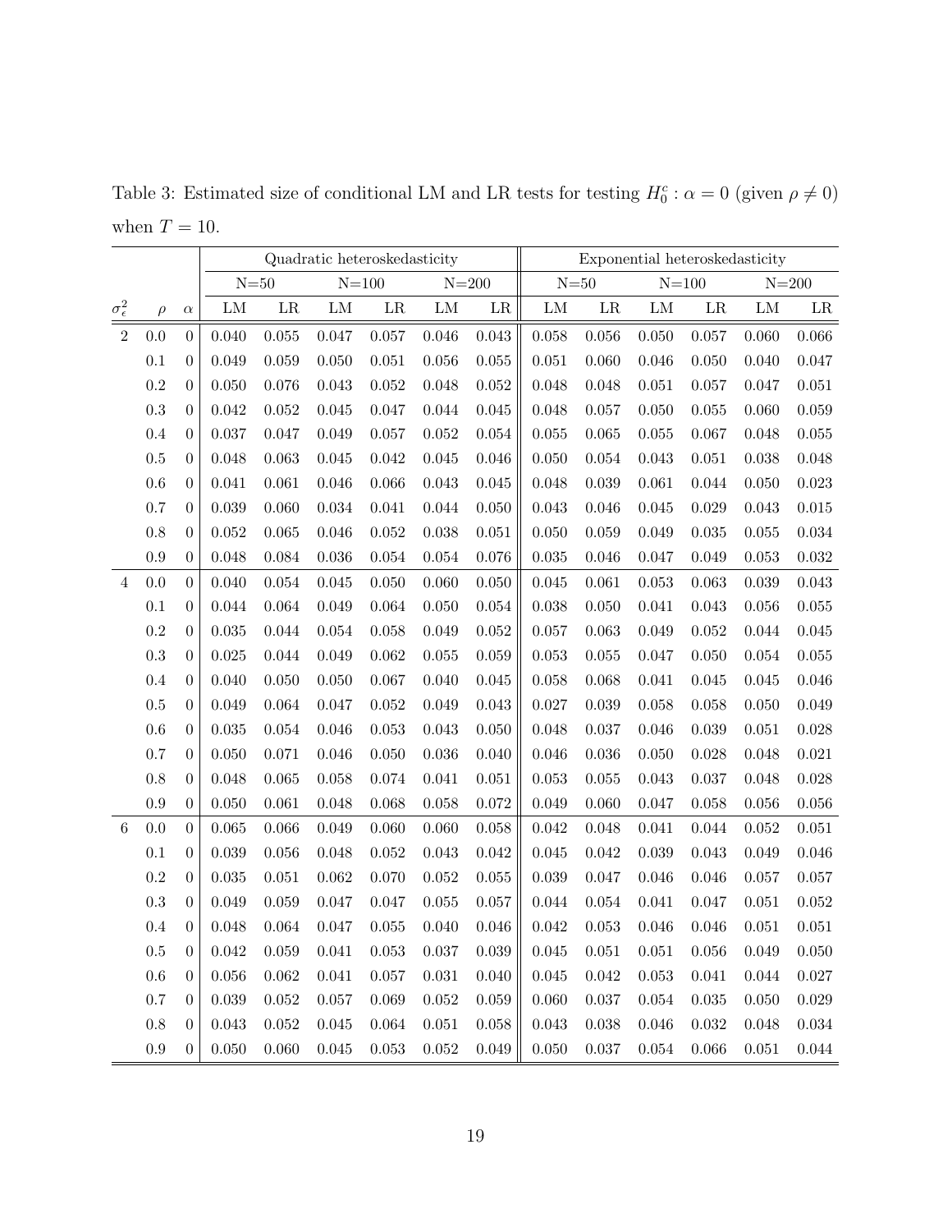Table 3: Estimated size of conditional LM and LR tests for testing $H_0^c : \alpha = 0$ (given $\rho \neq 0$) when $T = 10$.

| | | | Quadratic heteroskedasticity | | | | | | Exponential heteroskedasticity | | | | | |
|---|---|---|---|---|---|---|---|---|---|---|---|---|---|---|
| | | | N=50 | | N=100 | | N=200 | | N=50 | | N=100 | | N=200 | |
| $\sigma_\epsilon^2$ | $\rho$ | $\alpha$ | LM | LR | LM | LR | LM | LR | LM | LR | LM | LR | LM | LR |
| 2 | 0.0 | 0 | 0.040 | 0.055 | 0.047 | 0.057 | 0.046 | 0.043 | 0.058 | 0.056 | 0.050 | 0.057 | 0.060 | 0.066 |
| | 0.1 | 0 | 0.049 | 0.059 | 0.050 | 0.051 | 0.056 | 0.055 | 0.051 | 0.060 | 0.046 | 0.050 | 0.040 | 0.047 |
| | 0.2 | 0 | 0.050 | 0.076 | 0.043 | 0.052 | 0.048 | 0.052 | 0.048 | 0.048 | 0.051 | 0.057 | 0.047 | 0.051 |
| | 0.3 | 0 | 0.042 | 0.052 | 0.045 | 0.047 | 0.044 | 0.045 | 0.048 | 0.057 | 0.050 | 0.055 | 0.060 | 0.059 |
| | 0.4 | 0 | 0.037 | 0.047 | 0.049 | 0.057 | 0.052 | 0.054 | 0.055 | 0.065 | 0.055 | 0.067 | 0.048 | 0.055 |
| | 0.5 | 0 | 0.048 | 0.063 | 0.045 | 0.042 | 0.045 | 0.046 | 0.050 | 0.054 | 0.043 | 0.051 | 0.038 | 0.048 |
| | 0.6 | 0 | 0.041 | 0.061 | 0.046 | 0.066 | 0.043 | 0.045 | 0.048 | 0.039 | 0.061 | 0.044 | 0.050 | 0.023 |
| | 0.7 | 0 | 0.039 | 0.060 | 0.034 | 0.041 | 0.044 | 0.050 | 0.043 | 0.046 | 0.045 | 0.029 | 0.043 | 0.015 |
| | 0.8 | 0 | 0.052 | 0.065 | 0.046 | 0.052 | 0.038 | 0.051 | 0.050 | 0.059 | 0.049 | 0.035 | 0.055 | 0.034 |
| | 0.9 | 0 | 0.048 | 0.084 | 0.036 | 0.054 | 0.054 | 0.076 | 0.035 | 0.046 | 0.047 | 0.049 | 0.053 | 0.032 |
| 4 | 0.0 | 0 | 0.040 | 0.054 | 0.045 | 0.050 | 0.060 | 0.050 | 0.045 | 0.061 | 0.053 | 0.063 | 0.039 | 0.043 |
| | 0.1 | 0 | 0.044 | 0.064 | 0.049 | 0.064 | 0.050 | 0.054 | 0.038 | 0.050 | 0.041 | 0.043 | 0.056 | 0.055 |
| | 0.2 | 0 | 0.035 | 0.044 | 0.054 | 0.058 | 0.049 | 0.052 | 0.057 | 0.063 | 0.049 | 0.052 | 0.044 | 0.045 |
| | 0.3 | 0 | 0.025 | 0.044 | 0.049 | 0.062 | 0.055 | 0.059 | 0.053 | 0.055 | 0.047 | 0.050 | 0.054 | 0.055 |
| | 0.4 | 0 | 0.040 | 0.050 | 0.050 | 0.067 | 0.040 | 0.045 | 0.058 | 0.068 | 0.041 | 0.045 | 0.045 | 0.046 |
| | 0.5 | 0 | 0.049 | 0.064 | 0.047 | 0.052 | 0.049 | 0.043 | 0.027 | 0.039 | 0.058 | 0.058 | 0.050 | 0.049 |
| | 0.6 | 0 | 0.035 | 0.054 | 0.046 | 0.053 | 0.043 | 0.050 | 0.048 | 0.037 | 0.046 | 0.039 | 0.051 | 0.028 |
| | 0.7 | 0 | 0.050 | 0.071 | 0.046 | 0.050 | 0.036 | 0.040 | 0.046 | 0.036 | 0.050 | 0.028 | 0.048 | 0.021 |
| | 0.8 | 0 | 0.048 | 0.065 | 0.058 | 0.074 | 0.041 | 0.051 | 0.053 | 0.055 | 0.043 | 0.037 | 0.048 | 0.028 |
| | 0.9 | 0 | 0.050 | 0.061 | 0.048 | 0.068 | 0.058 | 0.072 | 0.049 | 0.060 | 0.047 | 0.058 | 0.056 | 0.056 |
| 6 | 0.0 | 0 | 0.065 | 0.066 | 0.049 | 0.060 | 0.060 | 0.058 | 0.042 | 0.048 | 0.041 | 0.044 | 0.052 | 0.051 |
| | 0.1 | 0 | 0.039 | 0.056 | 0.048 | 0.052 | 0.043 | 0.042 | 0.045 | 0.042 | 0.039 | 0.043 | 0.049 | 0.046 |
| | 0.2 | 0 | 0.035 | 0.051 | 0.062 | 0.070 | 0.052 | 0.055 | 0.039 | 0.047 | 0.046 | 0.046 | 0.057 | 0.057 |
| | 0.3 | 0 | 0.049 | 0.059 | 0.047 | 0.047 | 0.055 | 0.057 | 0.044 | 0.054 | 0.041 | 0.047 | 0.051 | 0.052 |
| | 0.4 | 0 | 0.048 | 0.064 | 0.047 | 0.055 | 0.040 | 0.046 | 0.042 | 0.053 | 0.046 | 0.046 | 0.051 | 0.051 |
| | 0.5 | 0 | 0.042 | 0.059 | 0.041 | 0.053 | 0.037 | 0.039 | 0.045 | 0.051 | 0.051 | 0.056 | 0.049 | 0.050 |
| | 0.6 | 0 | 0.056 | 0.062 | 0.041 | 0.057 | 0.031 | 0.040 | 0.045 | 0.042 | 0.053 | 0.041 | 0.044 | 0.027 |
| | 0.7 | 0 | 0.039 | 0.052 | 0.057 | 0.069 | 0.052 | 0.059 | 0.060 | 0.037 | 0.054 | 0.035 | 0.050 | 0.029 |
| | 0.8 | 0 | 0.043 | 0.052 | 0.045 | 0.064 | 0.051 | 0.058 | 0.043 | 0.038 | 0.046 | 0.032 | 0.048 | 0.034 |
| | 0.9 | 0 | 0.050 | 0.060 | 0.045 | 0.053 | 0.052 | 0.049 | 0.050 | 0.037 | 0.054 | 0.066 | 0.051 | 0.044 |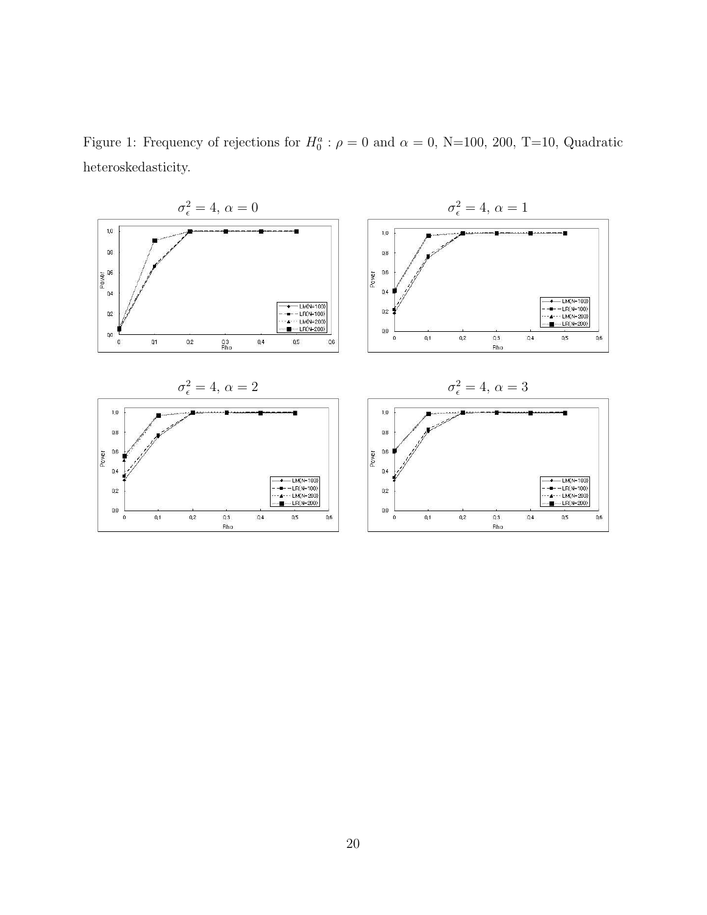Figure 1: Frequency of rejections for $H_0^a : \rho = 0$ and $\alpha = 0$, N=100, 200, T=10, Quadratic heteroskedasticity.

$\sigma_\epsilon^2 = 4,\ \alpha = 0$

$\sigma_\epsilon^2 = 4,\ \alpha = 1$

$\sigma_\epsilon^2 = 4,\ \alpha = 2$

$\sigma_\epsilon^2 = 4,\ \alpha = 3$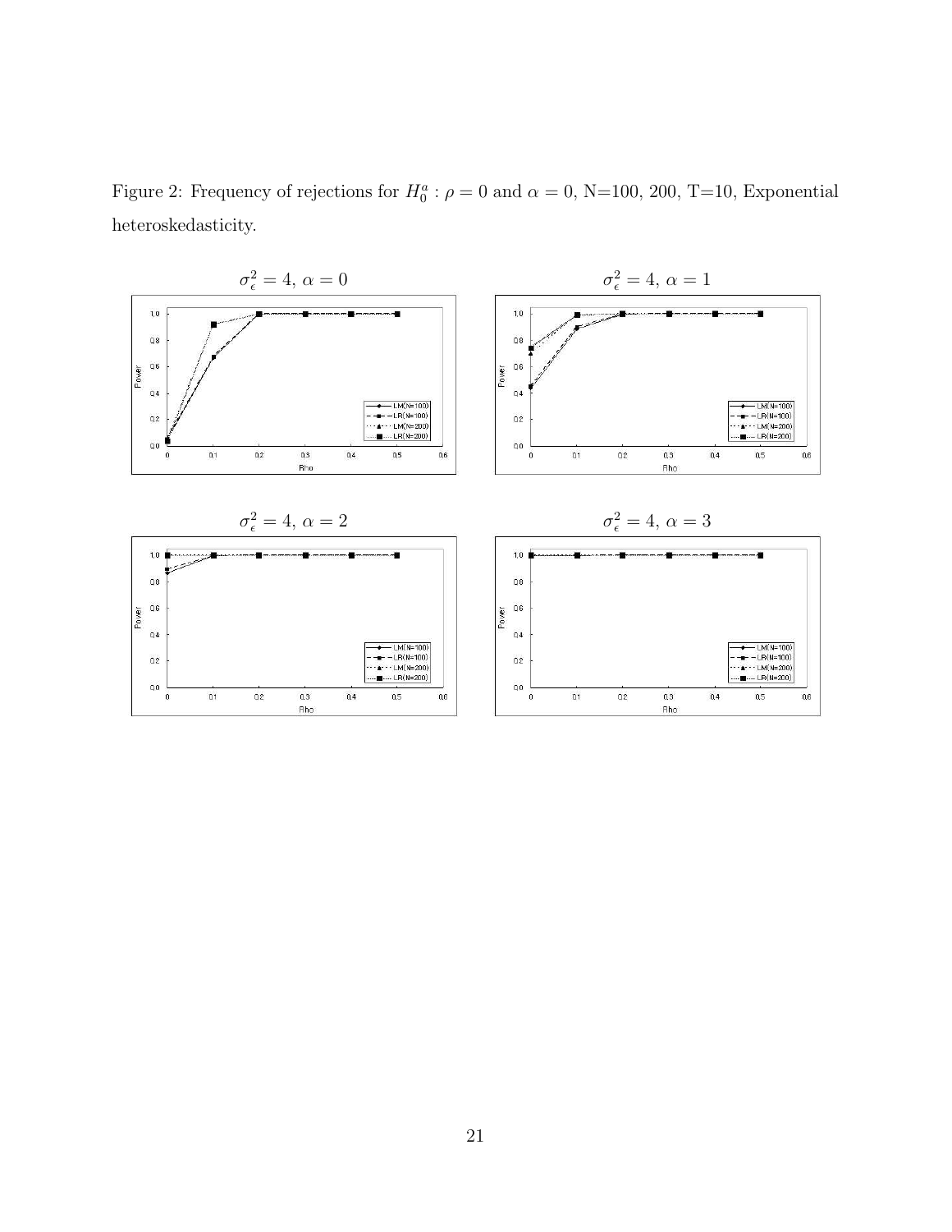Figure 2: Frequency of rejections for $H_0^a : \rho = 0$ and $\alpha = 0$, N=100, 200, T=10, Exponential heteroskedasticity.

$\sigma_\epsilon^2 = 4,\ \alpha = 0$

$\sigma_\epsilon^2 = 4,\ \alpha = 1$

$\sigma_\epsilon^2 = 4,\ \alpha = 2$

$\sigma_\epsilon^2 = 4,\ \alpha = 3$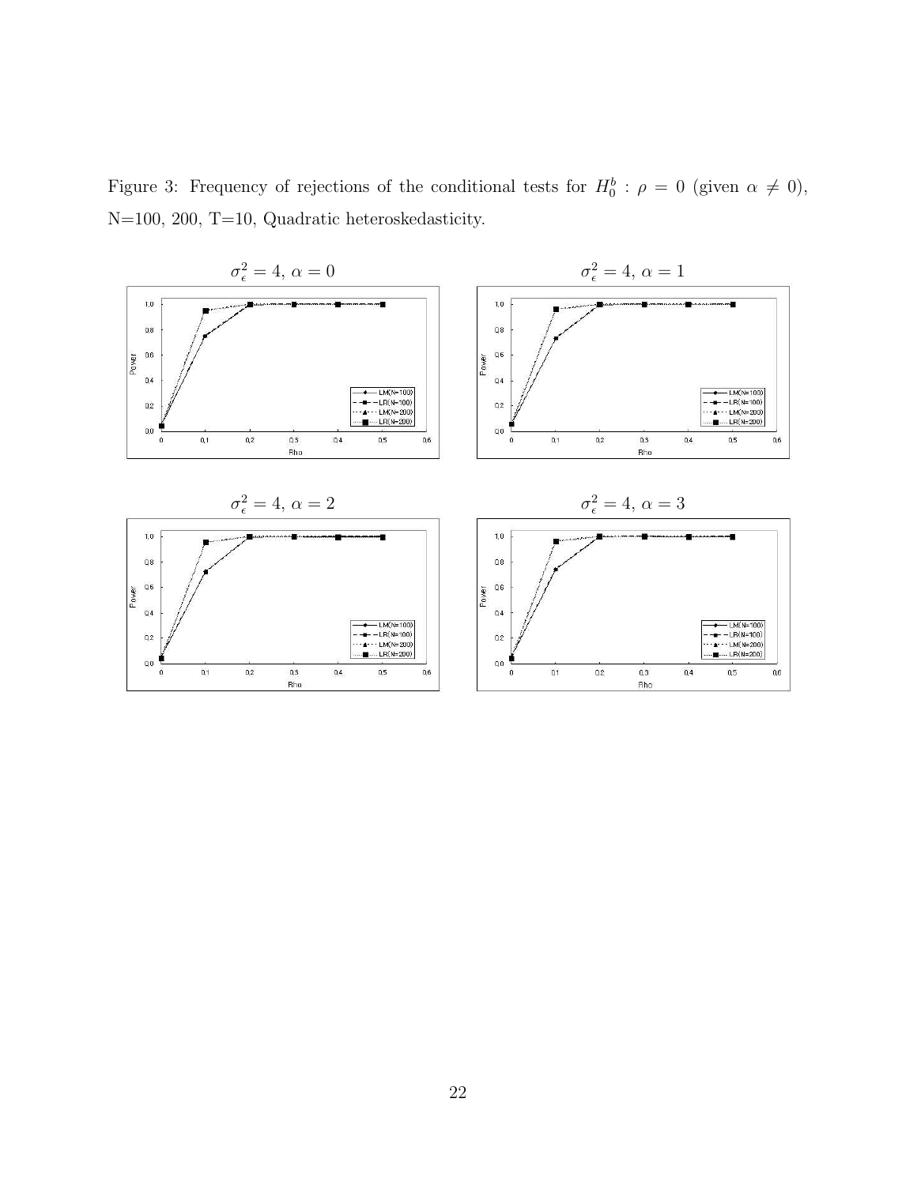Figure 3: Frequency of rejections of the conditional tests for $H_0^b : \rho = 0$ (given $\alpha \neq 0$), N=100, 200, T=10, Quadratic heteroskedasticity.

$\sigma_\epsilon^2 = 4$, $\alpha = 0$

$\sigma_\epsilon^2 = 4$, $\alpha = 1$

$\sigma_\epsilon^2 = 4$, $\alpha = 2$

$\sigma_\epsilon^2 = 4$, $\alpha = 3$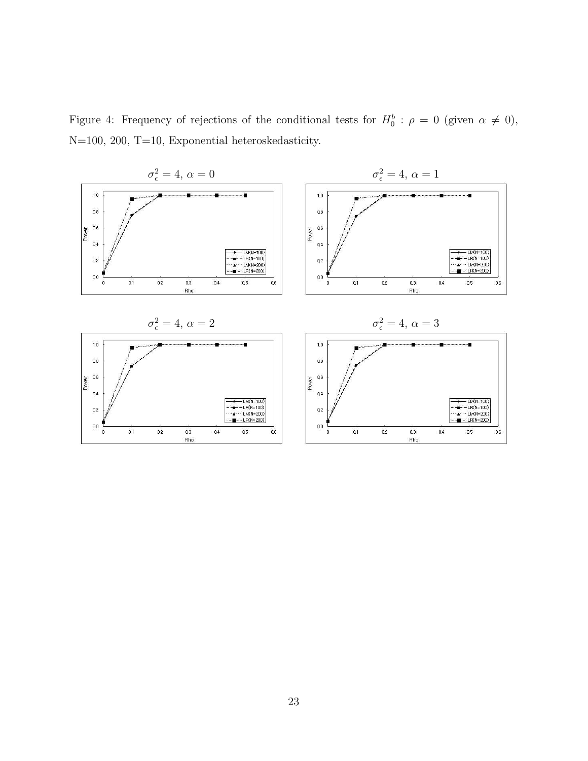Figure 4: Frequency of rejections of the conditional tests for $H_0^b : \rho = 0$ (given $\alpha \neq 0$), N=100, 200, T=10, Exponential heteroskedasticity.

$\sigma_\epsilon^2 = 4$, $\alpha = 0$

$\sigma_\epsilon^2 = 4$, $\alpha = 1$

$\sigma_\epsilon^2 = 4$, $\alpha = 2$

$\sigma_\epsilon^2 = 4$, $\alpha = 3$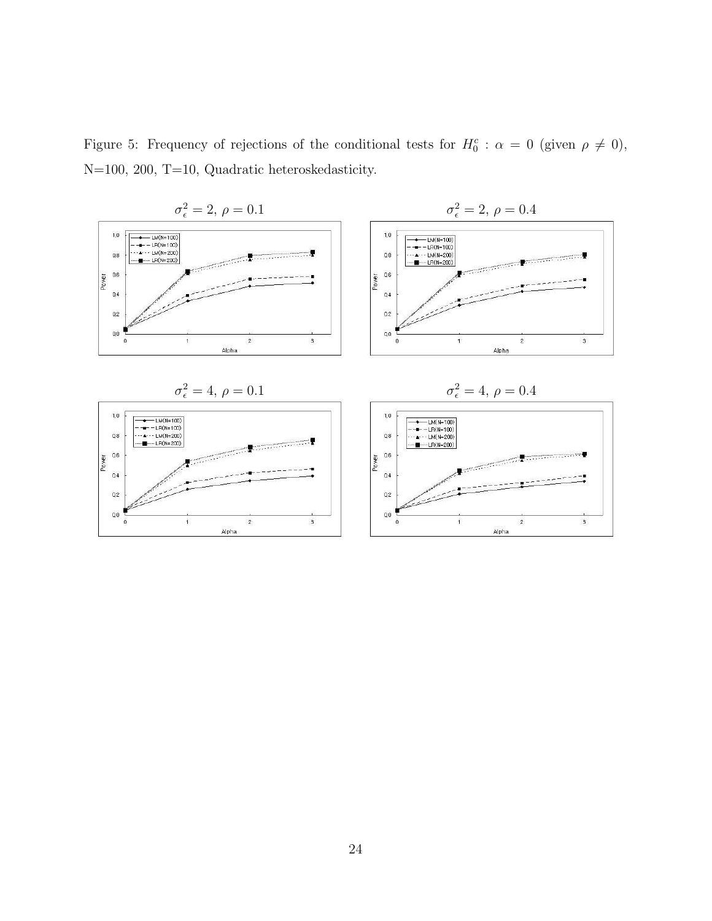Figure 5: Frequency of rejections of the conditional tests for $H_0^c : \alpha = 0$ (given $\rho \neq 0$), N=100, 200, T=10, Quadratic heteroskedasticity.

$\sigma_\epsilon^2 = 2,\ \rho = 0.1$

$\sigma_\epsilon^2 = 2,\ \rho = 0.4$

$\sigma_\epsilon^2 = 4,\ \rho = 0.1$

$\sigma_\epsilon^2 = 4,\ \rho = 0.4$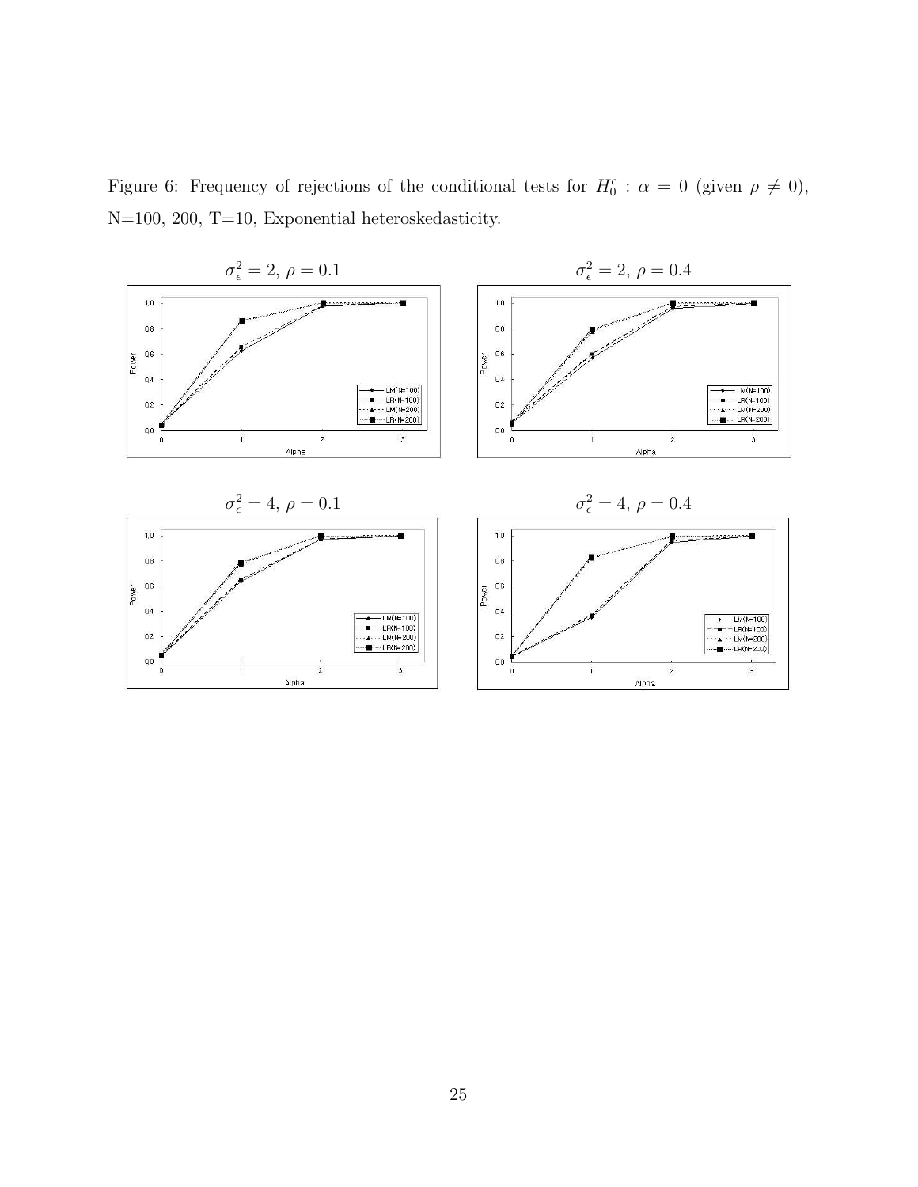Figure 6: Frequency of rejections of the conditional tests for $H_0^c : \alpha = 0$ (given $\rho \neq 0$), N=100, 200, T=10, Exponential heteroskedasticity.

$\sigma_\epsilon^2 = 2,\ \rho = 0.1$

$\sigma_\epsilon^2 = 2,\ \rho = 0.4$

$\sigma_\epsilon^2 = 4,\ \rho = 0.1$

$\sigma_\epsilon^2 = 4,\ \rho = 0.4$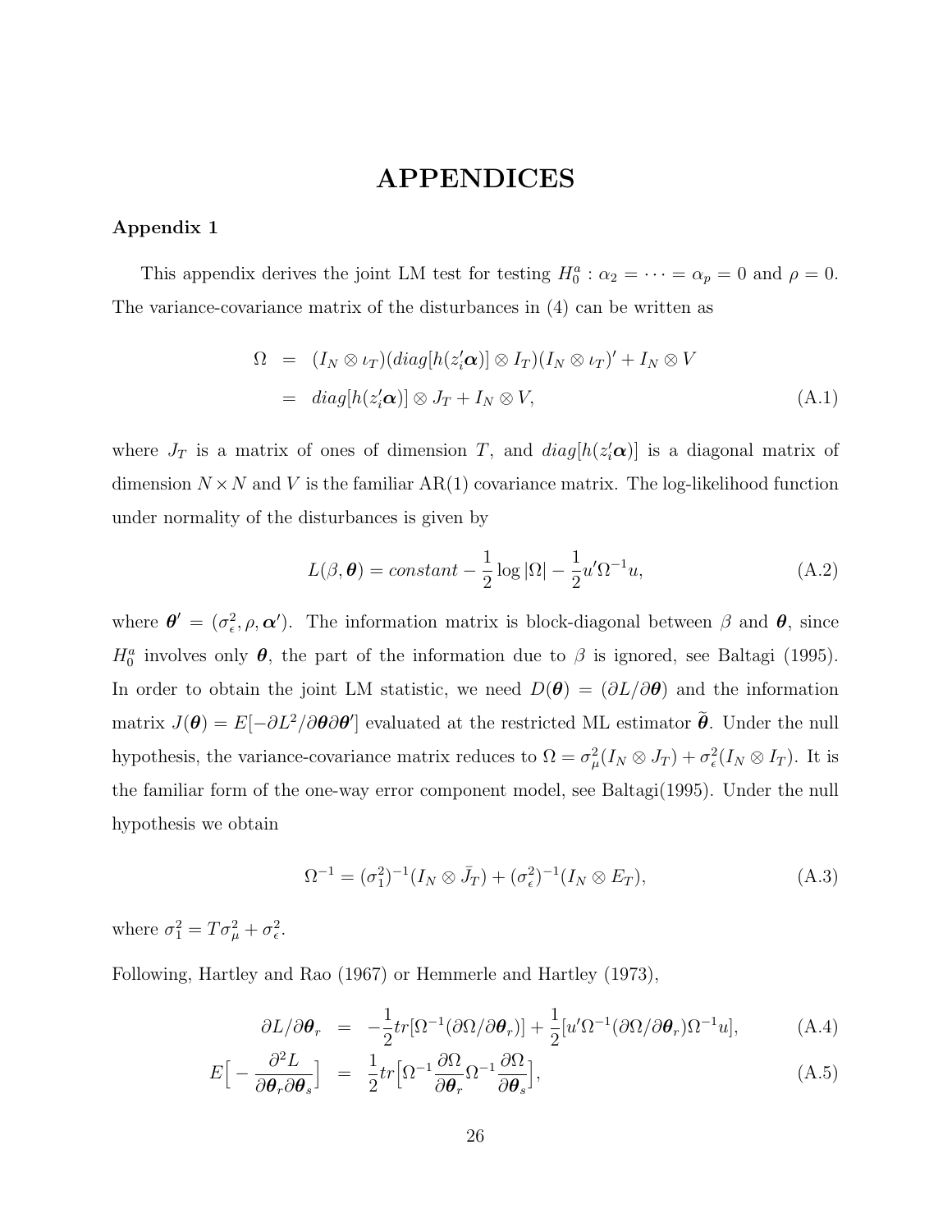# APPENDICES

### Appendix 1

This appendix derives the joint LM test for testing $H_0^a : \alpha_2 = \cdots = \alpha_p = 0$ and $\rho = 0$. The variance-covariance matrix of the disturbances in (4) can be written as

$$
\begin{aligned}
\Omega &= (I_N \otimes \iota_T)(diag[h(z_i'\boldsymbol{\alpha})] \otimes I_T)(I_N \otimes \iota_T)' + I_N \otimes V \\
&= diag[h(z_i'\boldsymbol{\alpha})] \otimes J_T + I_N \otimes V, \qquad \text{(A.1)}
\end{aligned}
$$

where $J_T$ is a matrix of ones of dimension $T$, and $diag[h(z_i'\boldsymbol{\alpha})]$ is a diagonal matrix of dimension $N \times N$ and $V$ is the familiar AR(1) covariance matrix. The log-likelihood function under normality of the disturbances is given by

$$
L(\beta, \boldsymbol{\theta}) = constant - \frac{1}{2}\log|\Omega| - \frac{1}{2}u'\Omega^{-1}u, \qquad \text{(A.2)}
$$

where $\boldsymbol{\theta}' = (\sigma_\epsilon^2, \rho, \boldsymbol{\alpha}')$. The information matrix is block-diagonal between $\beta$ and $\boldsymbol{\theta}$, since $H_0^a$ involves only $\boldsymbol{\theta}$, the part of the information due to $\beta$ is ignored, see Baltagi (1995). In order to obtain the joint LM statistic, we need $D(\boldsymbol{\theta}) = (\partial L/\partial \boldsymbol{\theta})$ and the information matrix $J(\boldsymbol{\theta}) = E[-\partial L^2/\partial \boldsymbol{\theta} \partial \boldsymbol{\theta}']$ evaluated at the restricted ML estimator $\widetilde{\boldsymbol{\theta}}$. Under the null hypothesis, the variance-covariance matrix reduces to $\Omega = \sigma_\mu^2(I_N \otimes J_T) + \sigma_\epsilon^2(I_N \otimes I_T)$. It is the familiar form of the one-way error component model, see Baltagi(1995). Under the null hypothesis we obtain

$$
\Omega^{-1} = (\sigma_1^2)^{-1}(I_N \otimes \bar{J}_T) + (\sigma_\epsilon^2)^{-1}(I_N \otimes E_T), \qquad \text{(A.3)}
$$

where $\sigma_1^2 = T\sigma_\mu^2 + \sigma_\epsilon^2$.

Following, Hartley and Rao (1967) or Hemmerle and Hartley (1973),

$$
\begin{aligned}
\partial L/\partial \boldsymbol{\theta}_r &= -\frac{1}{2}tr[\Omega^{-1}(\partial\Omega/\partial\boldsymbol{\theta}_r)] + \frac{1}{2}[u'\Omega^{-1}(\partial\Omega/\partial\boldsymbol{\theta}_r)\Omega^{-1}u], \qquad \text{(A.4)} \\
E\Big[-\frac{\partial^2 L}{\partial \boldsymbol{\theta}_r \partial \boldsymbol{\theta}_s}\Big] &= \frac{1}{2}tr\Big[\Omega^{-1}\frac{\partial\Omega}{\partial\boldsymbol{\theta}_r}\Omega^{-1}\frac{\partial\Omega}{\partial\boldsymbol{\theta}_s}\Big], \qquad \text{(A.5)}
\end{aligned}
$$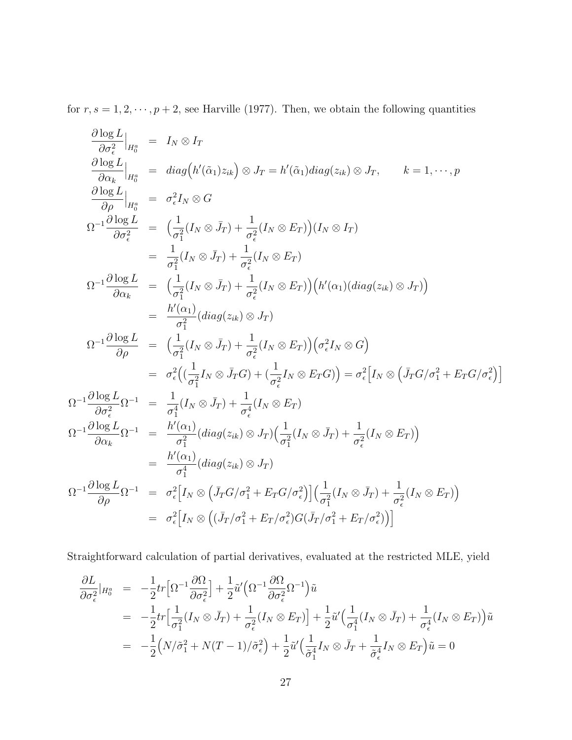for $r, s = 1, 2, \cdots, p+2$, see Harville (1977). Then, we obtain the following quantities

$$
\begin{aligned}
\frac{\partial \log L}{\partial \sigma_\epsilon^2}\Big|_{H_0^a} &= I_N \otimes I_T \\
\frac{\partial \log L}{\partial \alpha_k}\Big|_{H_0^a} &= diag\Big(h'(\tilde{\alpha}_1) z_{ik}\Big) \otimes J_T = h'(\tilde{\alpha}_1) diag(z_{ik}) \otimes J_T, \qquad k = 1, \cdots, p \\
\frac{\partial \log L}{\partial \rho}\Big|_{H_0^a} &= \sigma_\epsilon^2 I_N \otimes G \\
\Omega^{-1} \frac{\partial \log L}{\partial \sigma_\epsilon^2} &= \Big(\frac{1}{\sigma_1^2}(I_N \otimes \bar{J}_T) + \frac{1}{\sigma_\epsilon^2}(I_N \otimes E_T)\Big)(I_N \otimes I_T) \\
&= \frac{1}{\sigma_1^2}(I_N \otimes \bar{J}_T) + \frac{1}{\sigma_\epsilon^2}(I_N \otimes E_T) \\
\Omega^{-1} \frac{\partial \log L}{\partial \alpha_k} &= \Big(\frac{1}{\sigma_1^2}(I_N \otimes \bar{J}_T) + \frac{1}{\sigma_\epsilon^2}(I_N \otimes E_T)\Big)\Big(h'(\alpha_1)(diag(z_{ik}) \otimes J_T)\Big) \\
&= \frac{h'(\alpha_1)}{\sigma_1^2}(diag(z_{ik}) \otimes J_T) \\
\Omega^{-1} \frac{\partial \log L}{\partial \rho} &= \Big(\frac{1}{\sigma_1^2}(I_N \otimes \bar{J}_T) + \frac{1}{\sigma_\epsilon^2}(I_N \otimes E_T)\Big)\Big(\sigma_\epsilon^2 I_N \otimes G\Big) \\
&= \sigma_\epsilon^2 \Big( (\frac{1}{\sigma_1^2} I_N \otimes \bar{J}_T G) + (\frac{1}{\sigma_\epsilon^2} I_N \otimes E_T G) \Big) = \sigma_\epsilon^2 \Big[ I_N \otimes \Big( \bar{J}_T G / \sigma_1^2 + E_T G / \sigma_\epsilon^2 \Big) \Big] \\
\Omega^{-1} \frac{\partial \log L}{\partial \sigma_\epsilon^2} \Omega^{-1} &= \frac{1}{\sigma_1^4}(I_N \otimes \bar{J}_T) + \frac{1}{\sigma_\epsilon^4}(I_N \otimes E_T) \\
\Omega^{-1} \frac{\partial \log L}{\partial \alpha_k} \Omega^{-1} &= \frac{h'(\alpha_1)}{\sigma_1^2}(diag(z_{ik}) \otimes J_T)\Big(\frac{1}{\sigma_1^2}(I_N \otimes \bar{J}_T) + \frac{1}{\sigma_\epsilon^2}(I_N \otimes E_T)\Big) \\
&= \frac{h'(\alpha_1)}{\sigma_1^4}(diag(z_{ik}) \otimes J_T) \\
\Omega^{-1} \frac{\partial \log L}{\partial \rho} \Omega^{-1} &= \sigma_\epsilon^2 \Big[ I_N \otimes \Big( \bar{J}_T G / \sigma_1^2 + E_T G / \sigma_\epsilon^2 \Big) \Big] \Big( \frac{1}{\sigma_1^2}(I_N \otimes \bar{J}_T) + \frac{1}{\sigma_\epsilon^2}(I_N \otimes E_T) \Big) \\
&= \sigma_\epsilon^2 \Big[ I_N \otimes \Big( (\bar{J}_T / \sigma_1^2 + E_T / \sigma_\epsilon^2) G (\bar{J}_T / \sigma_1^2 + E_T / \sigma_\epsilon^2) \Big) \Big]
\end{aligned}
$$

Straightforward calculation of partial derivatives, evaluated at the restricted MLE, yield

$$
\begin{aligned}
\frac{\partial L}{\partial \sigma_\epsilon^2}\Big|_{H_0^a} &= -\frac{1}{2} tr\Big[\Omega^{-1} \frac{\partial \Omega}{\partial \sigma_\epsilon^2}\Big] + \frac{1}{2} \tilde{u}' \Big( \Omega^{-1} \frac{\partial \Omega}{\partial \sigma_\epsilon^2} \Omega^{-1} \Big) \tilde{u} \\
&= -\frac{1}{2} tr\Big[ \frac{1}{\sigma_1^2}(I_N \otimes \bar{J}_T) + \frac{1}{\sigma_\epsilon^2}(I_N \otimes E_T) \Big] + \frac{1}{2} \tilde{u}' \Big( \frac{1}{\sigma_1^4}(I_N \otimes \bar{J}_T) + \frac{1}{\sigma_\epsilon^4}(I_N \otimes E_T) \Big) \tilde{u} \\
&= -\frac{1}{2} \Big( N / \tilde{\sigma}_1^2 + N(T-1) / \tilde{\sigma}_\epsilon^2 \Big) + \frac{1}{2} \tilde{u}' \Big( \frac{1}{\tilde{\sigma}_1^4} I_N \otimes \bar{J}_T + \frac{1}{\tilde{\sigma}_\epsilon^4} I_N \otimes E_T \Big) \tilde{u} = 0
\end{aligned}
$$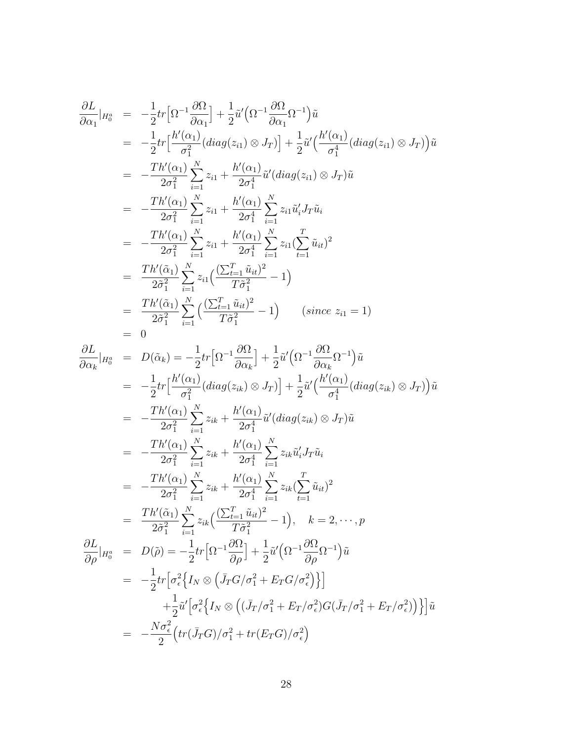$$
\begin{aligned}
\frac{\partial L}{\partial \alpha_1}|_{H_0^a} &= -\frac{1}{2} tr\Big[\Omega^{-1}\frac{\partial \Omega}{\partial \alpha_1}\Big] + \frac{1}{2}\tilde{u}'\Big(\Omega^{-1}\frac{\partial \Omega}{\partial \alpha_1}\Omega^{-1}\Big)\tilde{u} \\
&= -\frac{1}{2} tr\Big[\frac{h'(\alpha_1)}{\sigma_1^2}(diag(z_{i1}) \otimes J_T)\Big] + \frac{1}{2}\tilde{u}'\Big(\frac{h'(\alpha_1)}{\sigma_1^4}(diag(z_{i1}) \otimes J_T)\Big)\tilde{u} \\
&= -\frac{Th'(\alpha_1)}{2\sigma_1^2}\sum_{i=1}^N z_{i1} + \frac{h'(\alpha_1)}{2\sigma_1^4}\tilde{u}'(diag(z_{i1}) \otimes J_T)\tilde{u} \\
&= -\frac{Th'(\alpha_1)}{2\sigma_1^2}\sum_{i=1}^N z_{i1} + \frac{h'(\alpha_1)}{2\sigma_1^4}\sum_{i=1}^N z_{i1}\tilde{u}_i' J_T \tilde{u}_i \\
&= -\frac{Th'(\alpha_1)}{2\sigma_1^2}\sum_{i=1}^N z_{i1} + \frac{h'(\alpha_1)}{2\sigma_1^4}\sum_{i=1}^N z_{i1}(\sum_{t=1}^T \tilde{u}_{it})^2 \\
&= \frac{Th'(\tilde{\alpha}_1)}{2\tilde{\sigma}_1^2}\sum_{i=1}^N z_{i1}\Big(\frac{(\sum_{t=1}^T \tilde{u}_{it})^2}{T\tilde{\sigma}_1^2} - 1\Big) \\
&= \frac{Th'(\tilde{\alpha}_1)}{2\tilde{\sigma}_1^2}\sum_{i=1}^N \Big(\frac{(\sum_{t=1}^T \tilde{u}_{it})^2}{T\tilde{\sigma}_1^2} - 1\Big) \qquad (since\ z_{i1} = 1) \\
&= 0 \\
\frac{\partial L}{\partial \alpha_k}|_{H_0^a} &= D(\tilde{\alpha}_k) = -\frac{1}{2} tr\Big[\Omega^{-1}\frac{\partial \Omega}{\partial \alpha_k}\Big] + \frac{1}{2}\tilde{u}'\Big(\Omega^{-1}\frac{\partial \Omega}{\partial \alpha_k}\Omega^{-1}\Big)\tilde{u} \\
&= -\frac{1}{2} tr\Big[\frac{h'(\alpha_1)}{\sigma_1^2}(diag(z_{ik}) \otimes J_T)\Big] + \frac{1}{2}\tilde{u}'\Big(\frac{h'(\alpha_1)}{\sigma_1^4}(diag(z_{ik}) \otimes J_T)\Big)\tilde{u} \\
&= -\frac{Th'(\alpha_1)}{2\sigma_1^2}\sum_{i=1}^N z_{ik} + \frac{h'(\alpha_1)}{2\sigma_1^4}\tilde{u}'(diag(z_{ik}) \otimes J_T)\tilde{u} \\
&= -\frac{Th'(\alpha_1)}{2\sigma_1^2}\sum_{i=1}^N z_{ik} + \frac{h'(\alpha_1)}{2\sigma_1^4}\sum_{i=1}^N z_{ik}\tilde{u}_i' J_T \tilde{u}_i \\
&= -\frac{Th'(\alpha_1)}{2\sigma_1^2}\sum_{i=1}^N z_{ik} + \frac{h'(\alpha_1)}{2\sigma_1^4}\sum_{i=1}^N z_{ik}(\sum_{t=1}^T \tilde{u}_{it})^2 \\
&= \frac{Th'(\tilde{\alpha}_1)}{2\tilde{\sigma}_1^2}\sum_{i=1}^N z_{ik}\Big(\frac{(\sum_{t=1}^T \tilde{u}_{it})^2}{T\tilde{\sigma}_1^2} - 1\Big), \quad k = 2, \cdots, p \\
\frac{\partial L}{\partial \rho}|_{H_0^a} &= D(\tilde{\rho}) = -\frac{1}{2} tr\Big[\Omega^{-1}\frac{\partial \Omega}{\partial \rho}\Big] + \frac{1}{2}\tilde{u}'\Big(\Omega^{-1}\frac{\partial \Omega}{\partial \rho}\Omega^{-1}\Big)\tilde{u} \\
&= -\frac{1}{2} tr\Big[\sigma_\epsilon^2\Big\{I_N \otimes \Big(\bar{J}_T G/\sigma_1^2 + E_T G/\sigma_\epsilon^2\Big)\Big\}\Big] \\
&\qquad + \frac{1}{2}\tilde{u}'\Big[\sigma_\epsilon^2\Big\{I_N \otimes \Big((\bar{J}_T/\sigma_1^2 + E_T/\sigma_\epsilon^2)G(\bar{J}_T/\sigma_1^2 + E_T/\sigma_\epsilon^2)\Big)\Big\}\Big]\tilde{u} \\
&= -\frac{N\sigma_\epsilon^2}{2}\Big(tr(\bar{J}_T G)/\sigma_1^2 + tr(E_T G)/\sigma_\epsilon^2\Big)
\end{aligned}
$$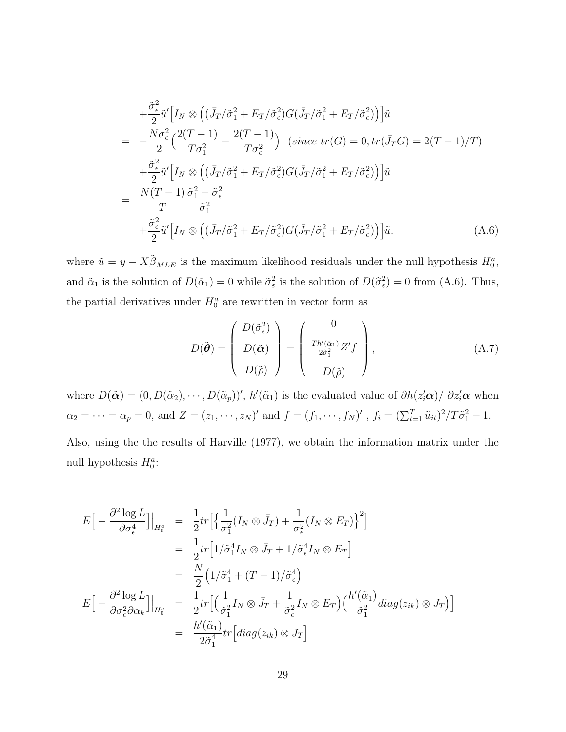$$
\begin{aligned}
&+\frac{\tilde{\sigma}_\epsilon^2}{2}\tilde{u}'\Big[I_N \otimes \Big((\bar{J}_T/\tilde{\sigma}_1^2 + E_T/\tilde{\sigma}_\epsilon^2)G(\bar{J}_T/\tilde{\sigma}_1^2 + E_T/\tilde{\sigma}_\epsilon^2)\Big)\Big]\tilde{u} \\
= & -\frac{N\sigma_\epsilon^2}{2}\Big(\frac{2(T-1)}{T\sigma_1^2} - \frac{2(T-1)}{T\sigma_\epsilon^2}\Big) \quad (since\ tr(G) = 0, tr(\bar{J}_T G) = 2(T-1)/T) \\
&+\frac{\tilde{\sigma}_\epsilon^2}{2}\tilde{u}'\Big[I_N \otimes \Big((\bar{J}_T/\tilde{\sigma}_1^2 + E_T/\tilde{\sigma}_\epsilon^2)G(\bar{J}_T/\tilde{\sigma}_1^2 + E_T/\tilde{\sigma}_\epsilon^2)\Big)\Big]\tilde{u} \\
= & \ \frac{N(T-1)}{T}\frac{\tilde{\sigma}_1^2 - \tilde{\sigma}_\epsilon^2}{\tilde{\sigma}_1^2} \\
&+\frac{\tilde{\sigma}_\epsilon^2}{2}\tilde{u}'\Big[I_N \otimes \Big((\bar{J}_T/\tilde{\sigma}_1^2 + E_T/\tilde{\sigma}_\epsilon^2)G(\bar{J}_T/\tilde{\sigma}_1^2 + E_T/\tilde{\sigma}_\epsilon^2)\Big)\Big]\tilde{u}. \qquad (A.6)
\end{aligned}
$$

where $\tilde{u} = y - X\tilde{\beta}_{MLE}$ is the maximum likelihood residuals under the null hypothesis $H_0^a$, and $\tilde{\alpha}_1$ is the solution of $D(\tilde{\alpha}_1) = 0$ while $\tilde{\sigma}_\varepsilon^2$ is the solution of $D(\widehat{\sigma}_\varepsilon^2) = 0$ from (A.6). Thus, the partial derivatives under $H_0^a$ are rewritten in vector form as

$$
D(\tilde{\boldsymbol{\theta}}) = \begin{pmatrix} D(\tilde{\sigma}_\epsilon^2) \\ D(\tilde{\boldsymbol{\alpha}}) \\ D(\tilde{\rho}) \end{pmatrix} = \begin{pmatrix} 0 \\ \frac{Th'(\tilde{\alpha}_1)}{2\tilde{\sigma}_1^2}Z'f \\ D(\tilde{\rho}) \end{pmatrix}, \qquad (A.7)
$$

where $D(\tilde{\boldsymbol{\alpha}}) = (0, D(\tilde{\alpha}_2), \cdots, D(\tilde{\alpha}_p))'$, $h'(\tilde{\alpha}_1)$ is the evaluated value of $\partial h(z_i'\boldsymbol{\alpha})/\ \partial z_i'\boldsymbol{\alpha}$ when $\alpha_2 = \cdots = \alpha_p = 0$, and $Z = (z_1, \cdots, z_N)'$ and $f = (f_1, \cdots, f_N)'$ , $f_i = (\sum_{t=1}^T \tilde{u}_{it})^2/T\tilde{\sigma}_1^2 - 1$.

Also, using the the results of Harville (1977), we obtain the information matrix under the null hypothesis $H_0^a$:

$$
\begin{aligned}
E\Big[-\frac{\partial^2 \log L}{\partial \sigma_\epsilon^4}\Big]\Big|_{H_0^a} &= \frac{1}{2}tr\Big[\Big\{\frac{1}{\sigma_1^2}(I_N \otimes \bar{J}_T) + \frac{1}{\sigma_\epsilon^2}(I_N \otimes E_T)\Big\}^2\Big] \\
&= \frac{1}{2}tr\Big[1/\tilde{\sigma}_1^4 I_N \otimes \bar{J}_T + 1/\tilde{\sigma}_\epsilon^4 I_N \otimes E_T\Big] \\
&= \frac{N}{2}\Big(1/\tilde{\sigma}_1^4 + (T-1)/\tilde{\sigma}_\epsilon^4\Big) \\
E\Big[-\frac{\partial^2 \log L}{\partial \sigma_\epsilon^2 \partial \alpha_k}\Big]\Big|_{H_0^a} &= \frac{1}{2}tr\Big[\Big(\frac{1}{\tilde{\sigma}_1^2}I_N \otimes \bar{J}_T + \frac{1}{\tilde{\sigma}_\epsilon^2}I_N \otimes E_T\Big)\Big(\frac{h'(\tilde{\alpha}_1)}{\tilde{\sigma}_1^2}diag(z_{ik}) \otimes J_T\Big)\Big] \\
&= \frac{h'(\tilde{\alpha}_1)}{2\tilde{\sigma}_1^4}tr\Big[diag(z_{ik}) \otimes J_T\Big]
\end{aligned}
$$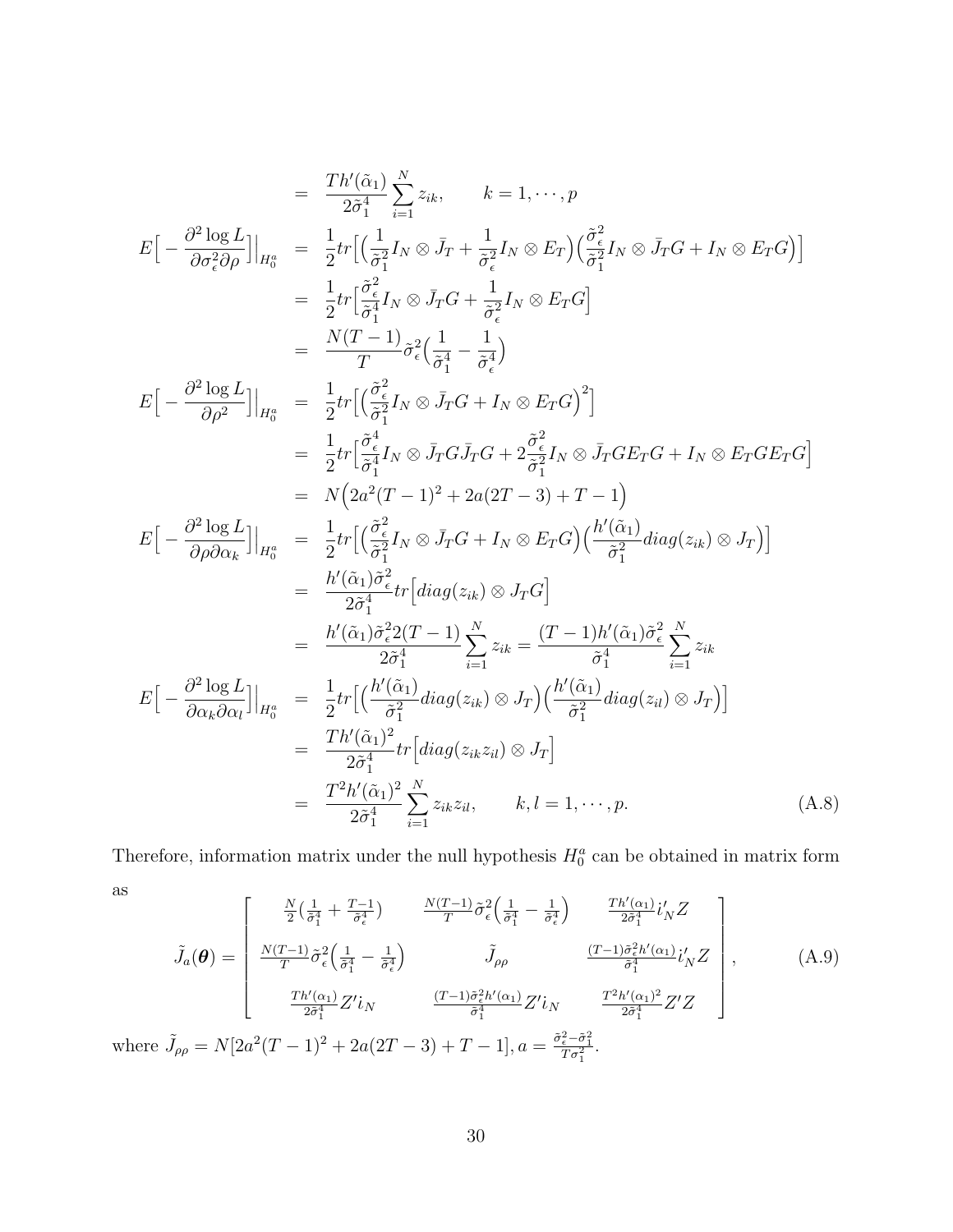$$
\begin{aligned}
&= \frac{Th'(\tilde{\alpha}_1)}{2\tilde{\sigma}_1^4}\sum_{i=1}^N z_{ik}, \qquad k=1,\cdots,p \\
E\Big[-\frac{\partial^2 \log L}{\partial\sigma_\epsilon^2\partial\rho}\Big]\Big|_{H_0^a} &= \frac{1}{2}tr\Big[\Big(\frac{1}{\tilde{\sigma}_1^2}I_N\otimes\bar{J}_T+\frac{1}{\tilde{\sigma}_\epsilon^2}I_N\otimes E_T\Big)\Big(\frac{\tilde{\sigma}_\epsilon^2}{\tilde{\sigma}_1^2}I_N\otimes\bar{J}_TG+I_N\otimes E_TG\Big)\Big] \\
&= \frac{1}{2}tr\Big[\frac{\tilde{\sigma}_\epsilon^2}{\tilde{\sigma}_1^4}I_N\otimes\bar{J}_TG+\frac{1}{\tilde{\sigma}_\epsilon^2}I_N\otimes E_TG\Big] \\
&= \frac{N(T-1)}{T}\tilde{\sigma}_\epsilon^2\Big(\frac{1}{\tilde{\sigma}_1^4}-\frac{1}{\tilde{\sigma}_\epsilon^4}\Big) \\
E\Big[-\frac{\partial^2 \log L}{\partial\rho^2}\Big]\Big|_{H_0^a} &= \frac{1}{2}tr\Big[\Big(\frac{\tilde{\sigma}_\epsilon^2}{\tilde{\sigma}_1^2}I_N\otimes\bar{J}_TG+I_N\otimes E_TG\Big)^2\Big] \\
&= \frac{1}{2}tr\Big[\frac{\tilde{\sigma}_\epsilon^4}{\tilde{\sigma}_1^4}I_N\otimes\bar{J}_TG\bar{J}_TG+2\frac{\tilde{\sigma}_\epsilon^2}{\tilde{\sigma}_1^2}I_N\otimes\bar{J}_TGE_TG+I_N\otimes E_TGE_TG\Big] \\
&= N\Big(2a^2(T-1)^2+2a(2T-3)+T-1\Big) \\
E\Big[-\frac{\partial^2 \log L}{\partial\rho\partial\alpha_k}\Big]\Big|_{H_0^a} &= \frac{1}{2}tr\Big[\Big(\frac{\tilde{\sigma}_\epsilon^2}{\tilde{\sigma}_1^2}I_N\otimes\bar{J}_TG+I_N\otimes E_TG\Big)\Big(\frac{h'(\tilde{\alpha}_1)}{\tilde{\sigma}_1^2}diag(z_{ik})\otimes J_T\Big)\Big] \\
&= \frac{h'(\tilde{\alpha}_1)\tilde{\sigma}_\epsilon^2}{2\tilde{\sigma}_1^4}tr\Big[diag(z_{ik})\otimes J_TG\Big] \\
&= \frac{h'(\tilde{\alpha}_1)\tilde{\sigma}_\epsilon^2 2(T-1)}{2\tilde{\sigma}_1^4}\sum_{i=1}^N z_{ik} = \frac{(T-1)h'(\tilde{\alpha}_1)\tilde{\sigma}_\epsilon^2}{\tilde{\sigma}_1^4}\sum_{i=1}^N z_{ik} \\
E\Big[-\frac{\partial^2 \log L}{\partial\alpha_k\partial\alpha_l}\Big]\Big|_{H_0^a} &= \frac{1}{2}tr\Big[\Big(\frac{h'(\tilde{\alpha}_1)}{\tilde{\sigma}_1^2}diag(z_{ik})\otimes J_T\Big)\Big(\frac{h'(\tilde{\alpha}_1)}{\tilde{\sigma}_1^2}diag(z_{il})\otimes J_T\Big)\Big] \\
&= \frac{Th'(\tilde{\alpha}_1)^2}{2\tilde{\sigma}_1^4}tr\Big[diag(z_{ik}z_{il})\otimes J_T\Big] \\
&= \frac{T^2h'(\tilde{\alpha}_1)^2}{2\tilde{\sigma}_1^4}\sum_{i=1}^N z_{ik}z_{il}, \qquad k,l=1,\cdots,p. \qquad \text{(A.8)}
\end{aligned}
$$

Therefore, information matrix under the null hypothesis $H_0^a$ can be obtained in matrix form as

$$
\tilde{J}_a(\boldsymbol{\theta}) = \begin{bmatrix}
\frac{N}{2}\big(\frac{1}{\tilde{\sigma}_1^4}+\frac{T-1}{\tilde{\sigma}_\epsilon^4}\big) & \frac{N(T-1)}{T}\tilde{\sigma}_\epsilon^2\Big(\frac{1}{\tilde{\sigma}_1^4}-\frac{1}{\tilde{\sigma}_\epsilon^4}\Big) & \frac{Th'(\alpha_1)}{2\tilde{\sigma}_1^4}i_N'Z \\
\frac{N(T-1)}{T}\tilde{\sigma}_\epsilon^2\Big(\frac{1}{\tilde{\sigma}_1^4}-\frac{1}{\tilde{\sigma}_\epsilon^4}\Big) & \tilde{J}_{\rho\rho} & \frac{(T-1)\tilde{\sigma}_\epsilon^2h'(\alpha_1)}{\tilde{\sigma}_1^4}i_N'Z \\
\frac{Th'(\alpha_1)}{2\tilde{\sigma}_1^4}Z'i_N & \frac{(T-1)\tilde{\sigma}_\epsilon^2h'(\alpha_1)}{\tilde{\sigma}_1^4}Z'i_N & \frac{T^2h'(\alpha_1)^2}{2\tilde{\sigma}_1^4}Z'Z
\end{bmatrix}, \qquad \text{(A.9)}
$$

where $\tilde{J}_{\rho\rho}=N[2a^2(T-1)^2+2a(2T-3)+T-1]$, $a=\frac{\tilde{\sigma}_\epsilon^2-\tilde{\sigma}_1^2}{T\sigma_1^2}$.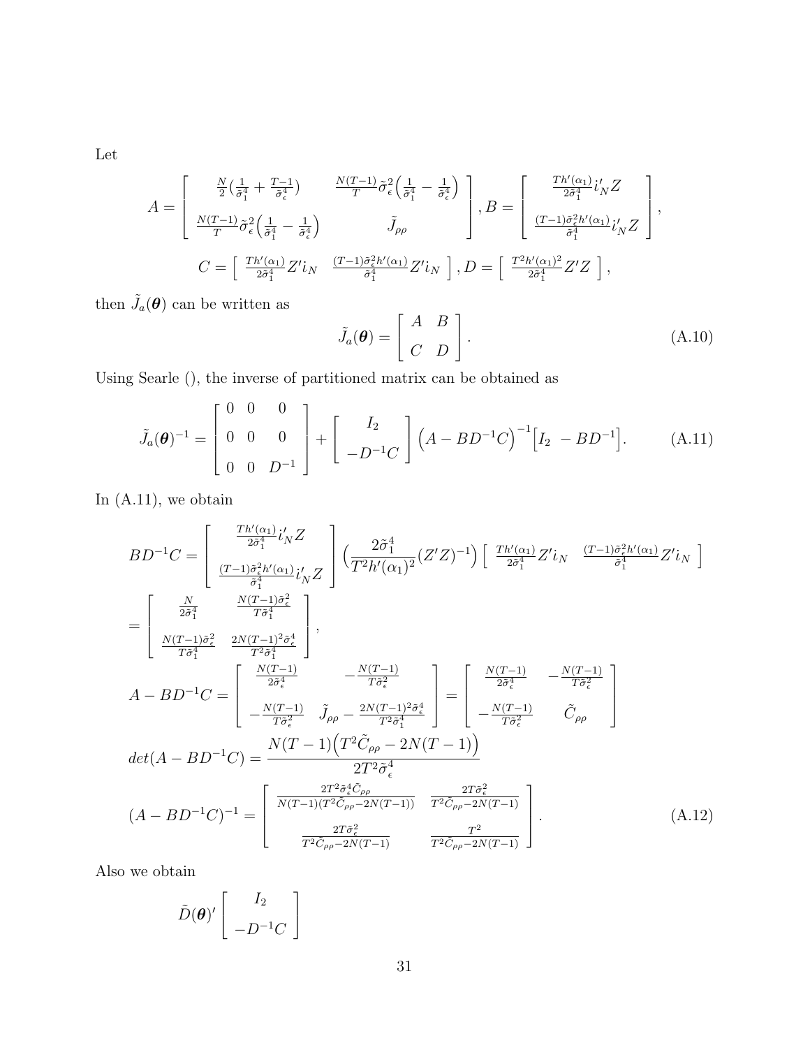Let

$$A = \begin{bmatrix} \frac{N}{2}\left(\frac{1}{\tilde{\sigma}_1^4} + \frac{T-1}{\tilde{\sigma}_\epsilon^4}\right) & \frac{N(T-1)}{T}\tilde{\sigma}_\epsilon^2\left(\frac{1}{\tilde{\sigma}_1^4} - \frac{1}{\tilde{\sigma}_\epsilon^4}\right) \\ \frac{N(T-1)}{T}\tilde{\sigma}_\epsilon^2\left(\frac{1}{\tilde{\sigma}_1^4} - \frac{1}{\tilde{\sigma}_\epsilon^4}\right) & \tilde{J}_{\rho\rho} \end{bmatrix}, B = \begin{bmatrix} \frac{Th'(\alpha_1)}{2\tilde{\sigma}_1^4}i_N'Z \\ \frac{(T-1)\tilde{\sigma}_\epsilon^2 h'(\alpha_1)}{\tilde{\sigma}_1^4}i_N'Z \end{bmatrix},$$

$$C = \begin{bmatrix} \frac{Th'(\alpha_1)}{2\tilde{\sigma}_1^4}Z'i_N & \frac{(T-1)\tilde{\sigma}_\epsilon^2 h'(\alpha_1)}{\tilde{\sigma}_1^4}Z'i_N \end{bmatrix}, D = \begin{bmatrix} \frac{T^2 h'(\alpha_1)^2}{2\tilde{\sigma}_1^4}Z'Z \end{bmatrix},$$

then $\tilde{J}_a(\boldsymbol{\theta})$ can be written as

$$\tilde{J}_a(\boldsymbol{\theta}) = \begin{bmatrix} A & B \\ C & D \end{bmatrix}. \tag{A.10}$$

Using Searle (), the inverse of partitioned matrix can be obtained as

$$\tilde{J}_a(\boldsymbol{\theta})^{-1} = \begin{bmatrix} 0 & 0 & 0 \\ 0 & 0 & 0 \\ 0 & 0 & D^{-1} \end{bmatrix} + \begin{bmatrix} I_2 \\ -D^{-1}C \end{bmatrix} \left(A - BD^{-1}C\right)^{-1} \begin{bmatrix} I_2 & -BD^{-1} \end{bmatrix}. \tag{A.11}$$

In (A.11), we obtain

$$BD^{-1}C = \begin{bmatrix} \frac{Th'(\alpha_1)}{2\tilde{\sigma}_1^4}i_N'Z \\ \frac{(T-1)\tilde{\sigma}_\epsilon^2 h'(\alpha_1)}{\tilde{\sigma}_1^4}i_N'Z \end{bmatrix} \left(\frac{2\tilde{\sigma}_1^4}{T^2 h'(\alpha_1)^2}(Z'Z)^{-1}\right) \begin{bmatrix} \frac{Th'(\alpha_1)}{2\tilde{\sigma}_1^4}Z'i_N & \frac{(T-1)\tilde{\sigma}_\epsilon^2 h'(\alpha_1)}{\tilde{\sigma}_1^4}Z'i_N \end{bmatrix}$$

$$= \begin{bmatrix} \frac{N}{2\tilde{\sigma}_1^4} & \frac{N(T-1)\tilde{\sigma}_\epsilon^2}{T\tilde{\sigma}_1^4} \\ \frac{N(T-1)\tilde{\sigma}_\epsilon^2}{T\tilde{\sigma}_1^4} & \frac{2N(T-1)^2\tilde{\sigma}_\epsilon^4}{T^2\tilde{\sigma}_1^4} \end{bmatrix},$$

$$A - BD^{-1}C = \begin{bmatrix} \frac{N(T-1)}{2\tilde{\sigma}_\epsilon^4} & -\frac{N(T-1)}{T\tilde{\sigma}_\epsilon^2} \\ -\frac{N(T-1)}{T\tilde{\sigma}_\epsilon^2} & \tilde{J}_{\rho\rho} - \frac{2N(T-1)^2\tilde{\sigma}_\epsilon^4}{T^2\tilde{\sigma}_1^4} \end{bmatrix} = \begin{bmatrix} \frac{N(T-1)}{2\tilde{\sigma}_\epsilon^4} & -\frac{N(T-1)}{T\tilde{\sigma}_\epsilon^2} \\ -\frac{N(T-1)}{T\tilde{\sigma}_\epsilon^2} & \tilde{C}_{\rho\rho} \end{bmatrix}$$

$$det(A - BD^{-1}C) = \frac{N(T-1)\left(T^2\tilde{C}_{\rho\rho} - 2N(T-1)\right)}{2T^2\tilde{\sigma}_\epsilon^4}$$

$$(A - BD^{-1}C)^{-1} = \begin{bmatrix} \frac{2T^2\tilde{\sigma}_\epsilon^4\tilde{C}_{\rho\rho}}{N(T-1)(T^2\tilde{C}_{\rho\rho} - 2N(T-1))} & \frac{2T\tilde{\sigma}_\epsilon^2}{T^2\tilde{C}_{\rho\rho} - 2N(T-1)} \\ \frac{2T\tilde{\sigma}_\epsilon^2}{T^2\tilde{C}_{\rho\rho} - 2N(T-1)} & \frac{T^2}{T^2\tilde{C}_{\rho\rho} - 2N(T-1)} \end{bmatrix}. \tag{A.12}$$

Also we obtain

$$\tilde{D}(\boldsymbol{\theta})' \begin{bmatrix} I_2 \\ -D^{-1}C \end{bmatrix}$$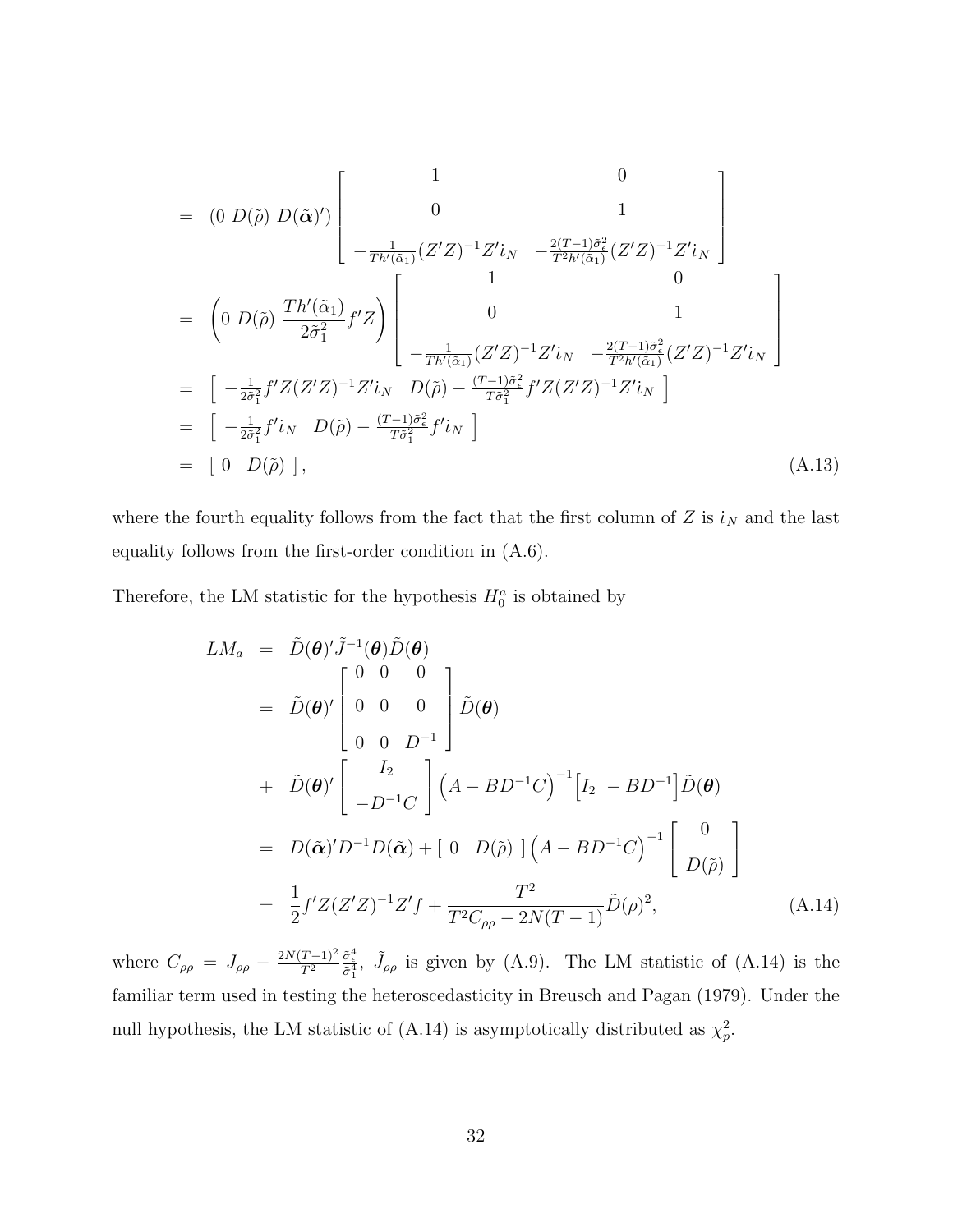$$
\begin{aligned}
&= \quad (0 \ D(\tilde{\rho}) \ D(\tilde{\boldsymbol{\alpha}})') \begin{bmatrix} 1 & 0 \\ 0 & 1 \\ -\frac{1}{Th'(\tilde{\alpha}_1)}(Z'Z)^{-1}Z'i_N & -\frac{2(T-1)\tilde{\sigma}_\epsilon^2}{T^2 h'(\tilde{\alpha}_1)}(Z'Z)^{-1}Z'i_N \end{bmatrix} \\
&= \quad \left(0 \ D(\tilde{\rho}) \ \frac{Th'(\tilde{\alpha}_1)}{2\tilde{\sigma}_1^2} f'Z\right) \begin{bmatrix} 1 & 0 \\ 0 & 1 \\ -\frac{1}{Th'(\tilde{\alpha}_1)}(Z'Z)^{-1}Z'i_N & -\frac{2(T-1)\tilde{\sigma}_\epsilon^2}{T^2 h'(\tilde{\alpha}_1)}(Z'Z)^{-1}Z'i_N \end{bmatrix} \\
&= \quad \left[ \ -\frac{1}{2\tilde{\sigma}_1^2} f'Z(Z'Z)^{-1}Z'i_N \quad D(\tilde{\rho}) - \frac{(T-1)\tilde{\sigma}_\epsilon^2}{T\tilde{\sigma}_1^2} f'Z(Z'Z)^{-1}Z'i_N \ \right] \\
&= \quad \left[ \ -\frac{1}{2\tilde{\sigma}_1^2} f'i_N \quad D(\tilde{\rho}) - \frac{(T-1)\tilde{\sigma}_\epsilon^2}{T\tilde{\sigma}_1^2} f'i_N \ \right] \\
&= \quad [ \ 0 \quad D(\tilde{\rho}) \ ], \qquad\qquad\qquad\qquad\qquad\qquad\qquad\qquad\qquad\qquad\qquad\qquad (A.13)
\end{aligned}
$$

where the fourth equality follows from the fact that the first column of $Z$ is $i_N$ and the last equality follows from the first-order condition in (A.6).

Therefore, the LM statistic for the hypothesis $H_0^a$ is obtained by

$$
\begin{aligned}
LM_a &= \tilde{D}(\boldsymbol{\theta})'\tilde{J}^{-1}(\boldsymbol{\theta})\tilde{D}(\boldsymbol{\theta}) \\
&= \tilde{D}(\boldsymbol{\theta})' \begin{bmatrix} 0 & 0 & 0 \\ 0 & 0 & 0 \\ 0 & 0 & D^{-1} \end{bmatrix} \tilde{D}(\boldsymbol{\theta}) \\
&+ \tilde{D}(\boldsymbol{\theta})' \begin{bmatrix} I_2 \\ -D^{-1}C \end{bmatrix} \Big(A - BD^{-1}C\Big)^{-1} \Big[I_2 \ -BD^{-1}\Big] \tilde{D}(\boldsymbol{\theta}) \\
&= D(\tilde{\boldsymbol{\alpha}})'D^{-1}D(\tilde{\boldsymbol{\alpha}}) + [ \ 0 \quad D(\tilde{\rho}) \ ] \Big(A - BD^{-1}C\Big)^{-1} \begin{bmatrix} 0 \\ D(\tilde{\rho}) \end{bmatrix} \\
&= \frac{1}{2} f'Z(Z'Z)^{-1}Z'f + \frac{T^2}{T^2 C_{\rho\rho} - 2N(T-1)} \tilde{D}(\rho)^2, \qquad\qquad (A.14)
\end{aligned}
$$

where $C_{\rho\rho} = J_{\rho\rho} - \frac{2N(T-1)^2}{T^2}\frac{\tilde{\sigma}_\epsilon^4}{\tilde{\sigma}_1^4}$, $\tilde{J}_{\rho\rho}$ is given by (A.9). The LM statistic of (A.14) is the familiar term used in testing the heteroscedasticity in Breusch and Pagan (1979). Under the null hypothesis, the LM statistic of (A.14) is asymptotically distributed as $\chi_p^2$.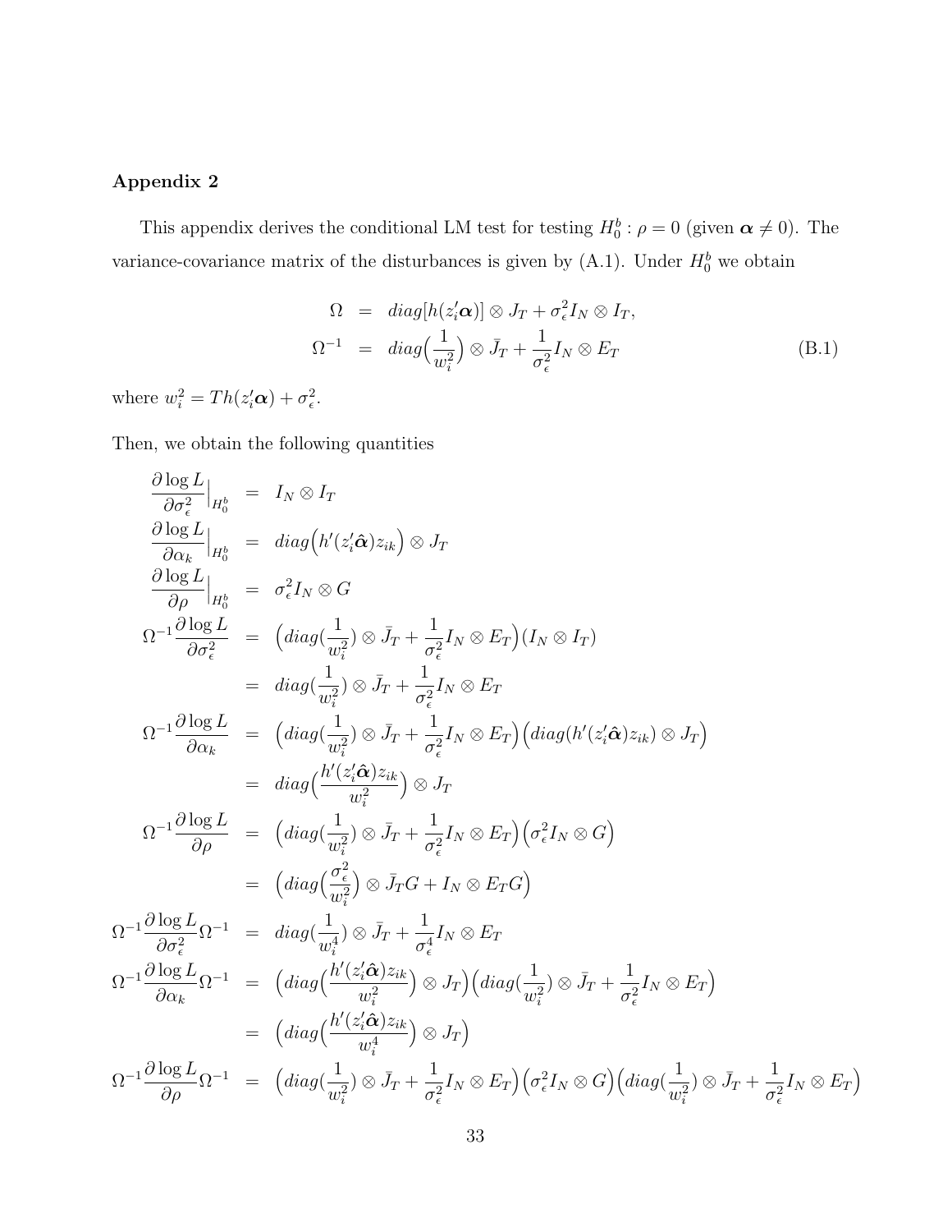## Appendix 2

This appendix derives the conditional LM test for testing $H_0^b : \rho = 0$ (given $\boldsymbol{\alpha} \neq 0$). The variance-covariance matrix of the disturbances is given by (A.1). Under $H_0^b$ we obtain

$$
\begin{aligned}
\Omega &= diag[h(z_i'\boldsymbol{\alpha})] \otimes J_T + \sigma_\epsilon^2 I_N \otimes I_T, \\
\Omega^{-1} &= diag\Big(\frac{1}{w_i^2}\Big) \otimes \bar{J}_T + \frac{1}{\sigma_\epsilon^2} I_N \otimes E_T
\end{aligned}
\tag{B.1}
$$

where $w_i^2 = Th(z_i'\boldsymbol{\alpha}) + \sigma_\epsilon^2$.

Then, we obtain the following quantities

$$
\begin{aligned}
\frac{\partial \log L}{\partial \sigma_\epsilon^2}\Big|_{H_0^b} &= I_N \otimes I_T \\
\frac{\partial \log L}{\partial \alpha_k}\Big|_{H_0^b} &= diag\Big(h'(z_i'\hat{\boldsymbol{\alpha}})z_{ik}\Big) \otimes J_T \\
\frac{\partial \log L}{\partial \rho}\Big|_{H_0^b} &= \sigma_\epsilon^2 I_N \otimes G \\
\Omega^{-1}\frac{\partial \log L}{\partial \sigma_\epsilon^2} &= \Big(diag(\frac{1}{w_i^2}) \otimes \bar{J}_T + \frac{1}{\sigma_\epsilon^2} I_N \otimes E_T\Big)(I_N \otimes I_T) \\
&= diag(\frac{1}{w_i^2}) \otimes \bar{J}_T + \frac{1}{\sigma_\epsilon^2} I_N \otimes E_T \\
\Omega^{-1}\frac{\partial \log L}{\partial \alpha_k} &= \Big(diag(\frac{1}{w_i^2}) \otimes \bar{J}_T + \frac{1}{\sigma_\epsilon^2} I_N \otimes E_T\Big)\Big(diag(h'(z_i'\hat{\boldsymbol{\alpha}})z_{ik}) \otimes J_T\Big) \\
&= diag\Big(\frac{h'(z_i'\hat{\boldsymbol{\alpha}})z_{ik}}{w_i^2}\Big) \otimes J_T \\
\Omega^{-1}\frac{\partial \log L}{\partial \rho} &= \Big(diag(\frac{1}{w_i^2}) \otimes \bar{J}_T + \frac{1}{\sigma_\epsilon^2} I_N \otimes E_T\Big)\Big(\sigma_\epsilon^2 I_N \otimes G\Big) \\
&= \Big(diag\Big(\frac{\sigma_\epsilon^2}{w_i^2}\Big) \otimes \bar{J}_T G + I_N \otimes E_T G\Big) \\
\Omega^{-1}\frac{\partial \log L}{\partial \sigma_\epsilon^2}\Omega^{-1} &= diag(\frac{1}{w_i^4}) \otimes \bar{J}_T + \frac{1}{\sigma_\epsilon^4} I_N \otimes E_T \\
\Omega^{-1}\frac{\partial \log L}{\partial \alpha_k}\Omega^{-1} &= \Big(diag\Big(\frac{h'(z_i'\hat{\boldsymbol{\alpha}})z_{ik}}{w_i^2}\Big) \otimes J_T\Big)\Big(diag(\frac{1}{w_i^2}) \otimes \bar{J}_T + \frac{1}{\sigma_\epsilon^2} I_N \otimes E_T\Big) \\
&= \Big(diag\Big(\frac{h'(z_i'\hat{\boldsymbol{\alpha}})z_{ik}}{w_i^4}\Big) \otimes J_T\Big) \\
\Omega^{-1}\frac{\partial \log L}{\partial \rho}\Omega^{-1} &= \Big(diag(\frac{1}{w_i^2}) \otimes \bar{J}_T + \frac{1}{\sigma_\epsilon^2} I_N \otimes E_T\Big)\Big(\sigma_\epsilon^2 I_N \otimes G\Big)\Big(diag(\frac{1}{w_i^2}) \otimes \bar{J}_T + \frac{1}{\sigma_\epsilon^2} I_N \otimes E_T\Big)
\end{aligned}
$$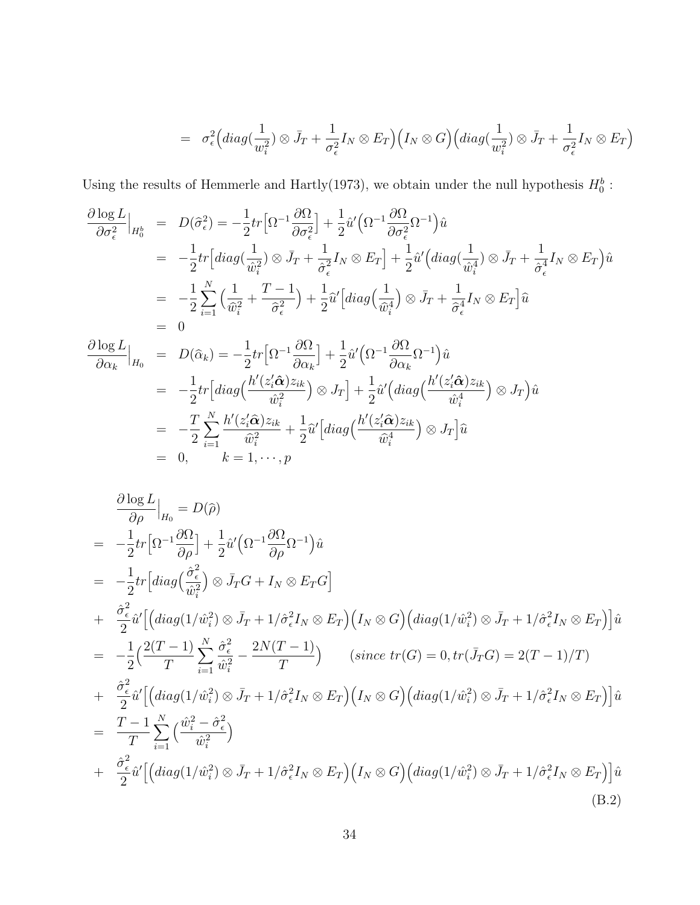$$= \sigma_\epsilon^2 \Big( diag(\frac{1}{w_i^2}) \otimes \bar{J}_T + \frac{1}{\sigma_\epsilon^2} I_N \otimes E_T \Big) \Big( I_N \otimes G \Big) \Big( diag(\frac{1}{w_i^2}) \otimes \bar{J}_T + \frac{1}{\sigma_\epsilon^2} I_N \otimes E_T \Big)$$

Using the results of Hemmerle and Hartly(1973), we obtain under the null hypothesis $H_0^b$ :

$$\begin{aligned}
\frac{\partial \log L}{\partial \sigma_\epsilon^2}\Big|_{H_0^b} &= D(\widehat{\sigma}_\epsilon^2) = -\frac{1}{2} tr\Big[\Omega^{-1}\frac{\partial \Omega}{\partial \sigma_\epsilon^2}\Big] + \frac{1}{2}\hat{u}'\Big(\Omega^{-1}\frac{\partial \Omega}{\partial \sigma_\epsilon^2}\Omega^{-1}\Big)\hat{u} \\
&= -\frac{1}{2} tr\Big[diag(\frac{1}{\hat{w}_i^2}) \otimes \bar{J}_T + \frac{1}{\hat{\sigma}_\epsilon^2} I_N \otimes E_T\Big] + \frac{1}{2}\hat{u}'\Big(diag(\frac{1}{\hat{w}_i^4}) \otimes \bar{J}_T + \frac{1}{\hat{\sigma}_\epsilon^4} I_N \otimes E_T\Big)\hat{u} \\
&= -\frac{1}{2}\sum_{i=1}^N \Big(\frac{1}{\widehat{w}_i^2} + \frac{T-1}{\widehat{\sigma}_\epsilon^2}\Big) + \frac{1}{2}\widehat{u}'\Big[diag\Big(\frac{1}{\widehat{w}_i^4}\Big) \otimes \bar{J}_T + \frac{1}{\widehat{\sigma}_\epsilon^4} I_N \otimes E_T\Big]\widehat{u} \\
&= 0 \\
\frac{\partial \log L}{\partial \alpha_k}\Big|_{H_0} &= D(\widehat{\alpha}_k) = -\frac{1}{2} tr\Big[\Omega^{-1}\frac{\partial \Omega}{\partial \alpha_k}\Big] + \frac{1}{2}\hat{u}'\Big(\Omega^{-1}\frac{\partial \Omega}{\partial \alpha_k}\Omega^{-1}\Big)\hat{u} \\
&= -\frac{1}{2} tr\Big[diag\Big(\frac{h'(z_i'\hat{\boldsymbol{\alpha}})z_{ik}}{\hat{w}_i^2}\Big) \otimes J_T\Big] + \frac{1}{2}\hat{u}'\Big(diag\Big(\frac{h'(z_i'\hat{\boldsymbol{\alpha}})z_{ik}}{\hat{w}_i^4}\Big) \otimes J_T\Big)\hat{u} \\
&= -\frac{T}{2}\sum_{i=1}^N \frac{h'(z_i'\widehat{\boldsymbol{\alpha}})z_{ik}}{\widehat{w}_i^2} + \frac{1}{2}\widehat{u}'\Big[diag\Big(\frac{h'(z_i'\widehat{\boldsymbol{\alpha}})z_{ik}}{\widehat{w}_i^4}\Big) \otimes J_T\Big]\widehat{u} \\
&= 0, \qquad k = 1, \cdots, p
\end{aligned}$$

$$\begin{aligned}
&\frac{\partial \log L}{\partial \rho}\Big|_{H_0} = D(\widehat{\rho}) \\
=& -\frac{1}{2} tr\Big[\Omega^{-1}\frac{\partial \Omega}{\partial \rho}\Big] + \frac{1}{2}\hat{u}'\Big(\Omega^{-1}\frac{\partial \Omega}{\partial \rho}\Omega^{-1}\Big)\hat{u} \\
=& -\frac{1}{2} tr\Big[diag\Big(\frac{\hat{\sigma}_\epsilon^2}{\hat{w}_i^2}\Big) \otimes \bar{J}_T G + I_N \otimes E_T G\Big] \\
+& \frac{\hat{\sigma}_\epsilon^2}{2}\hat{u}'\Big[\Big(diag(1/\hat{w}_i^2) \otimes \bar{J}_T + 1/\hat{\sigma}_\epsilon^2 I_N \otimes E_T\Big)\Big(I_N \otimes G\Big)\Big(diag(1/\hat{w}_i^2) \otimes \bar{J}_T + 1/\hat{\sigma}_\epsilon^2 I_N \otimes E_T\Big)\Big]\hat{u} \\
=& -\frac{1}{2}\Big(\frac{2(T-1)}{T}\sum_{i=1}^N \frac{\hat{\sigma}_\epsilon^2}{\hat{w}_i^2} - \frac{2N(T-1)}{T}\Big) \qquad (since\ tr(G) = 0, tr(\bar{J}_T G) = 2(T-1)/T) \\
+& \frac{\hat{\sigma}_\epsilon^2}{2}\hat{u}'\Big[\Big(diag(1/\hat{w}_i^2) \otimes \bar{J}_T + 1/\hat{\sigma}_\epsilon^2 I_N \otimes E_T\Big)\Big(I_N \otimes G\Big)\Big(diag(1/\hat{w}_i^2) \otimes \bar{J}_T + 1/\hat{\sigma}_\epsilon^2 I_N \otimes E_T\Big)\Big]\hat{u} \\
=& \frac{T-1}{T}\sum_{i=1}^N \Big(\frac{\hat{w}_i^2 - \hat{\sigma}_\epsilon^2}{\hat{w}_i^2}\Big) \\
+& \frac{\hat{\sigma}_\epsilon^2}{2}\hat{u}'\Big[\Big(diag(1/\hat{w}_i^2) \otimes \bar{J}_T + 1/\hat{\sigma}_\epsilon^2 I_N \otimes E_T\Big)\Big(I_N \otimes G\Big)\Big(diag(1/\hat{w}_i^2) \otimes \bar{J}_T + 1/\hat{\sigma}_\epsilon^2 I_N \otimes E_T\Big)\Big]\hat{u}
\end{aligned} \tag{B.2}$$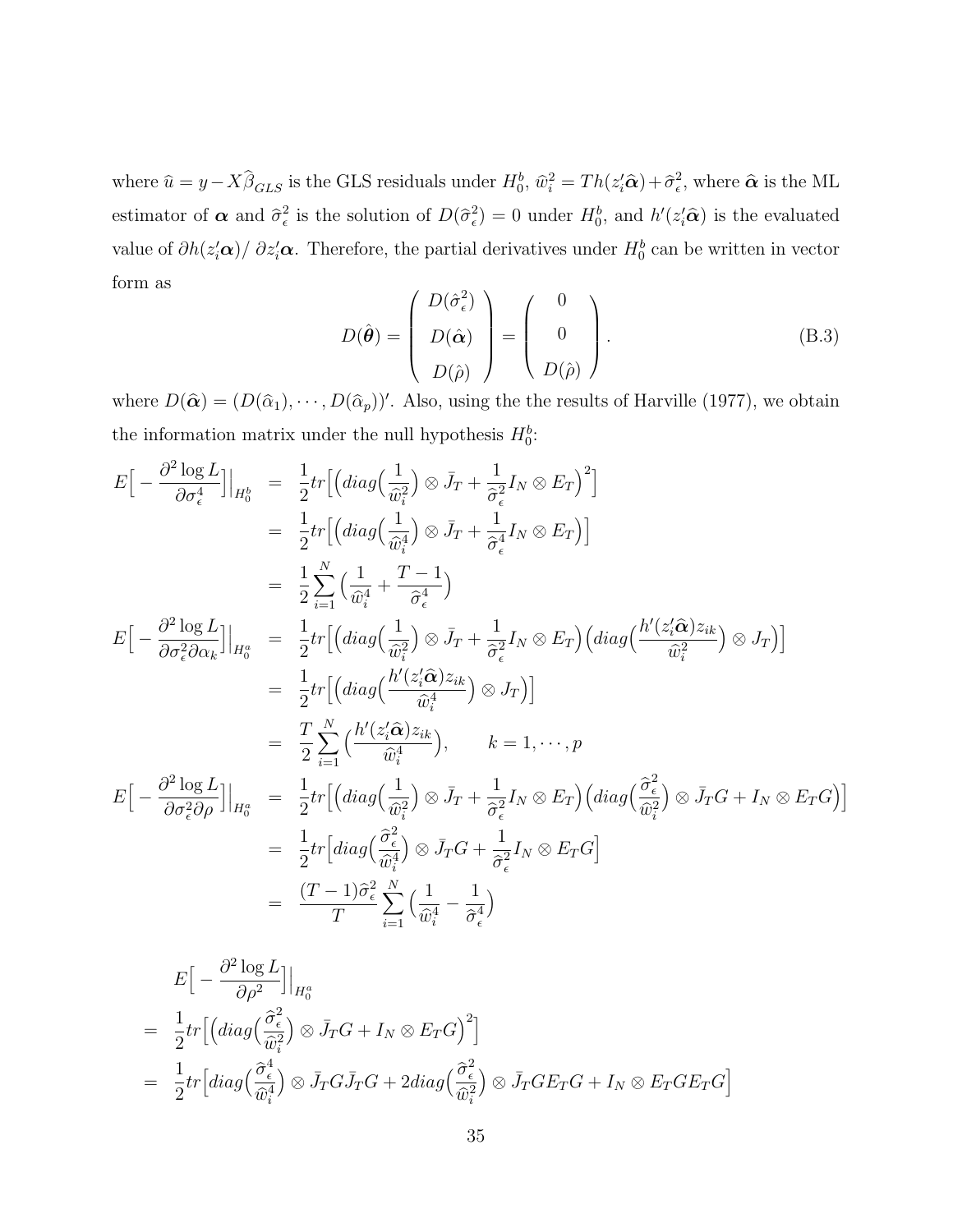where $\widehat{u} = y - X\widehat{\beta}_{GLS}$ is the GLS residuals under $H_0^b$, $\widehat{w}_i^2 = Th(z_i'\widehat{\boldsymbol{\alpha}}) + \widehat{\sigma}_\epsilon^2$, where $\widehat{\boldsymbol{\alpha}}$ is the ML estimator of $\boldsymbol{\alpha}$ and $\widehat{\sigma}_\epsilon^2$ is the solution of $D(\widehat{\sigma}_\epsilon^2) = 0$ under $H_0^b$, and $h'(z_i'\widehat{\boldsymbol{\alpha}})$ is the evaluated value of $\partial h(z_i'\boldsymbol{\alpha})/\,\partial z_i'\boldsymbol{\alpha}$. Therefore, the partial derivatives under $H_0^b$ can be written in vector form as

$$D(\hat{\boldsymbol{\theta}}) = \begin{pmatrix} D(\hat{\sigma}_\epsilon^2) \\ D(\hat{\boldsymbol{\alpha}}) \\ D(\hat{\rho}) \end{pmatrix} = \begin{pmatrix} 0 \\ 0 \\ D(\hat{\rho}) \end{pmatrix}. \tag{B.3}$$

where $D(\widehat{\boldsymbol{\alpha}}) = (D(\widehat{\alpha}_1), \cdots, D(\widehat{\alpha}_p))'$. Also, using the the results of Harville (1977), we obtain the information matrix under the null hypothesis $H_0^b$:

$$\begin{aligned}
E\Big[-\frac{\partial^2 \log L}{\partial \sigma_\epsilon^4}\Big]\Big|_{H_0^b} &= \frac{1}{2} tr\Big[\Big(diag\Big(\frac{1}{\widehat{w}_i^2}\Big) \otimes \bar{J}_T + \frac{1}{\widehat{\sigma}_\epsilon^2} I_N \otimes E_T\Big)^2\Big] \\
&= \frac{1}{2} tr\Big[\Big(diag\Big(\frac{1}{\widehat{w}_i^4}\Big) \otimes \bar{J}_T + \frac{1}{\widehat{\sigma}_\epsilon^4} I_N \otimes E_T\Big)\Big] \\
&= \frac{1}{2} \sum_{i=1}^N \Big(\frac{1}{\widehat{w}_i^4} + \frac{T-1}{\widehat{\sigma}_\epsilon^4}\Big) \\
E\Big[-\frac{\partial^2 \log L}{\partial \sigma_\epsilon^2 \partial \alpha_k}\Big]\Big|_{H_0^a} &= \frac{1}{2} tr\Big[\Big(diag\Big(\frac{1}{\widehat{w}_i^2}\Big) \otimes \bar{J}_T + \frac{1}{\widehat{\sigma}_\epsilon^2} I_N \otimes E_T\Big)\Big(diag\Big(\frac{h'(z_i'\widehat{\boldsymbol{\alpha}}) z_{ik}}{\widehat{w}_i^2}\Big) \otimes J_T\Big)\Big] \\
&= \frac{1}{2} tr\Big[\Big(diag\Big(\frac{h'(z_i'\widehat{\boldsymbol{\alpha}}) z_{ik}}{\widehat{w}_i^4}\Big) \otimes J_T\Big)\Big] \\
&= \frac{T}{2} \sum_{i=1}^N \Big(\frac{h'(z_i'\widehat{\boldsymbol{\alpha}}) z_{ik}}{\widehat{w}_i^4}\Big), \qquad k = 1, \cdots, p \\
E\Big[-\frac{\partial^2 \log L}{\partial \sigma_\epsilon^2 \partial \rho}\Big]\Big|_{H_0^a} &= \frac{1}{2} tr\Big[\Big(diag\Big(\frac{1}{\widehat{w}_i^2}\Big) \otimes \bar{J}_T + \frac{1}{\widehat{\sigma}_\epsilon^2} I_N \otimes E_T\Big)\Big(diag\Big(\frac{\widehat{\sigma}_\epsilon^2}{\widehat{w}_i^2}\Big) \otimes \bar{J}_T G + I_N \otimes E_T G\Big)\Big] \\
&= \frac{1}{2} tr\Big[diag\Big(\frac{\widehat{\sigma}_\epsilon^2}{\widehat{w}_i^4}\Big) \otimes \bar{J}_T G + \frac{1}{\widehat{\sigma}_\epsilon^2} I_N \otimes E_T G\Big] \\
&= \frac{(T-1)\widehat{\sigma}_\epsilon^2}{T} \sum_{i=1}^N \Big(\frac{1}{\widehat{w}_i^4} - \frac{1}{\widehat{\sigma}_\epsilon^4}\Big)
\end{aligned}$$

$$\begin{aligned}
&E\Big[-\frac{\partial^2 \log L}{\partial \rho^2}\Big]\Big|_{H_0^a} \\
&= \frac{1}{2} tr\Big[\Big(diag\Big(\frac{\widehat{\sigma}_\epsilon^2}{\widehat{w}_i^2}\Big) \otimes \bar{J}_T G + I_N \otimes E_T G\Big)^2\Big] \\
&= \frac{1}{2} tr\Big[diag\Big(\frac{\widehat{\sigma}_\epsilon^4}{\widehat{w}_i^4}\Big) \otimes \bar{J}_T G \bar{J}_T G + 2 diag\Big(\frac{\widehat{\sigma}_\epsilon^2}{\widehat{w}_i^2}\Big) \otimes \bar{J}_T G E_T G + I_N \otimes E_T G E_T G\Big]
\end{aligned}$$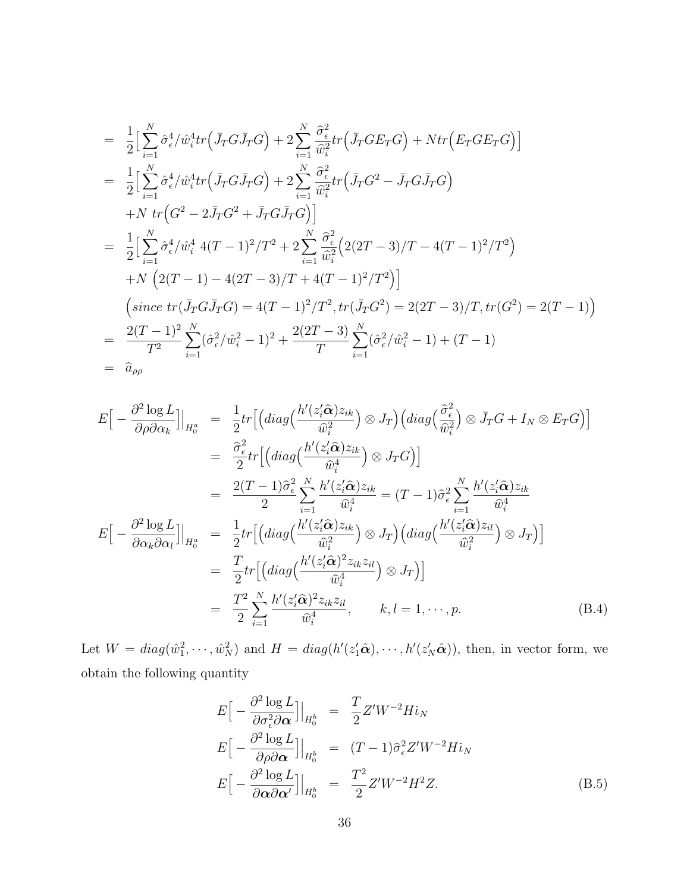$$
\begin{aligned}
&= \frac{1}{2}\Big[\sum_{i=1}^{N} \hat{\sigma}_\epsilon^4/\hat{w}_i^4 tr\Big(\bar{J}_T G \bar{J}_T G\Big) + 2\sum_{i=1}^{N} \frac{\widehat{\sigma}_\epsilon^2}{\widehat{w}_i^2} tr\Big(\bar{J}_T G E_T G\Big) + N tr\Big(E_T G E_T G\Big)\Big] \\
&= \frac{1}{2}\Big[\sum_{i=1}^{N} \hat{\sigma}_\epsilon^4/\hat{w}_i^4 tr\Big(\bar{J}_T G \bar{J}_T G\Big) + 2\sum_{i=1}^{N} \frac{\widehat{\sigma}_\epsilon^2}{\widehat{w}_i^2} tr\Big(\bar{J}_T G^2 - \bar{J}_T G \bar{J}_T G\Big) \\
&\quad + N\ tr\Big(G^2 - 2\bar{J}_T G^2 + \bar{J}_T G \bar{J}_T G\Big)\Big] \\
&= \frac{1}{2}\Big[\sum_{i=1}^{N} \hat{\sigma}_\epsilon^4/\hat{w}_i^4\ 4(T-1)^2/T^2 + 2\sum_{i=1}^{N} \frac{\widehat{\sigma}_\epsilon^2}{\widehat{w}_i^2}\Big(2(2T-3)/T - 4(T-1)^2/T^2\Big) \\
&\quad + N\ \Big(2(T-1) - 4(2T-3)/T + 4(T-1)^2/T^2\Big)\Big] \\
&\quad \Big(since\ tr(\bar{J}_T G \bar{J}_T G) = 4(T-1)^2/T^2, tr(\bar{J}_T G^2) = 2(2T-3)/T, tr(G^2) = 2(T-1)\Big) \\
&= \frac{2(T-1)^2}{T^2}\sum_{i=1}^{N}(\hat{\sigma}_\epsilon^2/\hat{w}_i^2 - 1)^2 + \frac{2(2T-3)}{T}\sum_{i=1}^{N}(\hat{\sigma}_\epsilon^2/\hat{w}_i^2 - 1) + (T-1) \\
&= \widehat{a}_{\rho\rho}
\end{aligned}
$$

$$
\begin{aligned}
E\Big[-\frac{\partial^2 \log L}{\partial \rho \partial \alpha_k}\Big]\Big|_{H_0^a} &= \frac{1}{2} tr\Big[\Big(diag\Big(\frac{h'(z_i'\widehat{\boldsymbol{\alpha}})z_{ik}}{\widehat{w}_i^2}\Big) \otimes J_T\Big)\Big(diag\Big(\frac{\widehat{\sigma}_\epsilon^2}{\widehat{w}_i^2}\Big) \otimes \bar{J}_T G + I_N \otimes E_T G\Big)\Big] \\
&= \frac{\widehat{\sigma}_\epsilon^2}{2} tr\Big[\Big(diag\Big(\frac{h'(z_i'\widehat{\boldsymbol{\alpha}})z_{ik}}{\widehat{w}_i^4}\Big) \otimes J_T G\Big)\Big] \\
&= \frac{2(T-1)\widehat{\sigma}_\epsilon^2}{2}\sum_{i=1}^{N}\frac{h'(z_i'\widehat{\boldsymbol{\alpha}})z_{ik}}{\widehat{w}_i^4} = (T-1)\widehat{\sigma}_\epsilon^2 \sum_{i=1}^{N}\frac{h'(z_i'\widehat{\boldsymbol{\alpha}})z_{ik}}{\widehat{w}_i^4} \\
E\Big[-\frac{\partial^2 \log L}{\partial \alpha_k \partial \alpha_l}\Big]\Big|_{H_0^a} &= \frac{1}{2} tr\Big[\Big(diag\Big(\frac{h'(z_i'\widehat{\boldsymbol{\alpha}})z_{ik}}{\widehat{w}_i^2}\Big) \otimes J_T\Big)\Big(diag\Big(\frac{h'(z_i'\widehat{\boldsymbol{\alpha}})z_{il}}{\widehat{w}_i^2}\Big) \otimes J_T\Big)\Big] \\
&= \frac{T}{2} tr\Big[\Big(diag\Big(\frac{h'(z_i'\widehat{\boldsymbol{\alpha}})^2 z_{ik} z_{il}}{\widehat{w}_i^4}\Big) \otimes J_T\Big)\Big] \\
&= \frac{T^2}{2}\sum_{i=1}^{N}\frac{h'(z_i'\widehat{\boldsymbol{\alpha}})^2 z_{ik} z_{il}}{\widehat{w}_i^4}, \qquad k, l = 1, \cdots, p. \qquad \text{(B.4)}
\end{aligned}
$$

Let $W = diag(\hat{w}_1^2, \cdots, \hat{w}_N^2)$ and $H = diag(h'(z_1'\hat{\boldsymbol{\alpha}}), \cdots, h'(z_N'\hat{\boldsymbol{\alpha}}))$, then, in vector form, we obtain the following quantity

$$
\begin{aligned}
E\Big[-\frac{\partial^2 \log L}{\partial \sigma_\epsilon^2 \partial \boldsymbol{\alpha}}\Big]\Big|_{H_0^b} &= \frac{T}{2} Z' W^{-2} H i_N \\
E\Big[-\frac{\partial^2 \log L}{\partial \rho \partial \boldsymbol{\alpha}}\Big]\Big|_{H_0^b} &= (T-1)\widehat{\sigma}_\epsilon^2 Z' W^{-2} H i_N \\
E\Big[-\frac{\partial^2 \log L}{\partial \boldsymbol{\alpha} \partial \boldsymbol{\alpha}'}\Big]\Big|_{H_0^b} &= \frac{T^2}{2} Z' W^{-2} H^2 Z. \qquad \text{(B.5)}
\end{aligned}
$$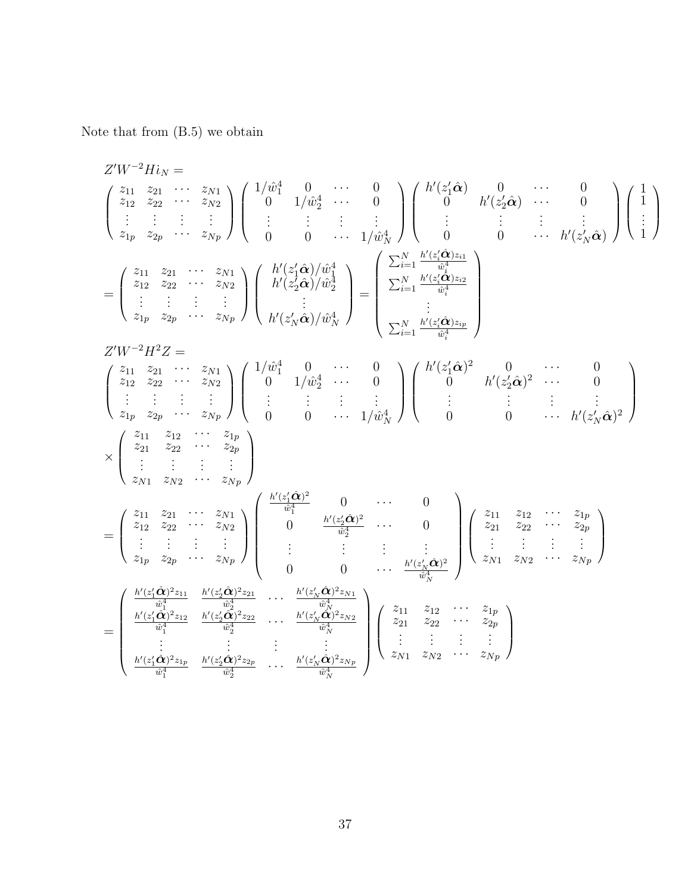Note that from (B.5) we obtain

$$
Z'W^{-2}Hi_N =
$$

$$
\begin{pmatrix} z_{11} & z_{21} & \cdots & z_{N1} \\ z_{12} & z_{22} & \cdots & z_{N2} \\ \vdots & \vdots & \vdots & \vdots \\ z_{1p} & z_{2p} & \cdots & z_{Np} \end{pmatrix}
\begin{pmatrix} 1/\hat{w}_1^4 & 0 & \cdots & 0 \\ 0 & 1/\hat{w}_2^4 & \cdots & 0 \\ \vdots & \vdots & \vdots & \vdots \\ 0 & 0 & \cdots & 1/\hat{w}_N^4 \end{pmatrix}
\begin{pmatrix} h'(z_1'\hat{\boldsymbol{\alpha}}) & 0 & \cdots & 0 \\ 0 & h'(z_2'\hat{\boldsymbol{\alpha}}) & \cdots & 0 \\ \vdots & \vdots & \vdots & \vdots \\ 0 & 0 & \cdots & h'(z_N'\hat{\boldsymbol{\alpha}}) \end{pmatrix}
\begin{pmatrix} 1 \\ 1 \\ \vdots \\ 1 \end{pmatrix}
$$

$$
= \begin{pmatrix} z_{11} & z_{21} & \cdots & z_{N1} \\ z_{12} & z_{22} & \cdots & z_{N2} \\ \vdots & \vdots & \vdots & \vdots \\ z_{1p} & z_{2p} & \cdots & z_{Np} \end{pmatrix}
\begin{pmatrix} h'(z_1'\hat{\boldsymbol{\alpha}})/\hat{w}_1^4 \\ h'(z_2'\hat{\boldsymbol{\alpha}})/\hat{w}_2^4 \\ \vdots \\ h'(z_N'\hat{\boldsymbol{\alpha}})/\hat{w}_N^4 \end{pmatrix}
= \begin{pmatrix} \sum_{i=1}^N \frac{h'(z_i'\hat{\boldsymbol{\alpha}})z_{i1}}{\hat{w}_i^4} \\ \sum_{i=1}^N \frac{h'(z_i'\hat{\boldsymbol{\alpha}})z_{i2}}{\hat{w}_i^4} \\ \vdots \\ \sum_{i=1}^N \frac{h'(z_i'\hat{\boldsymbol{\alpha}})z_{ip}}{\hat{w}_i^4} \end{pmatrix}
$$

$$
Z'W^{-2}H^2Z =
$$

$$
\begin{pmatrix} z_{11} & z_{21} & \cdots & z_{N1} \\ z_{12} & z_{22} & \cdots & z_{N2} \\ \vdots & \vdots & \vdots & \vdots \\ z_{1p} & z_{2p} & \cdots & z_{Np} \end{pmatrix}
\begin{pmatrix} 1/\hat{w}_1^4 & 0 & \cdots & 0 \\ 0 & 1/\hat{w}_2^4 & \cdots & 0 \\ \vdots & \vdots & \vdots & \vdots \\ 0 & 0 & \cdots & 1/\hat{w}_N^4 \end{pmatrix}
\begin{pmatrix} h'(z_1'\hat{\boldsymbol{\alpha}})^2 & 0 & \cdots & 0 \\ 0 & h'(z_2'\hat{\boldsymbol{\alpha}})^2 & \cdots & 0 \\ \vdots & \vdots & \vdots & \vdots \\ 0 & 0 & \cdots & h'(z_N'\hat{\boldsymbol{\alpha}})^2 \end{pmatrix}
$$

$$
\times \begin{pmatrix} z_{11} & z_{12} & \cdots & z_{1p} \\ z_{21} & z_{22} & \cdots & z_{2p} \\ \vdots & \vdots & \vdots & \vdots \\ z_{N1} & z_{N2} & \cdots & z_{Np} \end{pmatrix}
$$

$$
= \begin{pmatrix} z_{11} & z_{21} & \cdots & z_{N1} \\ z_{12} & z_{22} & \cdots & z_{N2} \\ \vdots & \vdots & \vdots & \vdots \\ z_{1p} & z_{2p} & \cdots & z_{Np} \end{pmatrix}
\begin{pmatrix} \frac{h'(z_1'\hat{\boldsymbol{\alpha}})^2}{\hat{w}_1^4} & 0 & \cdots & 0 \\ 0 & \frac{h'(z_2'\hat{\boldsymbol{\alpha}})^2}{\hat{w}_2^4} & \cdots & 0 \\ \vdots & \vdots & \vdots & \vdots \\ 0 & 0 & \cdots & \frac{h'(z_N'\hat{\boldsymbol{\alpha}})^2}{\hat{w}_N^4} \end{pmatrix}
\begin{pmatrix} z_{11} & z_{12} & \cdots & z_{1p} \\ z_{21} & z_{22} & \cdots & z_{2p} \\ \vdots & \vdots & \vdots & \vdots \\ z_{N1} & z_{N2} & \cdots & z_{Np} \end{pmatrix}
$$

$$
= \begin{pmatrix} \frac{h'(z_1'\hat{\boldsymbol{\alpha}})^2 z_{11}}{\hat{w}_1^4} & \frac{h'(z_2'\hat{\boldsymbol{\alpha}})^2 z_{21}}{\hat{w}_2^4} & \cdots & \frac{h'(z_N'\hat{\boldsymbol{\alpha}})^2 z_{N1}}{\hat{w}_N^4} \\ \frac{h'(z_1'\hat{\boldsymbol{\alpha}})^2 z_{12}}{\hat{w}_1^4} & \frac{h'(z_2'\hat{\boldsymbol{\alpha}})^2 z_{22}}{\hat{w}_2^4} & \cdots & \frac{h'(z_N'\hat{\boldsymbol{\alpha}})^2 z_{N2}}{\hat{w}_N^4} \\ \vdots & \vdots & \vdots & \vdots \\ \frac{h'(z_1'\hat{\boldsymbol{\alpha}})^2 z_{1p}}{\hat{w}_1^4} & \frac{h'(z_2'\hat{\boldsymbol{\alpha}})^2 z_{2p}}{\hat{w}_2^4} & \cdots & \frac{h'(z_N'\hat{\boldsymbol{\alpha}})^2 z_{Np}}{\hat{w}_N^4} \end{pmatrix}
\begin{pmatrix} z_{11} & z_{12} & \cdots & z_{1p} \\ z_{21} & z_{22} & \cdots & z_{2p} \\ \vdots & \vdots & \vdots & \vdots \\ z_{N1} & z_{N2} & \cdots & z_{Np} \end{pmatrix}
$$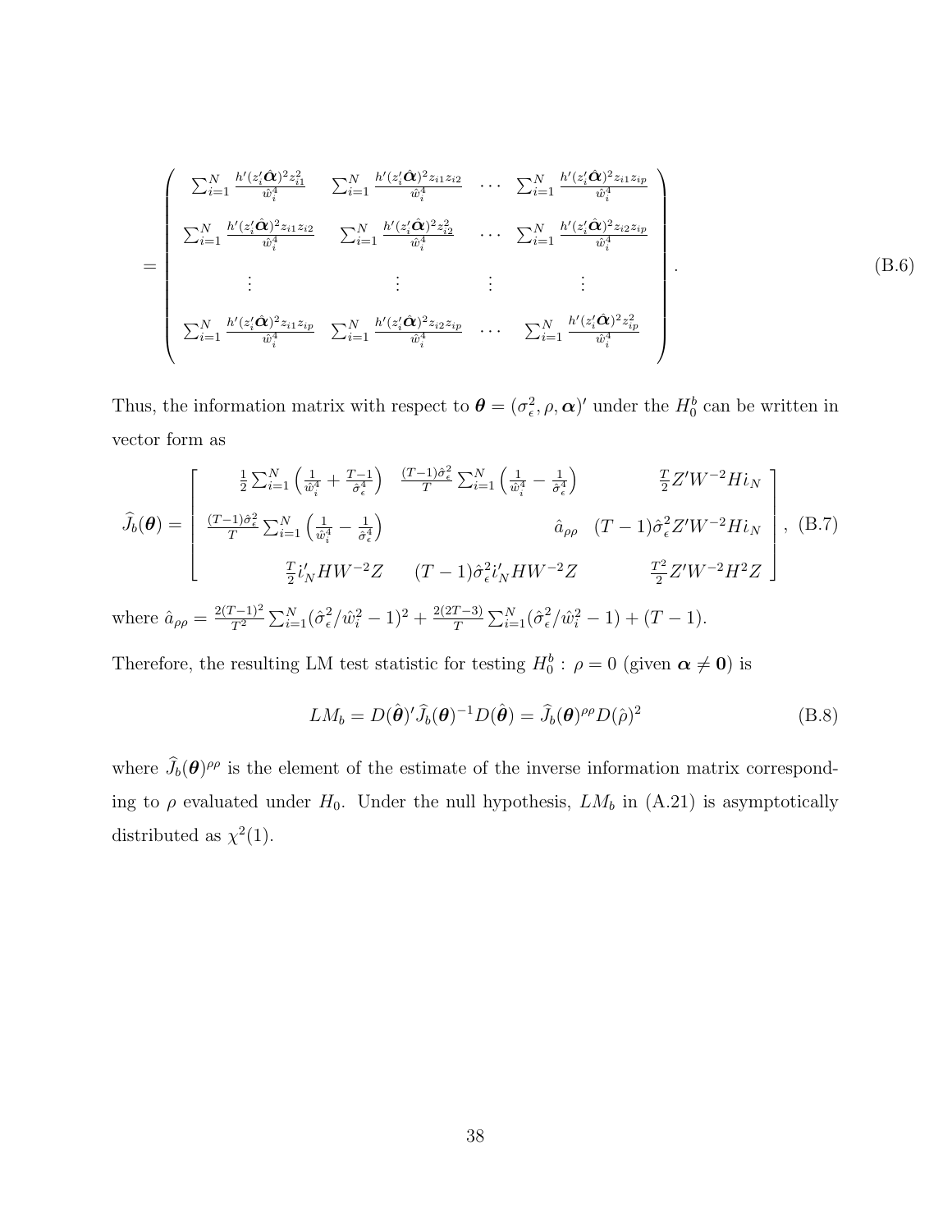$$
= \begin{pmatrix} \sum_{i=1}^{N} \frac{h'(z_i'\hat{\boldsymbol{\alpha}})^2 z_{i1}^2}{\hat{w}_i^4} & \sum_{i=1}^{N} \frac{h'(z_i'\hat{\boldsymbol{\alpha}})^2 z_{i1} z_{i2}}{\hat{w}_i^4} & \cdots & \sum_{i=1}^{N} \frac{h'(z_i'\hat{\boldsymbol{\alpha}})^2 z_{i1} z_{ip}}{\hat{w}_i^4} \\ \sum_{i=1}^{N} \frac{h'(z_i'\hat{\boldsymbol{\alpha}})^2 z_{i1} z_{i2}}{\hat{w}_i^4} & \sum_{i=1}^{N} \frac{h'(z_i'\hat{\boldsymbol{\alpha}})^2 z_{i2}^2}{\hat{w}_i^4} & \cdots & \sum_{i=1}^{N} \frac{h'(z_i'\hat{\boldsymbol{\alpha}})^2 z_{i2} z_{ip}}{\hat{w}_i^4} \\ \vdots & \vdots & \vdots & \vdots \\ \sum_{i=1}^{N} \frac{h'(z_i'\hat{\boldsymbol{\alpha}})^2 z_{i1} z_{ip}}{\hat{w}_i^4} & \sum_{i=1}^{N} \frac{h'(z_i'\hat{\boldsymbol{\alpha}})^2 z_{i2} z_{ip}}{\hat{w}_i^4} & \cdots & \sum_{i=1}^{N} \frac{h'(z_i'\hat{\boldsymbol{\alpha}})^2 z_{ip}^2}{\hat{w}_i^4} \end{pmatrix}. \tag{B.6}
$$

Thus, the information matrix with respect to $\boldsymbol{\theta} = (\sigma_\epsilon^2, \rho, \boldsymbol{\alpha})'$ under the $H_0^b$ can be written in vector form as

$$
\widehat{J}_b(\boldsymbol{\theta}) = \begin{bmatrix} \frac{1}{2}\sum_{i=1}^{N}\left(\frac{1}{\hat{w}_i^4} + \frac{T-1}{\hat{\sigma}_\epsilon^4}\right) & \frac{(T-1)\hat{\sigma}_\epsilon^2}{T}\sum_{i=1}^{N}\left(\frac{1}{\hat{w}_i^4} - \frac{1}{\hat{\sigma}_\epsilon^4}\right) & \frac{T}{2}Z'W^{-2}Hi_N \\ \frac{(T-1)\hat{\sigma}_\epsilon^2}{T}\sum_{i=1}^{N}\left(\frac{1}{\hat{w}_i^4} - \frac{1}{\hat{\sigma}_\epsilon^4}\right) & \hat{a}_{\rho\rho} & (T-1)\hat{\sigma}_\epsilon^2 Z'W^{-2}Hi_N \\ \frac{T}{2}i_N'HW^{-2}Z & (T-1)\hat{\sigma}_\epsilon^2 i_N'HW^{-2}Z & \frac{T^2}{2}Z'W^{-2}H^2Z \end{bmatrix}, \tag{B.7}
$$

where $\hat{a}_{\rho\rho} = \frac{2(T-1)^2}{T^2}\sum_{i=1}^{N}(\hat{\sigma}_\epsilon^2/\hat{w}_i^2 - 1)^2 + \frac{2(2T-3)}{T}\sum_{i=1}^{N}(\hat{\sigma}_\epsilon^2/\hat{w}_i^2 - 1) + (T-1)$.

Therefore, the resulting LM test statistic for testing $H_0^b : \rho = 0$ (given $\boldsymbol{\alpha} \neq \mathbf{0}$) is

$$
LM_b = D(\hat{\boldsymbol{\theta}})'\widehat{J}_b(\boldsymbol{\theta})^{-1}D(\hat{\boldsymbol{\theta}}) = \widehat{J}_b(\boldsymbol{\theta})^{\rho\rho}D(\hat{\rho})^2 \tag{B.8}
$$

where $\widehat{J}_b(\boldsymbol{\theta})^{\rho\rho}$ is the element of the estimate of the inverse information matrix corresponding to $\rho$ evaluated under $H_0$. Under the null hypothesis, $LM_b$ in (A.21) is asymptotically distributed as $\chi^2(1)$.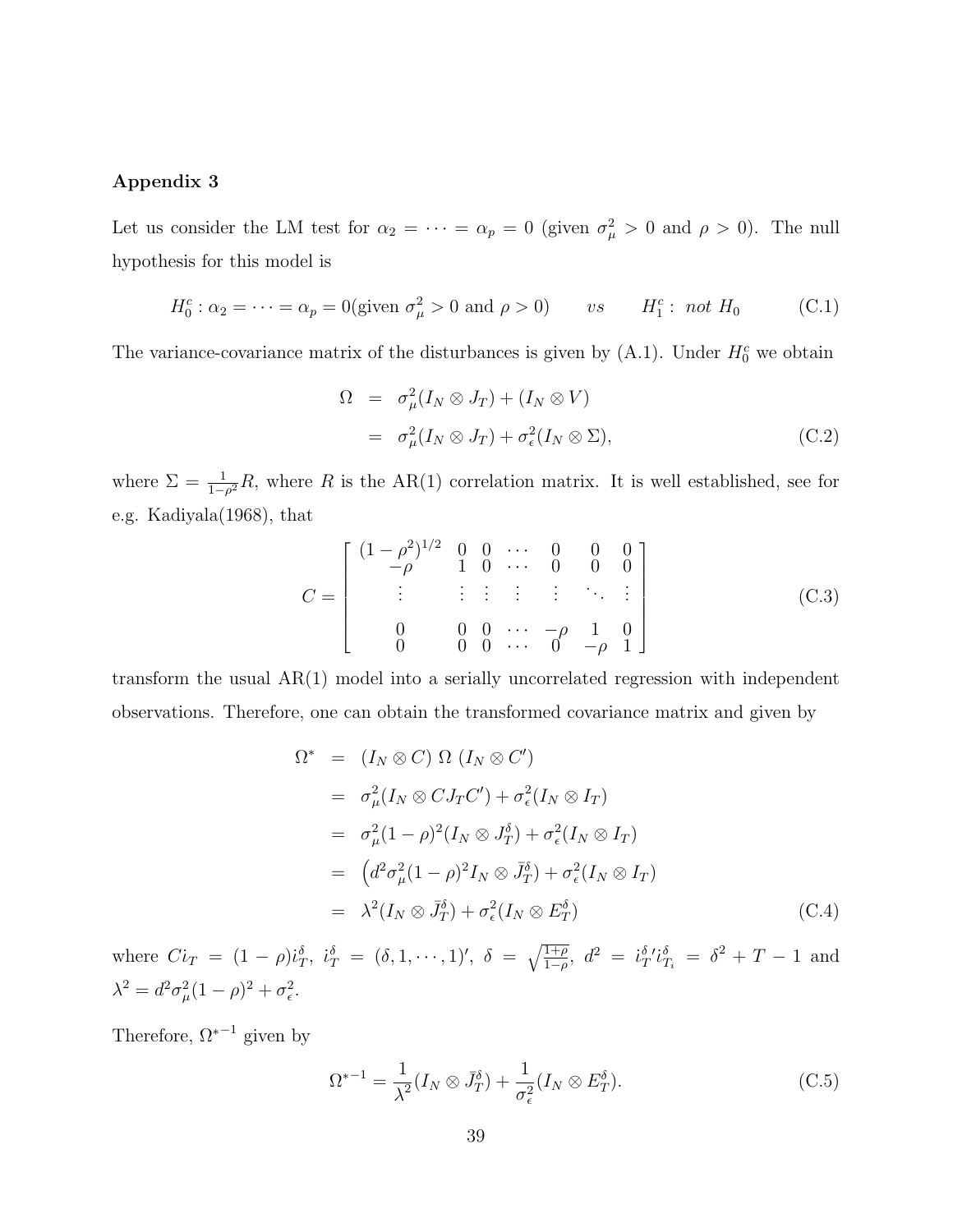### Appendix 3

Let us consider the LM test for $\alpha_2 = \cdots = \alpha_p = 0$ (given $\sigma_\mu^2 > 0$ and $\rho > 0$). The null hypothesis for this model is

$$H_0^c : \alpha_2 = \cdots = \alpha_p = 0(\text{given } \sigma_\mu^2 > 0 \text{ and } \rho > 0) \qquad vs \qquad H_1^c : \textit{ not } H_0 \tag{C.1}$$

The variance-covariance matrix of the disturbances is given by (A.1). Under $H_0^c$ we obtain

$$\begin{aligned}
\Omega &= \sigma_\mu^2(I_N \otimes J_T) + (I_N \otimes V) \\
&= \sigma_\mu^2(I_N \otimes J_T) + \sigma_\epsilon^2(I_N \otimes \Sigma),
\end{aligned} \tag{C.2}$$

where $\Sigma = \frac{1}{1-\rho^2}R$, where $R$ is the AR(1) correlation matrix. It is well established, see for e.g. Kadiyala(1968), that

$$C = \begin{bmatrix}
(1-\rho^2)^{1/2} & 0 & 0 & \cdots & 0 & 0 & 0 \\
-\rho & 1 & 0 & \cdots & 0 & 0 & 0 \\
\vdots & \vdots & \vdots & \vdots & \vdots & \ddots & \vdots \\
0 & 0 & 0 & \cdots & -\rho & 1 & 0 \\
0 & 0 & 0 & \cdots & 0 & -\rho & 1
\end{bmatrix} \tag{C.3}$$

transform the usual AR(1) model into a serially uncorrelated regression with independent observations. Therefore, one can obtain the transformed covariance matrix and given by

$$\begin{aligned}
\Omega^* &= (I_N \otimes C)\ \Omega\ (I_N \otimes C') \\
&= \sigma_\mu^2(I_N \otimes CJ_TC') + \sigma_\epsilon^2(I_N \otimes I_T) \\
&= \sigma_\mu^2(1-\rho)^2(I_N \otimes J_T^\delta) + \sigma_\epsilon^2(I_N \otimes I_T) \\
&= \left(d^2\sigma_\mu^2(1-\rho)^2 I_N \otimes \bar{J}_T^\delta\right) + \sigma_\epsilon^2(I_N \otimes I_T) \\
&= \lambda^2(I_N \otimes \bar{J}_T^\delta) + \sigma_\epsilon^2(I_N \otimes E_T^\delta)
\end{aligned} \tag{C.4}$$

where $C\iota_T = (1-\rho)\iota_T^\delta$, $\iota_T^\delta = (\delta, 1, \cdots, 1)'$, $\delta = \sqrt{\frac{1+\rho}{1-\rho}}$, $d^2 = \iota_T^{\delta\prime}\iota_{T_i}^\delta = \delta^2 + T - 1$ and $\lambda^2 = d^2\sigma_\mu^2(1-\rho)^2 + \sigma_\epsilon^2$.

Therefore, $\Omega^{*-1}$ given by

$$\Omega^{*-1} = \frac{1}{\lambda^2}(I_N \otimes \bar{J}_T^\delta) + \frac{1}{\sigma_\epsilon^2}(I_N \otimes E_T^\delta). \tag{C.5}$$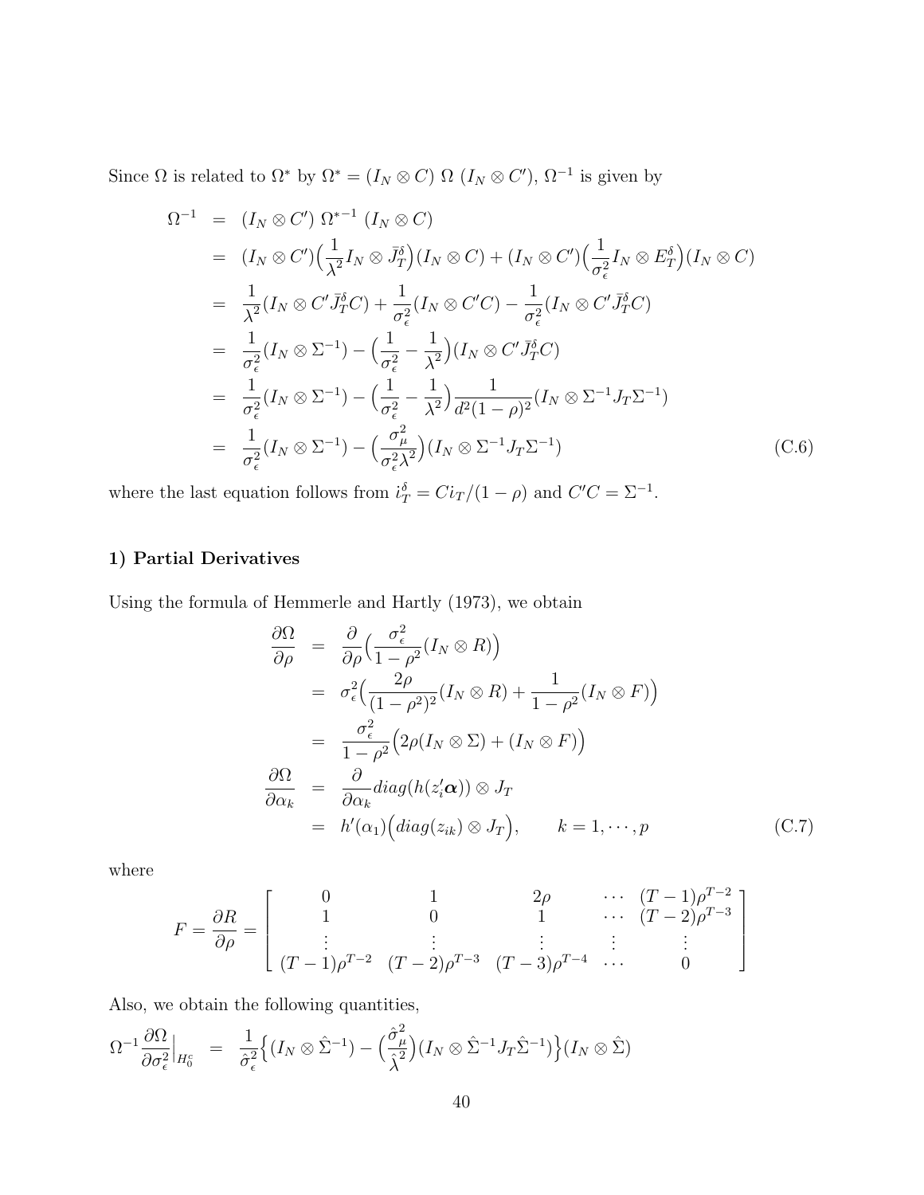Since $\Omega$ is related to $\Omega^*$ by $\Omega^* = (I_N \otimes C)\ \Omega\ (I_N \otimes C')$, $\Omega^{-1}$ is given by

$$
\begin{aligned}
\Omega^{-1} &= (I_N \otimes C')\ \Omega^{*-1}\ (I_N \otimes C) \\
&= (I_N \otimes C')\Big(\frac{1}{\lambda^2} I_N \otimes \bar{J}_T^\delta\Big)(I_N \otimes C) + (I_N \otimes C')\Big(\frac{1}{\sigma_\epsilon^2} I_N \otimes E_T^\delta\Big)(I_N \otimes C) \\
&= \frac{1}{\lambda^2}(I_N \otimes C'\bar{J}_T^\delta C) + \frac{1}{\sigma_\epsilon^2}(I_N \otimes C'C) - \frac{1}{\sigma_\epsilon^2}(I_N \otimes C'\bar{J}_T^\delta C) \\
&= \frac{1}{\sigma_\epsilon^2}(I_N \otimes \Sigma^{-1}) - \Big(\frac{1}{\sigma_\epsilon^2} - \frac{1}{\lambda^2}\Big)(I_N \otimes C'\bar{J}_T^\delta C) \\
&= \frac{1}{\sigma_\epsilon^2}(I_N \otimes \Sigma^{-1}) - \Big(\frac{1}{\sigma_\epsilon^2} - \frac{1}{\lambda^2}\Big)\frac{1}{d^2(1-\rho)^2}(I_N \otimes \Sigma^{-1}J_T\Sigma^{-1}) \\
&= \frac{1}{\sigma_\epsilon^2}(I_N \otimes \Sigma^{-1}) - \Big(\frac{\sigma_\mu^2}{\sigma_\epsilon^2\lambda^2}\Big)(I_N \otimes \Sigma^{-1}J_T\Sigma^{-1}) \qquad \text{(C.6)}
\end{aligned}
$$

where the last equation follows from $i_T^\delta = Ci_T/(1-\rho)$ and $C'C = \Sigma^{-1}$.

### 1) Partial Derivatives

Using the formula of Hemmerle and Hartly (1973), we obtain

$$
\begin{aligned}
\frac{\partial \Omega}{\partial \rho} &= \frac{\partial}{\partial \rho}\Big(\frac{\sigma_\epsilon^2}{1-\rho^2}(I_N \otimes R)\Big) \\
&= \sigma_\epsilon^2\Big(\frac{2\rho}{(1-\rho^2)^2}(I_N \otimes R) + \frac{1}{1-\rho^2}(I_N \otimes F)\Big) \\
&= \frac{\sigma_\epsilon^2}{1-\rho^2}\Big(2\rho(I_N \otimes \Sigma) + (I_N \otimes F)\Big) \\
\frac{\partial \Omega}{\partial \alpha_k} &= \frac{\partial}{\partial \alpha_k} diag(h(z_i'\boldsymbol{\alpha})) \otimes J_T \\
&= h'(\alpha_1)\Big(diag(z_{ik}) \otimes J_T\Big), \qquad k = 1, \cdots, p \qquad \text{(C.7)}
\end{aligned}
$$

where

$$
F = \frac{\partial R}{\partial \rho} = \begin{bmatrix} 0 & 1 & 2\rho & \cdots & (T-1)\rho^{T-2} \\ 1 & 0 & 1 & \cdots & (T-2)\rho^{T-3} \\ \vdots & \vdots & \vdots & \vdots & \vdots \\ (T-1)\rho^{T-2} & (T-2)\rho^{T-3} & (T-3)\rho^{T-4} & \cdots & 0 \end{bmatrix}
$$

Also, we obtain the following quantities,

$$
\Omega^{-1}\frac{\partial \Omega}{\partial \sigma_\epsilon^2}\Big|_{H_0^c} = \frac{1}{\hat{\sigma}_\epsilon^2}\Big\{(I_N \otimes \hat{\Sigma}^{-1}) - \Big(\frac{\hat{\sigma}_\mu^2}{\hat{\lambda}^2}\Big)(I_N \otimes \hat{\Sigma}^{-1}J_T\hat{\Sigma}^{-1})\Big\}(I_N \otimes \hat{\Sigma})
$$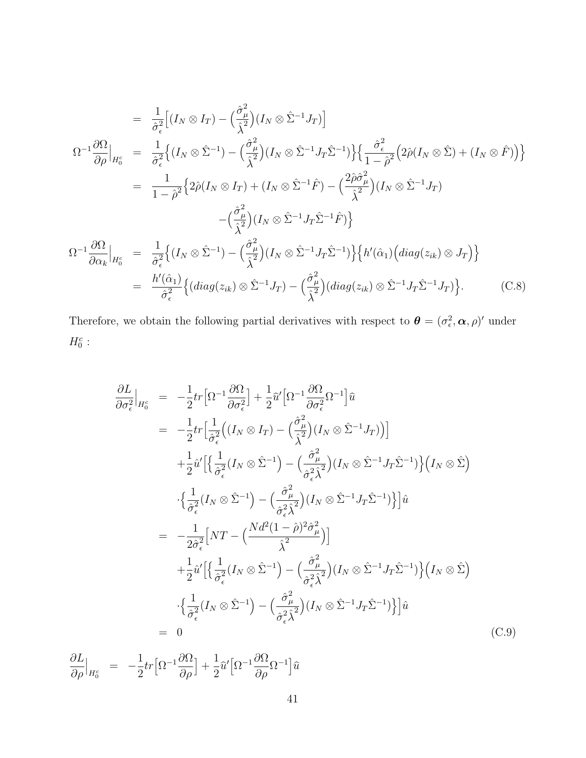$$
\begin{aligned}
&= \frac{1}{\hat{\sigma}_\epsilon^2}\Big[(I_N \otimes I_T) - \Big(\frac{\hat{\sigma}_\mu^2}{\hat{\lambda}^2}\Big)(I_N \otimes \hat{\Sigma}^{-1}J_T)\Big] \\
\Omega^{-1}\frac{\partial \Omega}{\partial \rho}\Big|_{H_0^c} &= \frac{1}{\hat{\sigma}_\epsilon^2}\Big\{(I_N \otimes \hat{\Sigma}^{-1}) - \Big(\frac{\hat{\sigma}_\mu^2}{\hat{\lambda}^2}\Big)(I_N \otimes \hat{\Sigma}^{-1}J_T\hat{\Sigma}^{-1})\Big\}\Big\{\frac{\hat{\sigma}_\epsilon^2}{1-\hat{\rho}^2}\Big(2\hat{\rho}(I_N \otimes \hat{\Sigma}) + (I_N \otimes \hat{F})\Big)\Big\} \\
&= \frac{1}{1-\hat{\rho}^2}\Big\{2\hat{\rho}(I_N \otimes I_T) + (I_N \otimes \hat{\Sigma}^{-1}\hat{F}) - \Big(\frac{2\hat{\rho}\hat{\sigma}_\mu^2}{\hat{\lambda}^2}\Big)(I_N \otimes \hat{\Sigma}^{-1}J_T) \\
&\qquad - \Big(\frac{\hat{\sigma}_\mu^2}{\hat{\lambda}^2}\Big)(I_N \otimes \hat{\Sigma}^{-1}J_T\hat{\Sigma}^{-1}\hat{F})\Big\} \\
\Omega^{-1}\frac{\partial \Omega}{\partial \alpha_k}\Big|_{H_0^c} &= \frac{1}{\hat{\sigma}_\epsilon^2}\Big\{(I_N \otimes \hat{\Sigma}^{-1}) - \Big(\frac{\hat{\sigma}_\mu^2}{\hat{\lambda}^2}\Big)(I_N \otimes \hat{\Sigma}^{-1}J_T\hat{\Sigma}^{-1})\Big\}\Big\{h'(\hat{\alpha}_1)\Big(diag(z_{ik}) \otimes J_T\Big)\Big\} \\
&= \frac{h'(\hat{\alpha}_1)}{\hat{\sigma}_\epsilon^2}\Big\{(diag(z_{ik}) \otimes \hat{\Sigma}^{-1}J_T) - \Big(\frac{\hat{\sigma}_\mu^2}{\hat{\lambda}^2}\Big)(diag(z_{ik}) \otimes \hat{\Sigma}^{-1}J_T\hat{\Sigma}^{-1}J_T)\Big\}. \qquad \text{(C.8)}
\end{aligned}
$$

Therefore, we obtain the following partial derivatives with respect to $\boldsymbol{\theta} = (\sigma_\epsilon^2, \boldsymbol{\alpha}, \rho)'$ under $H_0^c$ :

$$
\begin{aligned}
\frac{\partial L}{\partial \sigma_\epsilon^2}\Big|_{H_0^c} &= -\frac{1}{2}tr\Big[\Omega^{-1}\frac{\partial \Omega}{\partial \sigma_\epsilon^2}\Big] + \frac{1}{2}\hat{u}'\Big[\Omega^{-1}\frac{\partial \Omega}{\partial \sigma_\epsilon^2}\Omega^{-1}\Big]\hat{u} \\
&= -\frac{1}{2}tr\Big[\frac{1}{\hat{\sigma}_\epsilon^2}\Big((I_N \otimes I_T) - \Big(\frac{\hat{\sigma}_\mu^2}{\hat{\lambda}^2}\Big)(I_N \otimes \hat{\Sigma}^{-1}J_T)\Big)\Big] \\
&\quad + \frac{1}{2}\hat{u}'\Big[\Big\{\frac{1}{\hat{\sigma}_\epsilon^2}(I_N \otimes \hat{\Sigma}^{-1}\Big) - \Big(\frac{\hat{\sigma}_\mu^2}{\hat{\sigma}_\epsilon^2\hat{\lambda}^2}\Big)(I_N \otimes \hat{\Sigma}^{-1}J_T\hat{\Sigma}^{-1})\Big\}\Big(I_N \otimes \hat{\Sigma}\Big) \\
&\quad \cdot\Big\{\frac{1}{\hat{\sigma}_\epsilon^2}(I_N \otimes \hat{\Sigma}^{-1}\Big) - \Big(\frac{\hat{\sigma}_\mu^2}{\hat{\sigma}_\epsilon^2\hat{\lambda}^2}\Big)(I_N \otimes \hat{\Sigma}^{-1}J_T\hat{\Sigma}^{-1})\Big\}\Big]\hat{u} \\
&= -\frac{1}{2\hat{\sigma}_\epsilon^2}\Big[NT - \Big(\frac{Nd^2(1-\hat{\rho})^2\hat{\sigma}_\mu^2}{\hat{\lambda}^2}\Big)\Big] \\
&\quad + \frac{1}{2}\hat{u}'\Big[\Big\{\frac{1}{\hat{\sigma}_\epsilon^2}(I_N \otimes \hat{\Sigma}^{-1}\Big) - \Big(\frac{\hat{\sigma}_\mu^2}{\hat{\sigma}_\epsilon^2\hat{\lambda}^2}\Big)(I_N \otimes \hat{\Sigma}^{-1}J_T\hat{\Sigma}^{-1})\Big\}\Big(I_N \otimes \hat{\Sigma}\Big) \\
&\quad \cdot\Big\{\frac{1}{\hat{\sigma}_\epsilon^2}(I_N \otimes \hat{\Sigma}^{-1}\Big) - \Big(\frac{\hat{\sigma}_\mu^2}{\hat{\sigma}_\epsilon^2\hat{\lambda}^2}\Big)(I_N \otimes \hat{\Sigma}^{-1}J_T\hat{\Sigma}^{-1})\Big\}\Big]\hat{u} \\
&= 0 \qquad \text{(C.9)}
\end{aligned}
$$

$$
\frac{\partial L}{\partial \rho}\Big|_{H_0^c} = -\frac{1}{2}tr\Big[\Omega^{-1}\frac{\partial \Omega}{\partial \rho}\Big] + \frac{1}{2}\hat{u}'\Big[\Omega^{-1}\frac{\partial \Omega}{\partial \rho}\Omega^{-1}\Big]\hat{u}
$$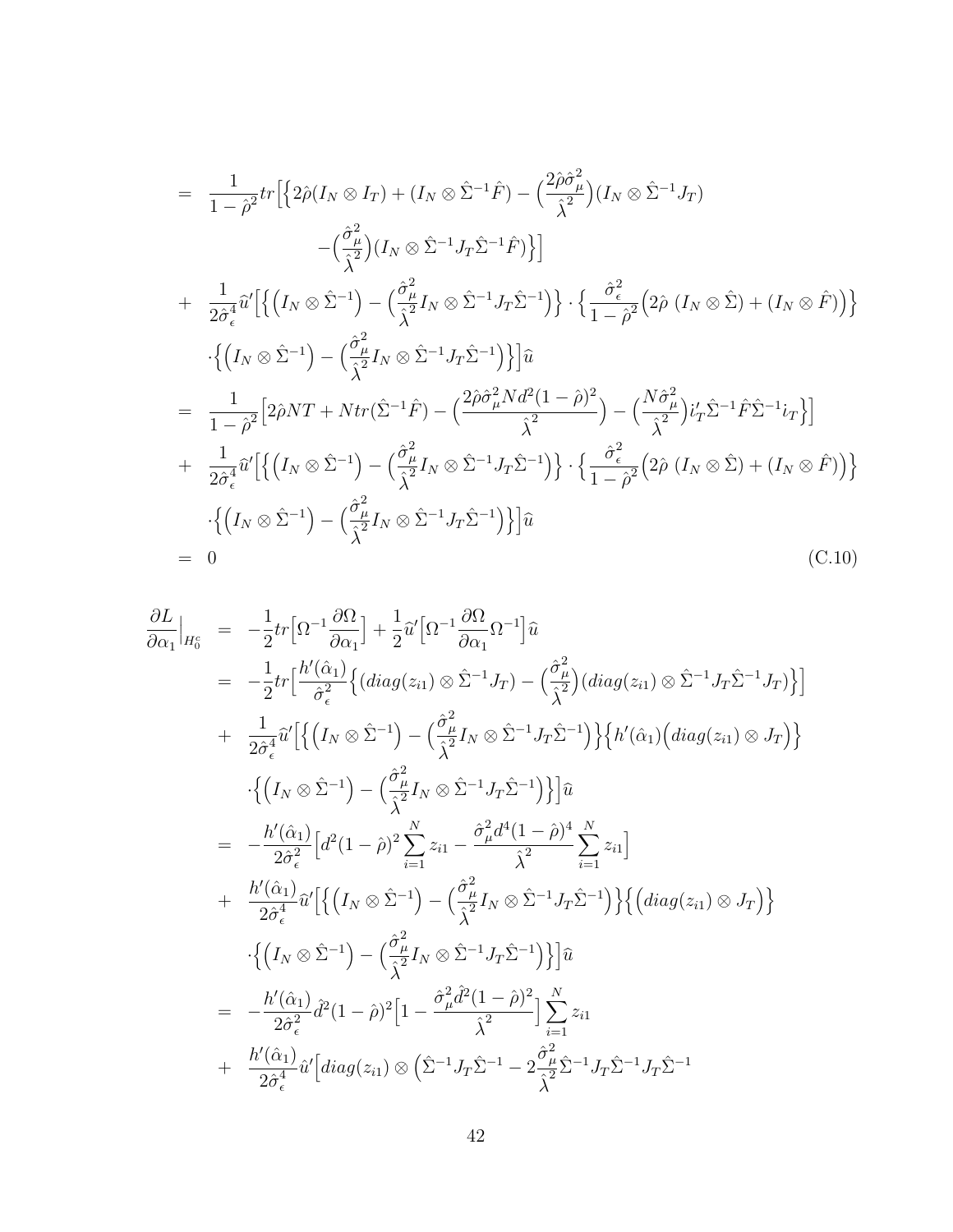$$
\begin{aligned}
&= \frac{1}{1-\hat{\rho}^2} tr\Big[\Big\{2\hat{\rho}(I_N \otimes I_T) + (I_N \otimes \hat{\Sigma}^{-1}\hat{F}) - \Big(\frac{2\hat{\rho}\hat{\sigma}_\mu^2}{\hat{\lambda}^2}\Big)(I_N \otimes \hat{\Sigma}^{-1}J_T) \\
&\qquad - \Big(\frac{\hat{\sigma}_\mu^2}{\hat{\lambda}^2}\Big)(I_N \otimes \hat{\Sigma}^{-1}J_T\hat{\Sigma}^{-1}\hat{F})\Big\}\Big] \\
&+ \frac{1}{2\hat{\sigma}_\epsilon^4}\widehat{u}'\Big[\Big\{\Big(I_N \otimes \hat{\Sigma}^{-1}\Big) - \Big(\frac{\hat{\sigma}_\mu^2}{\hat{\lambda}^2} I_N \otimes \hat{\Sigma}^{-1}J_T\hat{\Sigma}^{-1}\Big)\Big\} \cdot \Big\{\frac{\hat{\sigma}_\epsilon^2}{1-\hat{\rho}^2}\Big(2\hat{\rho}\ (I_N \otimes \hat{\Sigma}) + (I_N \otimes \hat{F})\Big)\Big\} \\
&\qquad \cdot \Big\{\Big(I_N \otimes \hat{\Sigma}^{-1}\Big) - \Big(\frac{\hat{\sigma}_\mu^2}{\hat{\lambda}^2} I_N \otimes \hat{\Sigma}^{-1}J_T\hat{\Sigma}^{-1}\Big)\Big\}\Big]\widehat{u} \\
&= \frac{1}{1-\hat{\rho}^2}\Big[2\hat{\rho}NT + Ntr(\hat{\Sigma}^{-1}\hat{F}) - \Big(\frac{2\hat{\rho}\hat{\sigma}_\mu^2 N d^2(1-\hat{\rho})^2}{\hat{\lambda}^2}\Big) - \Big(\frac{N\hat{\sigma}_\mu^2}{\hat{\lambda}^2}\Big)i_T'\hat{\Sigma}^{-1}\hat{F}\hat{\Sigma}^{-1}i_T\Big\}\Big] \\
&+ \frac{1}{2\hat{\sigma}_\epsilon^4}\widehat{u}'\Big[\Big\{\Big(I_N \otimes \hat{\Sigma}^{-1}\Big) - \Big(\frac{\hat{\sigma}_\mu^2}{\hat{\lambda}^2} I_N \otimes \hat{\Sigma}^{-1}J_T\hat{\Sigma}^{-1}\Big)\Big\} \cdot \Big\{\frac{\hat{\sigma}_\epsilon^2}{1-\hat{\rho}^2}\Big(2\hat{\rho}\ (I_N \otimes \hat{\Sigma}) + (I_N \otimes \hat{F})\Big)\Big\} \\
&\qquad \cdot \Big\{\Big(I_N \otimes \hat{\Sigma}^{-1}\Big) - \Big(\frac{\hat{\sigma}_\mu^2}{\hat{\lambda}^2} I_N \otimes \hat{\Sigma}^{-1}J_T\hat{\Sigma}^{-1}\Big)\Big\}\Big]\widehat{u} \\
&= 0 \qquad\qquad\qquad\qquad\qquad\qquad\qquad\qquad\qquad\qquad\qquad\qquad\qquad\qquad (\text{C.10})
\end{aligned}
$$

$$
\begin{aligned}
\frac{\partial L}{\partial \alpha_1}\Big|_{H_0^c} &= -\frac{1}{2}tr\Big[\Omega^{-1}\frac{\partial \Omega}{\partial \alpha_1}\Big] + \frac{1}{2}\widehat{u}'\Big[\Omega^{-1}\frac{\partial \Omega}{\partial \alpha_1}\Omega^{-1}\Big]\widehat{u} \\
&= -\frac{1}{2}tr\Big[\frac{h'(\hat{\alpha}_1)}{\hat{\sigma}_\epsilon^2}\Big\{(diag(z_{i1}) \otimes \hat{\Sigma}^{-1}J_T) - \Big(\frac{\hat{\sigma}_\mu^2}{\hat{\lambda}^2}\Big)(diag(z_{i1}) \otimes \hat{\Sigma}^{-1}J_T\hat{\Sigma}^{-1}J_T)\Big\}\Big] \\
&+ \frac{1}{2\hat{\sigma}_\epsilon^4}\widehat{u}'\Big[\Big\{\Big(I_N \otimes \hat{\Sigma}^{-1}\Big) - \Big(\frac{\hat{\sigma}_\mu^2}{\hat{\lambda}^2} I_N \otimes \hat{\Sigma}^{-1}J_T\hat{\Sigma}^{-1}\Big)\Big\}\Big\{h'(\hat{\alpha}_1)\Big(diag(z_{i1}) \otimes J_T\Big)\Big\} \\
&\qquad \cdot \Big\{\Big(I_N \otimes \hat{\Sigma}^{-1}\Big) - \Big(\frac{\hat{\sigma}_\mu^2}{\hat{\lambda}^2} I_N \otimes \hat{\Sigma}^{-1}J_T\hat{\Sigma}^{-1}\Big)\Big\}\Big]\widehat{u} \\
&= -\frac{h'(\hat{\alpha}_1)}{2\hat{\sigma}_\epsilon^2}\Big[d^2(1-\hat{\rho})^2\sum_{i=1}^N z_{i1} - \frac{\hat{\sigma}_\mu^2 d^4(1-\hat{\rho})^4}{\hat{\lambda}^2}\sum_{i=1}^N z_{i1}\Big] \\
&+ \frac{h'(\hat{\alpha}_1)}{2\hat{\sigma}_\epsilon^4}\widehat{u}'\Big[\Big\{\Big(I_N \otimes \hat{\Sigma}^{-1}\Big) - \Big(\frac{\hat{\sigma}_\mu^2}{\hat{\lambda}^2} I_N \otimes \hat{\Sigma}^{-1}J_T\hat{\Sigma}^{-1}\Big)\Big\}\Big\{\Big(diag(z_{i1}) \otimes J_T\Big)\Big\} \\
&\qquad \cdot \Big\{\Big(I_N \otimes \hat{\Sigma}^{-1}\Big) - \Big(\frac{\hat{\sigma}_\mu^2}{\hat{\lambda}^2} I_N \otimes \hat{\Sigma}^{-1}J_T\hat{\Sigma}^{-1}\Big)\Big\}\Big]\widehat{u} \\
&= -\frac{h'(\hat{\alpha}_1)}{2\hat{\sigma}_\epsilon^2}\hat{d}^2(1-\hat{\rho})^2\Big[1 - \frac{\hat{\sigma}_\mu^2\hat{d}^2(1-\hat{\rho})^2}{\hat{\lambda}^2}\Big]\sum_{i=1}^N z_{i1} \\
&+ \frac{h'(\hat{\alpha}_1)}{2\hat{\sigma}_\epsilon^4}\widehat{u}'\Big[diag(z_{i1}) \otimes \Big(\hat{\Sigma}^{-1}J_T\hat{\Sigma}^{-1} - 2\frac{\hat{\sigma}_\mu^2}{\hat{\lambda}^2}\hat{\Sigma}^{-1}J_T\hat{\Sigma}^{-1}J_T\hat{\Sigma}^{-1}
\end{aligned}
$$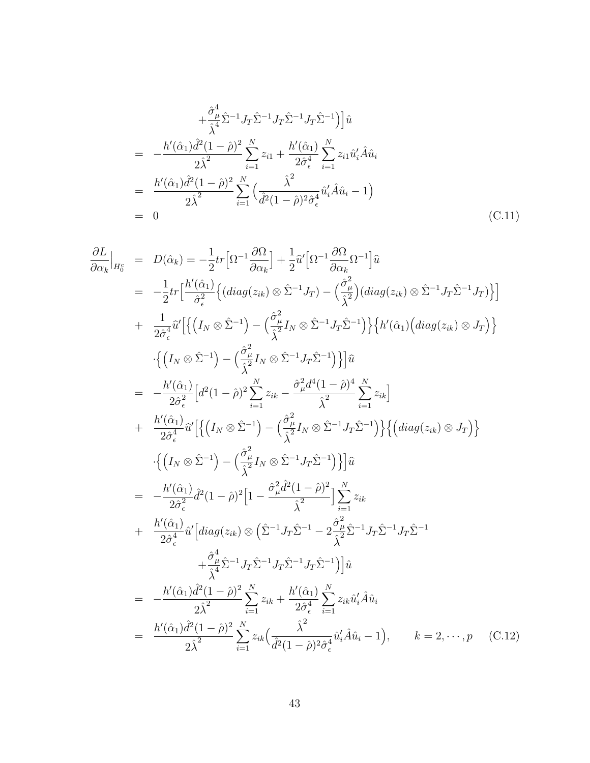$$
\begin{aligned}
&\quad + \frac{\hat{\sigma}_\mu^4}{\hat{\lambda}^4} \hat{\Sigma}^{-1} J_T \hat{\Sigma}^{-1} J_T \hat{\Sigma}^{-1} J_T \hat{\Sigma}^{-1} \Big) \Big] \hat{u} \\
&= -\frac{h'(\hat{\alpha}_1) \hat{d}^2 (1-\hat{\rho})^2}{2\hat{\lambda}^2} \sum_{i=1}^N z_{i1} + \frac{h'(\hat{\alpha}_1)}{2\hat{\sigma}_\epsilon^4} \sum_{i=1}^N z_{i1} \hat{u}_i' \hat{A} \hat{u}_i \\
&= \frac{h'(\hat{\alpha}_1) \hat{d}^2 (1-\hat{\rho})^2}{2\hat{\lambda}^2} \sum_{i=1}^N \Big( \frac{\hat{\lambda}^2}{\hat{d}^2 (1-\hat{\rho})^2 \hat{\sigma}_\epsilon^4} \hat{u}_i' \hat{A} \hat{u}_i - 1 \Big) \\
&= 0 \qquad \text{(C.11)}
\end{aligned}
$$

$$
\begin{aligned}
\frac{\partial L}{\partial \alpha_k}\Big|_{H_0^c} &= D(\hat{\alpha}_k) = -\frac{1}{2} tr\Big[ \Omega^{-1} \frac{\partial \Omega}{\partial \alpha_k} \Big] + \frac{1}{2} \widehat{u}' \Big[ \Omega^{-1} \frac{\partial \Omega}{\partial \alpha_k} \Omega^{-1} \Big] \widehat{u} \\
&= -\frac{1}{2} tr\Big[ \frac{h'(\hat{\alpha}_1)}{\hat{\sigma}_\epsilon^2} \Big\{ (diag(z_{ik}) \otimes \hat{\Sigma}^{-1} J_T) - \Big( \frac{\hat{\sigma}_\mu^2}{\hat{\lambda}^2} \Big) (diag(z_{ik}) \otimes \hat{\Sigma}^{-1} J_T \hat{\Sigma}^{-1} J_T) \Big\} \Big] \\
&+ \frac{1}{2\hat{\sigma}_\epsilon^4} \widehat{u}' \Big[ \Big\{ \Big( I_N \otimes \hat{\Sigma}^{-1} \Big) - \Big( \frac{\hat{\sigma}_\mu^2}{\hat{\lambda}^2} I_N \otimes \hat{\Sigma}^{-1} J_T \hat{\Sigma}^{-1} \Big) \Big\} \Big\{ h'(\hat{\alpha}_1) \Big( diag(z_{ik}) \otimes J_T \Big) \Big\} \\
&\quad \cdot \Big\{ \Big( I_N \otimes \hat{\Sigma}^{-1} \Big) - \Big( \frac{\hat{\sigma}_\mu^2}{\hat{\lambda}^2} I_N \otimes \hat{\Sigma}^{-1} J_T \hat{\Sigma}^{-1} \Big) \Big\} \Big] \widehat{u} \\
&= -\frac{h'(\hat{\alpha}_1)}{2\hat{\sigma}_\epsilon^2} \Big[ d^2 (1-\hat{\rho})^2 \sum_{i=1}^N z_{ik} - \frac{\hat{\sigma}_\mu^2 d^4 (1-\hat{\rho})^4}{\hat{\lambda}^2} \sum_{i=1}^N z_{ik} \Big] \\
&+ \frac{h'(\hat{\alpha}_1)}{2\hat{\sigma}_\epsilon^4} \widehat{u}' \Big[ \Big\{ \Big( I_N \otimes \hat{\Sigma}^{-1} \Big) - \Big( \frac{\hat{\sigma}_\mu^2}{\hat{\lambda}^2} I_N \otimes \hat{\Sigma}^{-1} J_T \hat{\Sigma}^{-1} \Big) \Big\} \Big\{ \Big( diag(z_{ik}) \otimes J_T \Big) \Big\} \\
&\quad \cdot \Big\{ \Big( I_N \otimes \hat{\Sigma}^{-1} \Big) - \Big( \frac{\hat{\sigma}_\mu^2}{\hat{\lambda}^2} I_N \otimes \hat{\Sigma}^{-1} J_T \hat{\Sigma}^{-1} \Big) \Big\} \Big] \widehat{u} \\
&= -\frac{h'(\hat{\alpha}_1)}{2\hat{\sigma}_\epsilon^2} \hat{d}^2 (1-\hat{\rho})^2 \Big[ 1 - \frac{\hat{\sigma}_\mu^2 \hat{d}^2 (1-\hat{\rho})^2}{\hat{\lambda}^2} \Big] \sum_{i=1}^N z_{ik} \\
&+ \frac{h'(\hat{\alpha}_1)}{2\hat{\sigma}_\epsilon^4} \hat{u}' \Big[ diag(z_{ik}) \otimes \Big( \hat{\Sigma}^{-1} J_T \hat{\Sigma}^{-1} - 2 \frac{\hat{\sigma}_\mu^2}{\hat{\lambda}^2} \hat{\Sigma}^{-1} J_T \hat{\Sigma}^{-1} J_T \hat{\Sigma}^{-1} \\
&\quad + \frac{\hat{\sigma}_\mu^4}{\hat{\lambda}^4} \hat{\Sigma}^{-1} J_T \hat{\Sigma}^{-1} J_T \hat{\Sigma}^{-1} J_T \hat{\Sigma}^{-1} \Big) \Big] \hat{u} \\
&= -\frac{h'(\hat{\alpha}_1) \hat{d}^2 (1-\hat{\rho})^2}{2\hat{\lambda}^2} \sum_{i=1}^N z_{ik} + \frac{h'(\hat{\alpha}_1)}{2\hat{\sigma}_\epsilon^4} \sum_{i=1}^N z_{ik} \hat{u}_i' \hat{A} \hat{u}_i \\
&= \frac{h'(\hat{\alpha}_1) \hat{d}^2 (1-\hat{\rho})^2}{2\hat{\lambda}^2} \sum_{i=1}^N z_{ik} \Big( \frac{\hat{\lambda}^2}{\hat{d}^2 (1-\hat{\rho})^2 \hat{\sigma}_\epsilon^4} \hat{u}_i' \hat{A} \hat{u}_i - 1 \Big), \qquad k = 2, \cdots, p \qquad \text{(C.12)}
\end{aligned}
$$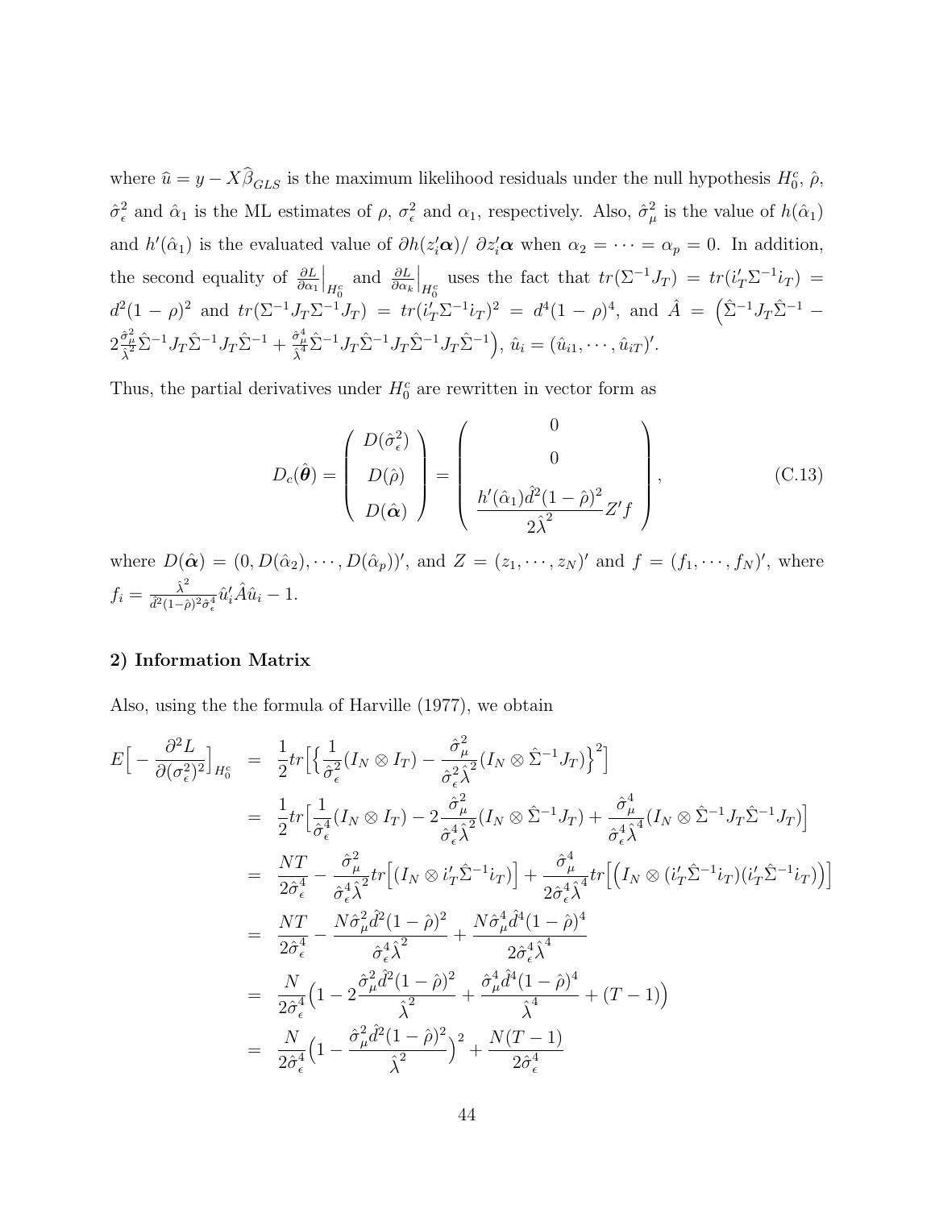where $\widehat{u} = y - X\widehat{\beta}_{GLS}$ is the maximum likelihood residuals under the null hypothesis $H_0^c$, $\hat{\rho}$, $\hat{\sigma}_\epsilon^2$ and $\hat{\alpha}_1$ is the ML estimates of $\rho$, $\sigma_\epsilon^2$ and $\alpha_1$, respectively. Also, $\hat{\sigma}_\mu^2$ is the value of $h(\hat{\alpha}_1)$ and $h'(\hat{\alpha}_1)$ is the evaluated value of $\partial h(z_i'\boldsymbol{\alpha})/\ \partial z_i'\boldsymbol{\alpha}$ when $\alpha_2 = \cdots = \alpha_p = 0$. In addition, the second equality of $\frac{\partial L}{\partial \alpha_1}\Big|_{H_0^c}$ and $\frac{\partial L}{\partial \alpha_k}\Big|_{H_0^c}$ uses the fact that $tr(\Sigma^{-1}J_T) = tr(i_T'\Sigma^{-1}i_T) = d^2(1-\rho)^2$ and $tr(\Sigma^{-1}J_T\Sigma^{-1}J_T) = tr(i_T'\Sigma^{-1}i_T)^2 = d^4(1-\rho)^4$, and $\hat{A} = \Big(\hat{\Sigma}^{-1}J_T\hat{\Sigma}^{-1} - 2\frac{\hat{\sigma}_\mu^2}{\hat{\lambda}^2}\hat{\Sigma}^{-1}J_T\hat{\Sigma}^{-1}J_T\hat{\Sigma}^{-1} + \frac{\hat{\sigma}_\mu^4}{\hat{\lambda}^4}\hat{\Sigma}^{-1}J_T\hat{\Sigma}^{-1}J_T\hat{\Sigma}^{-1}J_T\hat{\Sigma}^{-1}\Big)$, $\hat{u}_i = (\hat{u}_{i1}, \cdots, \hat{u}_{iT})'$.

Thus, the partial derivatives under $H_0^c$ are rewritten in vector form as

$$D_c(\hat{\boldsymbol{\theta}}) = \begin{pmatrix} D(\hat{\sigma}_\epsilon^2) \\ D(\hat{\rho}) \\ D(\hat{\boldsymbol{\alpha}}) \end{pmatrix} = \begin{pmatrix} 0 \\ 0 \\ \dfrac{h'(\hat{\alpha}_1)\hat{d}^2(1-\hat{\rho})^2}{2\hat{\lambda}^2}Z'f \end{pmatrix}, \tag{C.13}$$

where $D(\hat{\boldsymbol{\alpha}}) = (0, D(\hat{\alpha}_2), \cdots, D(\hat{\alpha}_p))'$, and $Z = (z_1, \cdots, z_N)'$ and $f = (f_1, \cdots, f_N)'$, where $f_i = \frac{\hat{\lambda}^2}{\hat{d}^2(1-\hat{\rho})^2\hat{\sigma}_\epsilon^4}\hat{u}_i'\hat{A}\hat{u}_i - 1$.

**2) Information Matrix**

Also, using the the formula of Harville (1977), we obtain

$$\begin{aligned}
E\Big[-\frac{\partial^2 L}{\partial(\sigma_\epsilon^2)^2}\Big]_{H_0^c} &= \frac{1}{2}tr\Big[\Big\{\frac{1}{\hat{\sigma}_\epsilon^2}(I_N \otimes I_T) - \frac{\hat{\sigma}_\mu^2}{\hat{\sigma}_\epsilon^2\hat{\lambda}^2}(I_N \otimes \hat{\Sigma}^{-1}J_T)\Big\}^2\Big] \\
&= \frac{1}{2}tr\Big[\frac{1}{\hat{\sigma}_\epsilon^4}(I_N \otimes I_T) - 2\frac{\hat{\sigma}_\mu^2}{\hat{\sigma}_\epsilon^4\hat{\lambda}^2}(I_N \otimes \hat{\Sigma}^{-1}J_T) + \frac{\hat{\sigma}_\mu^4}{\hat{\sigma}_\epsilon^4\hat{\lambda}^4}(I_N \otimes \hat{\Sigma}^{-1}J_T\hat{\Sigma}^{-1}J_T)\Big] \\
&= \frac{NT}{2\hat{\sigma}_\epsilon^4} - \frac{\hat{\sigma}_\mu^2}{\hat{\sigma}_\epsilon^4\hat{\lambda}^2}tr\Big[(I_N \otimes i_T'\hat{\Sigma}^{-1}i_T)\Big] + \frac{\hat{\sigma}_\mu^4}{2\hat{\sigma}_\epsilon^4\hat{\lambda}^4}tr\Big[\Big(I_N \otimes (i_T'\hat{\Sigma}^{-1}i_T)(i_T'\hat{\Sigma}^{-1}i_T)\Big)\Big] \\
&= \frac{NT}{2\hat{\sigma}_\epsilon^4} - \frac{N\hat{\sigma}_\mu^2\hat{d}^2(1-\hat{\rho})^2}{\hat{\sigma}_\epsilon^4\hat{\lambda}^2} + \frac{N\hat{\sigma}_\mu^4\hat{d}^4(1-\hat{\rho})^4}{2\hat{\sigma}_\epsilon^4\hat{\lambda}^4} \\
&= \frac{N}{2\hat{\sigma}_\epsilon^4}\Big(1 - 2\frac{\hat{\sigma}_\mu^2\hat{d}^2(1-\hat{\rho})^2}{\hat{\lambda}^2} + \frac{\hat{\sigma}_\mu^4\hat{d}^4(1-\hat{\rho})^4}{\hat{\lambda}^4} + (T-1)\Big) \\
&= \frac{N}{2\hat{\sigma}_\epsilon^4}\Big(1 - \frac{\hat{\sigma}_\mu^2\hat{d}^2(1-\hat{\rho})^2}{\hat{\lambda}^2}\Big)^2 + \frac{N(T-1)}{2\hat{\sigma}_\epsilon^4}
\end{aligned}$$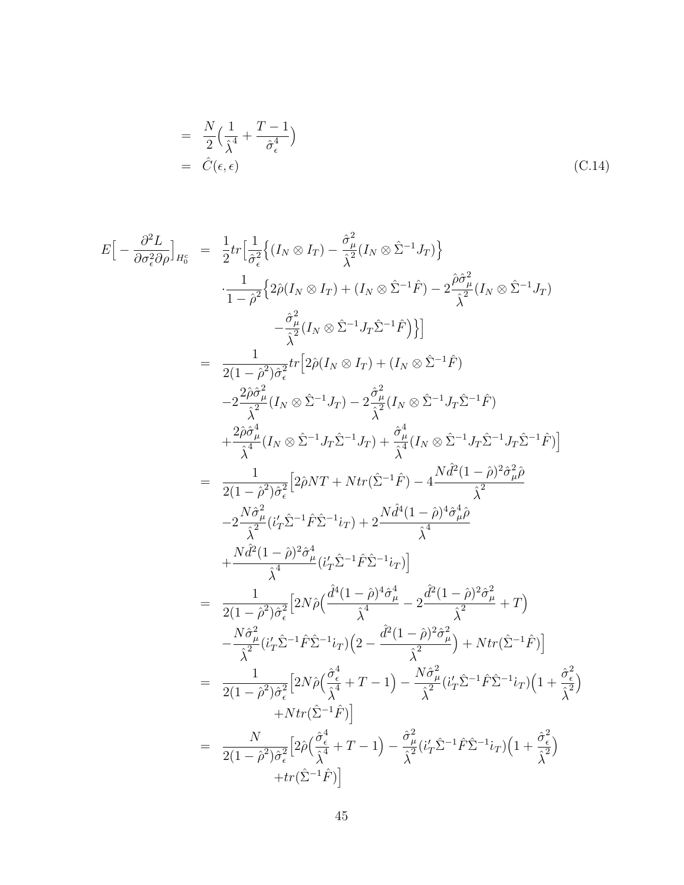$$
\begin{aligned}
&= \frac{N}{2}\Big(\frac{1}{\hat{\lambda}^4} + \frac{T-1}{\hat{\sigma}_\epsilon^4}\Big) \\
&= \hat{C}(\epsilon, \epsilon) \qquad\qquad \text{(C.14)}
\end{aligned}
$$

$$
\begin{aligned}
E\Big[-\frac{\partial^2 L}{\partial \sigma_\epsilon^2 \partial \rho}\Big]_{H_0^c} &= \frac{1}{2} tr\Big[\frac{1}{\hat{\sigma}_\epsilon^2}\Big\{(I_N \otimes I_T) - \frac{\hat{\sigma}_\mu^2}{\hat{\lambda}^2}(I_N \otimes \hat{\Sigma}^{-1} J_T)\Big\} \\
&\quad \cdot \frac{1}{1-\hat{\rho}^2}\Big\{2\hat{\rho}(I_N \otimes I_T) + (I_N \otimes \hat{\Sigma}^{-1}\hat{F}) - 2\frac{\hat{\rho}\hat{\sigma}_\mu^2}{\hat{\lambda}^2}(I_N \otimes \hat{\Sigma}^{-1} J_T) \\
&\qquad - \frac{\hat{\sigma}_\mu^2}{\hat{\lambda}^2}(I_N \otimes \hat{\Sigma}^{-1} J_T \hat{\Sigma}^{-1}\hat{F}\Big)\Big\}\Big] \\
&= \frac{1}{2(1-\hat{\rho}^2)\hat{\sigma}_\epsilon^2} tr\Big[2\hat{\rho}(I_N \otimes I_T) + (I_N \otimes \hat{\Sigma}^{-1}\hat{F}) \\
&\quad - 2\frac{2\hat{\rho}\hat{\sigma}_\mu^2}{\hat{\lambda}^2}(I_N \otimes \hat{\Sigma}^{-1} J_T) - 2\frac{\hat{\sigma}_\mu^2}{\hat{\lambda}^2}(I_N \otimes \hat{\Sigma}^{-1} J_T \hat{\Sigma}^{-1}\hat{F}) \\
&\quad + \frac{2\hat{\rho}\hat{\sigma}_\mu^4}{\hat{\lambda}^4}(I_N \otimes \hat{\Sigma}^{-1} J_T \hat{\Sigma}^{-1} J_T) + \frac{\hat{\sigma}_\mu^4}{\hat{\lambda}^4}(I_N \otimes \hat{\Sigma}^{-1} J_T \hat{\Sigma}^{-1} J_T \hat{\Sigma}^{-1}\hat{F})\Big] \\
&= \frac{1}{2(1-\hat{\rho}^2)\hat{\sigma}_\epsilon^2}\Big[2\hat{\rho}NT + N tr(\hat{\Sigma}^{-1}\hat{F}) - 4\frac{N\hat{d}^2(1-\hat{\rho})^2\hat{\sigma}_\mu^2\hat{\rho}}{\hat{\lambda}^2} \\
&\quad - 2\frac{N\hat{\sigma}_\mu^2}{\hat{\lambda}^2}(i_T'\hat{\Sigma}^{-1}\hat{F}\hat{\Sigma}^{-1}i_T) + 2\frac{N\hat{d}^4(1-\hat{\rho})^4\hat{\sigma}_\mu^4\hat{\rho}}{\hat{\lambda}^4} \\
&\quad + \frac{N\hat{d}^2(1-\hat{\rho})^2\hat{\sigma}_\mu^4}{\hat{\lambda}^4}(i_T'\hat{\Sigma}^{-1}\hat{F}\hat{\Sigma}^{-1}i_T)\Big] \\
&= \frac{1}{2(1-\hat{\rho}^2)\hat{\sigma}_\epsilon^2}\Big[2N\hat{\rho}\Big(\frac{\hat{d}^4(1-\hat{\rho})^4\hat{\sigma}_\mu^4}{\hat{\lambda}^4} - 2\frac{\hat{d}^2(1-\hat{\rho})^2\hat{\sigma}_\mu^2}{\hat{\lambda}^2} + T\Big) \\
&\quad - \frac{N\hat{\sigma}_\mu^2}{\hat{\lambda}^2}(i_T'\hat{\Sigma}^{-1}\hat{F}\hat{\Sigma}^{-1}i_T)\Big(2 - \frac{\hat{d}^2(1-\hat{\rho})^2\hat{\sigma}_\mu^2}{\hat{\lambda}^2}\Big) + N tr(\hat{\Sigma}^{-1}\hat{F})\Big] \\
&= \frac{1}{2(1-\hat{\rho}^2)\hat{\sigma}_\epsilon^2}\Big[2N\hat{\rho}\Big(\frac{\hat{\sigma}_\epsilon^4}{\hat{\lambda}^4} + T - 1\Big) - \frac{N\hat{\sigma}_\mu^2}{\hat{\lambda}^2}(i_T'\hat{\Sigma}^{-1}\hat{F}\hat{\Sigma}^{-1}i_T)\Big(1 + \frac{\hat{\sigma}_\epsilon^2}{\hat{\lambda}^2}\Big) \\
&\qquad + N tr(\hat{\Sigma}^{-1}\hat{F})\Big] \\
&= \frac{N}{2(1-\hat{\rho}^2)\hat{\sigma}_\epsilon^2}\Big[2\hat{\rho}\Big(\frac{\hat{\sigma}_\epsilon^4}{\hat{\lambda}^4} + T - 1\Big) - \frac{\hat{\sigma}_\mu^2}{\hat{\lambda}^2}(i_T'\hat{\Sigma}^{-1}\hat{F}\hat{\Sigma}^{-1}i_T)\Big(1 + \frac{\hat{\sigma}_\epsilon^2}{\hat{\lambda}^2}\Big) \\
&\qquad + tr(\hat{\Sigma}^{-1}\hat{F})\Big]
\end{aligned}
$$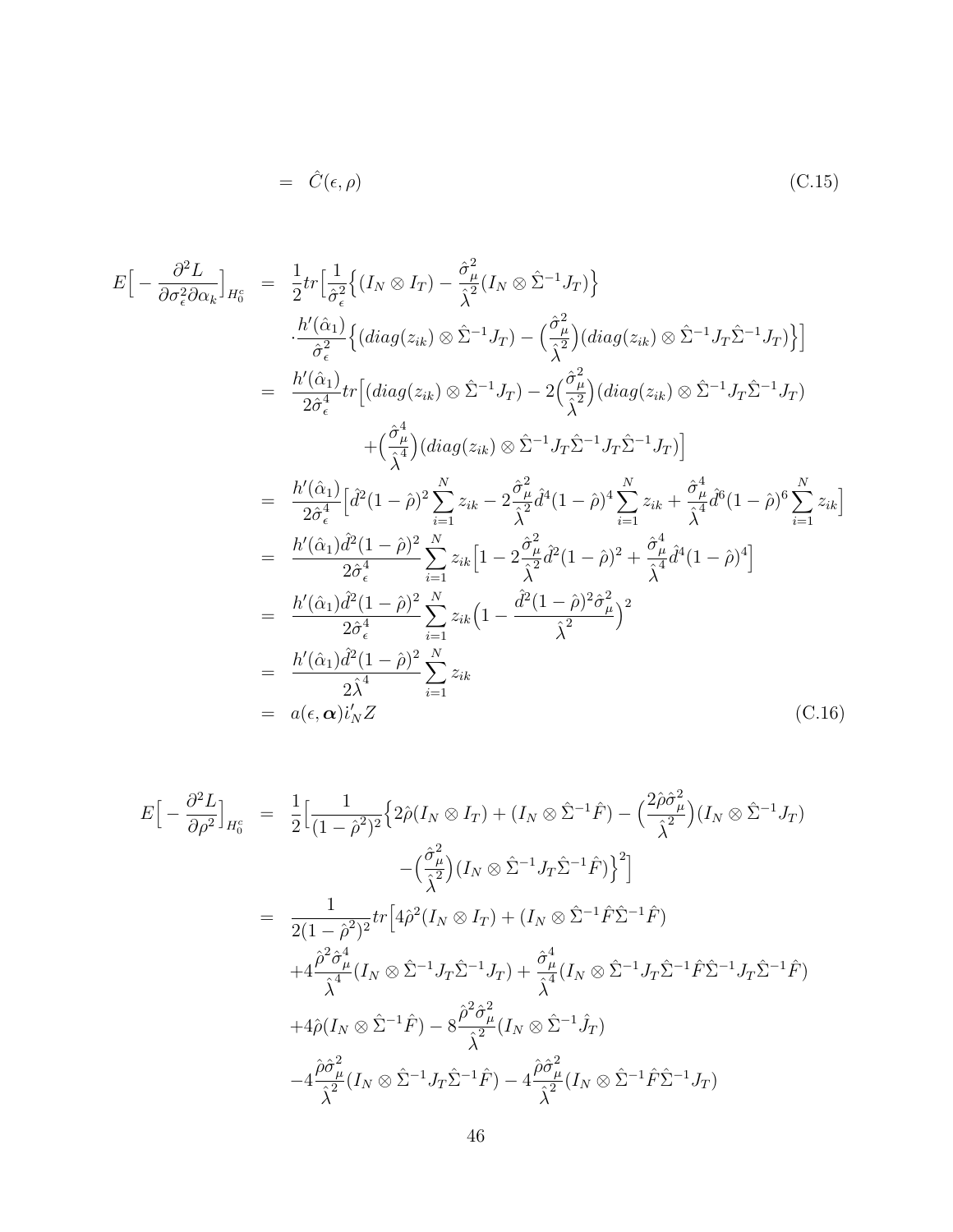$$= \hat{C}(\epsilon, \rho) \tag{C.15}$$

$$
\begin{aligned}
E\Big[-\frac{\partial^2 L}{\partial \sigma_\epsilon^2 \partial \alpha_k}\Big]_{H_0^c} &= \frac{1}{2} tr\Big[\frac{1}{\hat{\sigma}_\epsilon^2}\Big\{(I_N \otimes I_T) - \frac{\hat{\sigma}_\mu^2}{\hat{\lambda}^2}(I_N \otimes \hat{\Sigma}^{-1} J_T)\Big\} \\
&\quad \cdot \frac{h'(\hat{\alpha}_1)}{\hat{\sigma}_\epsilon^2}\Big\{(diag(z_{ik}) \otimes \hat{\Sigma}^{-1} J_T) - \Big(\frac{\hat{\sigma}_\mu^2}{\hat{\lambda}^2}\Big)(diag(z_{ik}) \otimes \hat{\Sigma}^{-1} J_T \hat{\Sigma}^{-1} J_T)\Big\}\Big] \\
&= \frac{h'(\hat{\alpha}_1)}{2\hat{\sigma}_\epsilon^4} tr\Big[(diag(z_{ik}) \otimes \hat{\Sigma}^{-1} J_T) - 2\Big(\frac{\hat{\sigma}_\mu^2}{\hat{\lambda}^2}\Big)(diag(z_{ik}) \otimes \hat{\Sigma}^{-1} J_T \hat{\Sigma}^{-1} J_T) \\
&\quad + \Big(\frac{\hat{\sigma}_\mu^4}{\hat{\lambda}^4}\Big)(diag(z_{ik}) \otimes \hat{\Sigma}^{-1} J_T \hat{\Sigma}^{-1} J_T \hat{\Sigma}^{-1} J_T)\Big] \\
&= \frac{h'(\hat{\alpha}_1)}{2\hat{\sigma}_\epsilon^4}\Big[\hat{d}^2(1-\hat{\rho})^2 \sum_{i=1}^N z_{ik} - 2\frac{\hat{\sigma}_\mu^2}{\hat{\lambda}^2}\hat{d}^4(1-\hat{\rho})^4 \sum_{i=1}^N z_{ik} + \frac{\hat{\sigma}_\mu^4}{\hat{\lambda}^4}\hat{d}^6(1-\hat{\rho})^6 \sum_{i=1}^N z_{ik}\Big] \\
&= \frac{h'(\hat{\alpha}_1)\hat{d}^2(1-\hat{\rho})^2}{2\hat{\sigma}_\epsilon^4} \sum_{i=1}^N z_{ik}\Big[1 - 2\frac{\hat{\sigma}_\mu^2}{\hat{\lambda}^2}\hat{d}^2(1-\hat{\rho})^2 + \frac{\hat{\sigma}_\mu^4}{\hat{\lambda}^4}\hat{d}^4(1-\hat{\rho})^4\Big] \\
&= \frac{h'(\hat{\alpha}_1)\hat{d}^2(1-\hat{\rho})^2}{2\hat{\sigma}_\epsilon^4} \sum_{i=1}^N z_{ik}\Big(1 - \frac{\hat{d}^2(1-\hat{\rho})^2\hat{\sigma}_\mu^2}{\hat{\lambda}^2}\Big)^2 \\
&= \frac{h'(\hat{\alpha}_1)\hat{d}^2(1-\hat{\rho})^2}{2\hat{\lambda}^4} \sum_{i=1}^N z_{ik} \\
&= a(\epsilon, \boldsymbol{\alpha}) i_N' Z
\end{aligned} \tag{C.16}
$$

$$
\begin{aligned}
E\Big[-\frac{\partial^2 L}{\partial \rho^2}\Big]_{H_0^c} &= \frac{1}{2}\Big[\frac{1}{(1-\hat{\rho}^2)^2}\Big\{2\hat{\rho}(I_N \otimes I_T) + (I_N \otimes \hat{\Sigma}^{-1}\hat{F}) - \Big(\frac{2\hat{\rho}\hat{\sigma}_\mu^2}{\hat{\lambda}^2}\Big)(I_N \otimes \hat{\Sigma}^{-1} J_T) \\
&\quad - \Big(\frac{\hat{\sigma}_\mu^2}{\hat{\lambda}^2}\Big)(I_N \otimes \hat{\Sigma}^{-1} J_T \hat{\Sigma}^{-1}\hat{F})\Big\}^2\Big] \\
&= \frac{1}{2(1-\hat{\rho}^2)^2} tr\Big[4\hat{\rho}^2(I_N \otimes I_T) + (I_N \otimes \hat{\Sigma}^{-1}\hat{F}\hat{\Sigma}^{-1}\hat{F}) \\
&\quad + 4\frac{\hat{\rho}^2\hat{\sigma}_\mu^4}{\hat{\lambda}^4}(I_N \otimes \hat{\Sigma}^{-1} J_T \hat{\Sigma}^{-1} J_T) + \frac{\hat{\sigma}_\mu^4}{\hat{\lambda}^4}(I_N \otimes \hat{\Sigma}^{-1} J_T \hat{\Sigma}^{-1}\hat{F}\hat{\Sigma}^{-1} J_T \hat{\Sigma}^{-1}\hat{F}) \\
&\quad + 4\hat{\rho}(I_N \otimes \hat{\Sigma}^{-1}\hat{F}) - 8\frac{\hat{\rho}^2\hat{\sigma}_\mu^2}{\hat{\lambda}^2}(I_N \otimes \hat{\Sigma}^{-1}\hat{J}_T) \\
&\quad - 4\frac{\hat{\rho}\hat{\sigma}_\mu^2}{\hat{\lambda}^2}(I_N \otimes \hat{\Sigma}^{-1} J_T \hat{\Sigma}^{-1}\hat{F}) - 4\frac{\hat{\rho}\hat{\sigma}_\mu^2}{\hat{\lambda}^2}(I_N \otimes \hat{\Sigma}^{-1}\hat{F}\hat{\Sigma}^{-1} J_T)
\end{aligned}
$$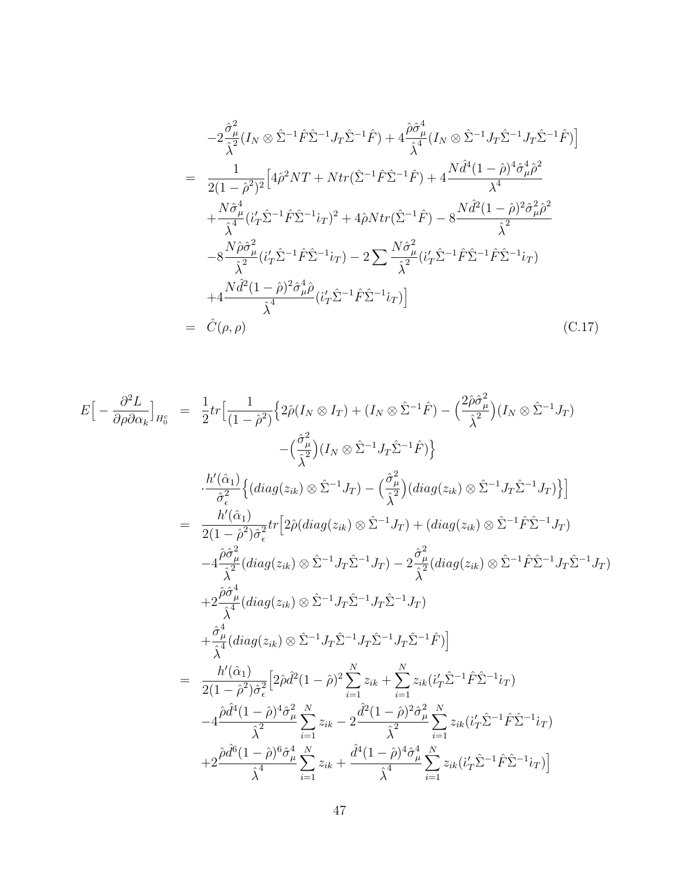$$
\begin{aligned}
& -2\frac{\hat{\sigma}_\mu^2}{\hat{\lambda}^2}(I_N \otimes \hat{\Sigma}^{-1}\hat{F}\hat{\Sigma}^{-1}J_T\hat{\Sigma}^{-1}\hat{F}) + 4\frac{\hat{\rho}\hat{\sigma}_\mu^4}{\hat{\lambda}^4}(I_N \otimes \hat{\Sigma}^{-1}J_T\hat{\Sigma}^{-1}J_T\hat{\Sigma}^{-1}\hat{F})\Big] \\
= \; & \frac{1}{2(1-\hat{\rho}^2)^2}\Big[4\hat{\rho}^2 NT + Ntr(\hat{\Sigma}^{-1}\hat{F}\hat{\Sigma}^{-1}\hat{F}) + 4\frac{N\hat{d}^4(1-\hat{\rho})^4\hat{\sigma}_\mu^4\hat{\rho}^2}{\lambda^4} \\
& + \frac{N\hat{\sigma}_\mu^4}{\hat{\lambda}^4}(i_T'\hat{\Sigma}^{-1}\hat{F}\hat{\Sigma}^{-1}i_T)^2 + 4\hat{\rho}Ntr(\hat{\Sigma}^{-1}\hat{F}) - 8\frac{N\hat{d}^2(1-\hat{\rho})^2\hat{\sigma}_\mu^2\hat{\rho}^2}{\hat{\lambda}^2} \\
& - 8\frac{N\hat{\rho}\hat{\sigma}_\mu^2}{\hat{\lambda}^2}(i_T'\hat{\Sigma}^{-1}\hat{F}\hat{\Sigma}^{-1}i_T) - 2\sum \frac{N\hat{\sigma}_\mu^2}{\hat{\lambda}^2}(i_T'\hat{\Sigma}^{-1}\hat{F}\hat{\Sigma}^{-1}\hat{F}\hat{\Sigma}^{-1}i_T) \\
& + 4\frac{N\hat{d}^2(1-\hat{\rho})^2\hat{\sigma}_\mu^4\hat{\rho}}{\hat{\lambda}^4}(i_T'\hat{\Sigma}^{-1}\hat{F}\hat{\Sigma}^{-1}i_T)\Big] \\
= \; & \hat{C}(\rho,\rho) \qquad\qquad \text{(C.17)}
\end{aligned}
$$

$$
\begin{aligned}
E\Big[-\frac{\partial^2 L}{\partial\rho\partial\alpha_k}\Big]_{H_0^c} = \; & \frac{1}{2}tr\Big[\frac{1}{(1-\hat{\rho}^2)}\Big\{2\hat{\rho}(I_N \otimes I_T) + (I_N \otimes \hat{\Sigma}^{-1}\hat{F}) - \Big(\frac{2\hat{\rho}\hat{\sigma}_\mu^2}{\hat{\lambda}^2}\Big)(I_N \otimes \hat{\Sigma}^{-1}J_T) \\
& - \Big(\frac{\hat{\sigma}_\mu^2}{\hat{\lambda}^2}\Big)(I_N \otimes \hat{\Sigma}^{-1}J_T\hat{\Sigma}^{-1}\hat{F})\Big\} \\
& \cdot \frac{h'(\hat{\alpha}_1)}{\hat{\sigma}_\epsilon^2}\Big\{(diag(z_{ik}) \otimes \hat{\Sigma}^{-1}J_T) - \Big(\frac{\hat{\sigma}_\mu^2}{\hat{\lambda}^2}\Big)(diag(z_{ik}) \otimes \hat{\Sigma}^{-1}J_T\hat{\Sigma}^{-1}J_T)\Big\}\Big] \\
= \; & \frac{h'(\hat{\alpha}_1)}{2(1-\hat{\rho}^2)\hat{\sigma}_\epsilon^2}tr\Big[2\hat{\rho}(diag(z_{ik}) \otimes \hat{\Sigma}^{-1}J_T) + (diag(z_{ik}) \otimes \hat{\Sigma}^{-1}\hat{F}\hat{\Sigma}^{-1}J_T) \\
& - 4\frac{\hat{\rho}\hat{\sigma}_\mu^2}{\hat{\lambda}^2}(diag(z_{ik}) \otimes \hat{\Sigma}^{-1}J_T\hat{\Sigma}^{-1}J_T) - 2\frac{\hat{\sigma}_\mu^2}{\hat{\lambda}^2}(diag(z_{ik}) \otimes \hat{\Sigma}^{-1}\hat{F}\hat{\Sigma}^{-1}J_T\hat{\Sigma}^{-1}J_T) \\
& + 2\frac{\hat{\rho}\hat{\sigma}_\mu^4}{\hat{\lambda}^4}(diag(z_{ik}) \otimes \hat{\Sigma}^{-1}J_T\hat{\Sigma}^{-1}J_T\hat{\Sigma}^{-1}J_T) \\
& + \frac{\hat{\sigma}_\mu^4}{\hat{\lambda}^4}(diag(z_{ik}) \otimes \hat{\Sigma}^{-1}J_T\hat{\Sigma}^{-1}J_T\hat{\Sigma}^{-1}J_T\hat{\Sigma}^{-1}\hat{F})\Big] \\
= \; & \frac{h'(\hat{\alpha}_1)}{2(1-\hat{\rho}^2)\hat{\sigma}_\epsilon^2}\Big[2\hat{\rho}\hat{d}^2(1-\hat{\rho})^2\sum_{i=1}^N z_{ik} + \sum_{i=1}^N z_{ik}(i_T'\hat{\Sigma}^{-1}\hat{F}\hat{\Sigma}^{-1}i_T) \\
& - 4\frac{\hat{\rho}\hat{d}^4(1-\hat{\rho})^4\hat{\sigma}_\mu^2}{\hat{\lambda}^2}\sum_{i=1}^N z_{ik} - 2\frac{\hat{d}^2(1-\hat{\rho})^2\hat{\sigma}_\mu^2}{\hat{\lambda}^2}\sum_{i=1}^N z_{ik}(i_T'\hat{\Sigma}^{-1}\hat{F}\hat{\Sigma}^{-1}i_T) \\
& + 2\frac{\hat{\rho}\hat{d}^6(1-\hat{\rho})^6\hat{\sigma}_\mu^4}{\hat{\lambda}^4}\sum_{i=1}^N z_{ik} + \frac{\hat{d}^4(1-\hat{\rho})^4\hat{\sigma}_\mu^4}{\hat{\lambda}^4}\sum_{i=1}^N z_{ik}(i_T'\hat{\Sigma}^{-1}\hat{F}\hat{\Sigma}^{-1}i_T)\Big]
\end{aligned}
$$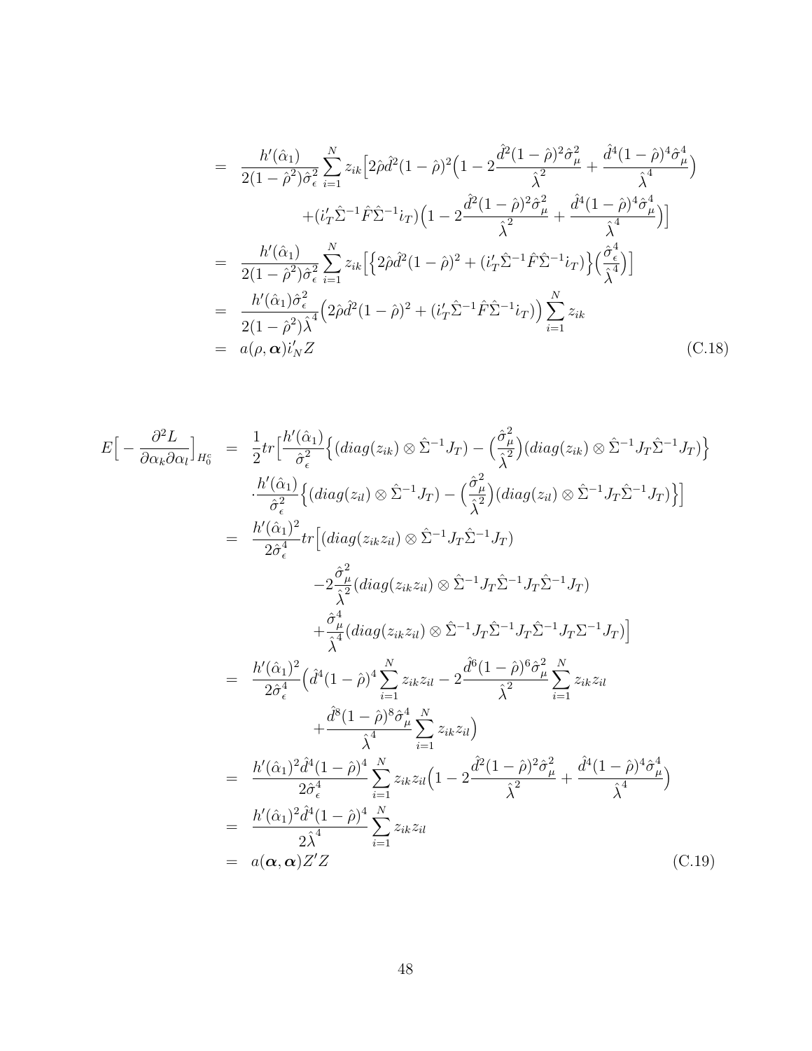$$
\begin{aligned}
&= \frac{h'(\hat{\alpha}_1)}{2(1-\hat{\rho}^2)\hat{\sigma}_\epsilon^2} \sum_{i=1}^N z_{ik} \Big[ 2\hat{\rho}\hat{d}^2(1-\hat{\rho})^2 \Big( 1 - 2\frac{\hat{d}^2(1-\hat{\rho})^2\hat{\sigma}_\mu^2}{\hat{\lambda}^2} + \frac{\hat{d}^4(1-\hat{\rho})^4\hat{\sigma}_\mu^4}{\hat{\lambda}^4} \Big) \\
&\qquad + (i_T'\hat{\Sigma}^{-1}\hat{F}\hat{\Sigma}^{-1}i_T) \Big( 1 - 2\frac{\hat{d}^2(1-\hat{\rho})^2\hat{\sigma}_\mu^2}{\hat{\lambda}^2} + \frac{\hat{d}^4(1-\hat{\rho})^4\hat{\sigma}_\mu^4}{\hat{\lambda}^4} \Big) \Big] \\
&= \frac{h'(\hat{\alpha}_1)}{2(1-\hat{\rho}^2)\hat{\sigma}_\epsilon^2} \sum_{i=1}^N z_{ik} \Big[ \Big\{ 2\hat{\rho}\hat{d}^2(1-\hat{\rho})^2 + (i_T'\hat{\Sigma}^{-1}\hat{F}\hat{\Sigma}^{-1}i_T) \Big\} \Big( \frac{\hat{\sigma}_\epsilon^4}{\hat{\lambda}^4} \Big) \Big] \\
&= \frac{h'(\hat{\alpha}_1)\hat{\sigma}_\epsilon^2}{2(1-\hat{\rho}^2)\hat{\lambda}^4} \Big( 2\hat{\rho}\hat{d}^2(1-\hat{\rho})^2 + (i_T'\hat{\Sigma}^{-1}\hat{F}\hat{\Sigma}^{-1}i_T) \Big) \sum_{i=1}^N z_{ik} \\
&= a(\rho, \boldsymbol{\alpha}) i_N' Z \qquad \text{(C.18)}
\end{aligned}
$$

$$
\begin{aligned}
E\Big[ -\frac{\partial^2 L}{\partial \alpha_k \partial \alpha_l} \Big]_{H_0^c} &= \frac{1}{2} tr \Big[ \frac{h'(\hat{\alpha}_1)}{\hat{\sigma}_\epsilon^2} \Big\{ (diag(z_{ik}) \otimes \hat{\Sigma}^{-1}J_T) - \Big( \frac{\hat{\sigma}_\mu^2}{\hat{\lambda}^2} \Big) (diag(z_{ik}) \otimes \hat{\Sigma}^{-1}J_T\hat{\Sigma}^{-1}J_T) \Big\} \\
&\qquad \cdot \frac{h'(\hat{\alpha}_1)}{\hat{\sigma}_\epsilon^2} \Big\{ (diag(z_{il}) \otimes \hat{\Sigma}^{-1}J_T) - \Big( \frac{\hat{\sigma}_\mu^2}{\hat{\lambda}^2} \Big) (diag(z_{il}) \otimes \hat{\Sigma}^{-1}J_T\hat{\Sigma}^{-1}J_T) \Big\} \Big] \\
&= \frac{h'(\hat{\alpha}_1)^2}{2\hat{\sigma}_\epsilon^4} tr \Big[ (diag(z_{ik}z_{il}) \otimes \hat{\Sigma}^{-1}J_T\hat{\Sigma}^{-1}J_T) \\
&\qquad - 2\frac{\hat{\sigma}_\mu^2}{\hat{\lambda}^2} (diag(z_{ik}z_{il}) \otimes \hat{\Sigma}^{-1}J_T\hat{\Sigma}^{-1}J_T\hat{\Sigma}^{-1}J_T) \\
&\qquad + \frac{\hat{\sigma}_\mu^4}{\hat{\lambda}^4} (diag(z_{ik}z_{il}) \otimes \hat{\Sigma}^{-1}J_T\hat{\Sigma}^{-1}J_T\hat{\Sigma}^{-1}J_T\Sigma^{-1}J_T) \Big] \\
&= \frac{h'(\hat{\alpha}_1)^2}{2\hat{\sigma}_\epsilon^4} \Big( \hat{d}^4(1-\hat{\rho})^4 \sum_{i=1}^N z_{ik}z_{il} - 2\frac{\hat{d}^6(1-\hat{\rho})^6\hat{\sigma}_\mu^2}{\hat{\lambda}^2} \sum_{i=1}^N z_{ik}z_{il} \\
&\qquad + \frac{\hat{d}^8(1-\hat{\rho})^8\hat{\sigma}_\mu^4}{\hat{\lambda}^4} \sum_{i=1}^N z_{ik}z_{il} \Big) \\
&= \frac{h'(\hat{\alpha}_1)^2\hat{d}^4(1-\hat{\rho})^4}{2\hat{\sigma}_\epsilon^4} \sum_{i=1}^N z_{ik}z_{il} \Big( 1 - 2\frac{\hat{d}^2(1-\hat{\rho})^2\hat{\sigma}_\mu^2}{\hat{\lambda}^2} + \frac{\hat{d}^4(1-\hat{\rho})^4\hat{\sigma}_\mu^4}{\hat{\lambda}^4} \Big) \\
&= \frac{h'(\hat{\alpha}_1)^2\hat{d}^4(1-\hat{\rho})^4}{2\hat{\lambda}^4} \sum_{i=1}^N z_{ik}z_{il} \\
&= a(\boldsymbol{\alpha}, \boldsymbol{\alpha}) Z'Z \qquad \text{(C.19)}
\end{aligned}
$$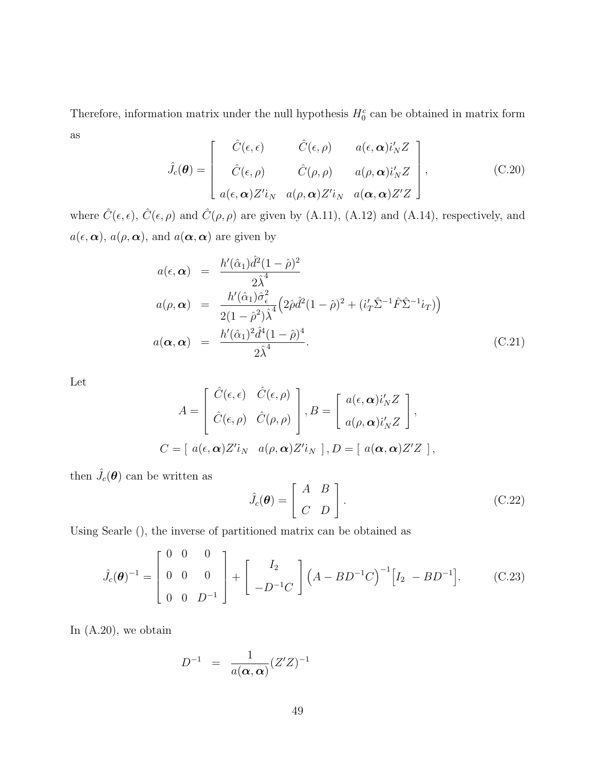Therefore, information matrix under the null hypothesis $H_0^c$ can be obtained in matrix form as

$$\hat{J}_c(\boldsymbol{\theta}) = \begin{bmatrix} \hat{C}(\epsilon,\epsilon) & \hat{C}(\epsilon,\rho) & a(\epsilon,\boldsymbol{\alpha})i_N'Z \\ \hat{C}(\epsilon,\rho) & \hat{C}(\rho,\rho) & a(\rho,\boldsymbol{\alpha})i_N'Z \\ a(\epsilon,\boldsymbol{\alpha})Z'i_N & a(\rho,\boldsymbol{\alpha})Z'i_N & a(\boldsymbol{\alpha},\boldsymbol{\alpha})Z'Z \end{bmatrix}, \tag{C.20}$$

where $\hat{C}(\epsilon,\epsilon)$, $\hat{C}(\epsilon,\rho)$ and $\hat{C}(\rho,\rho)$ are given by (A.11), (A.12) and (A.14), respectively, and $a(\epsilon,\boldsymbol{\alpha})$, $a(\rho,\boldsymbol{\alpha})$, and $a(\boldsymbol{\alpha},\boldsymbol{\alpha})$ are given by

$$\begin{aligned} a(\epsilon,\boldsymbol{\alpha}) &= \frac{h'(\hat{\alpha}_1)\hat{d}^2(1-\hat{\rho})^2}{2\hat{\lambda}^4} \\ a(\rho,\boldsymbol{\alpha}) &= \frac{h'(\hat{\alpha}_1)\hat{\sigma}_\epsilon^2}{2(1-\hat{\rho}^2)\hat{\lambda}^4}\Big(2\hat{\rho}\hat{d}^2(1-\hat{\rho})^2 + (i_T'\hat{\Sigma}^{-1}\hat{F}\hat{\Sigma}^{-1}i_T)\Big) \\ a(\boldsymbol{\alpha},\boldsymbol{\alpha}) &= \frac{h'(\hat{\alpha}_1)^2\hat{d}^4(1-\hat{\rho})^4}{2\hat{\lambda}^4}. \end{aligned} \tag{C.21}$$

Let

$$A = \begin{bmatrix} \hat{C}(\epsilon,\epsilon) & \hat{C}(\epsilon,\rho) \\ \hat{C}(\epsilon,\rho) & \hat{C}(\rho,\rho) \end{bmatrix}, B = \begin{bmatrix} a(\epsilon,\boldsymbol{\alpha})i_N'Z \\ a(\rho,\boldsymbol{\alpha})i_N'Z \end{bmatrix},$$

$$C = \begin{bmatrix} a(\epsilon,\boldsymbol{\alpha})Z'i_N & a(\rho,\boldsymbol{\alpha})Z'i_N \end{bmatrix}, D = \begin{bmatrix} a(\boldsymbol{\alpha},\boldsymbol{\alpha})Z'Z \end{bmatrix},$$

then $\hat{J}_c(\boldsymbol{\theta})$ can be written as

$$\hat{J}_c(\boldsymbol{\theta}) = \begin{bmatrix} A & B \\ C & D \end{bmatrix}. \tag{C.22}$$

Using Searle (), the inverse of partitioned matrix can be obtained as

$$\hat{J}_c(\boldsymbol{\theta})^{-1} = \begin{bmatrix} 0 & 0 & 0 \\ 0 & 0 & 0 \\ 0 & 0 & D^{-1} \end{bmatrix} + \begin{bmatrix} I_2 \\ -D^{-1}C \end{bmatrix}\Big(A - BD^{-1}C\Big)^{-1}\Big[I_2 \;\; -BD^{-1}\Big]. \tag{C.23}$$

In (A.20), we obtain

$$D^{-1} = \frac{1}{a(\boldsymbol{\alpha},\boldsymbol{\alpha})}(Z'Z)^{-1}$$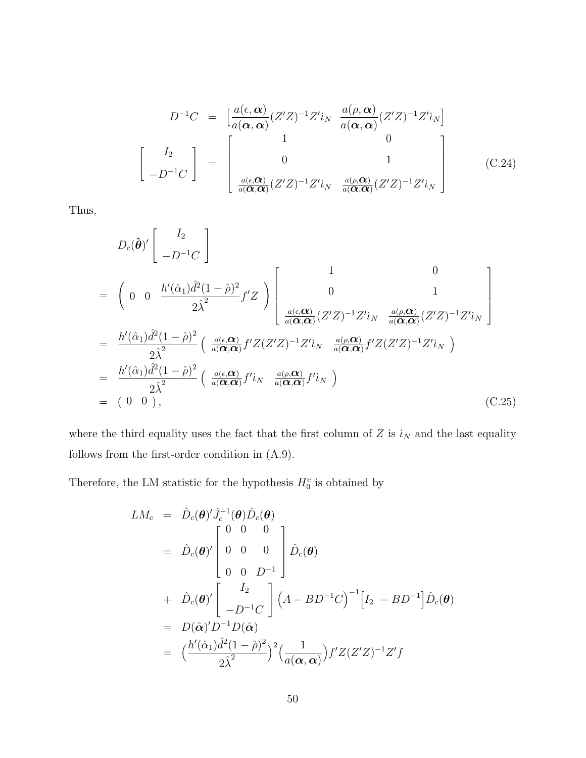$$
\begin{aligned}
D^{-1}C &= \Big[\frac{a(\epsilon,\boldsymbol{\alpha})}{a(\boldsymbol{\alpha},\boldsymbol{\alpha})}(Z'Z)^{-1}Z'i_N \;\; \frac{a(\rho,\boldsymbol{\alpha})}{a(\boldsymbol{\alpha},\boldsymbol{\alpha})}(Z'Z)^{-1}Z'i_N\Big] \\
\left[\begin{array}{c} I_2 \\ -D^{-1}C \end{array}\right] &= \left[\begin{array}{cc} 1 & 0 \\ 0 & 1 \\ \frac{a(\epsilon,\boldsymbol{\alpha})}{a(\boldsymbol{\alpha},\boldsymbol{\alpha})}(Z'Z)^{-1}Z'i_N & \frac{a(\rho,\boldsymbol{\alpha})}{a(\boldsymbol{\alpha},\boldsymbol{\alpha})}(Z'Z)^{-1}Z'i_N \end{array}\right]
\end{aligned}
\tag{C.24}
$$

Thus,

$$
\begin{aligned}
& D_c(\hat{\boldsymbol{\theta}})'\left[\begin{array}{c} I_2 \\ -D^{-1}C \end{array}\right] \\
&= \left(\begin{array}{ccc} 0 & 0 & \frac{h'(\hat{\alpha}_1)\hat{d}^2(1-\hat{\rho})^2}{2\hat{\lambda}^2}f'Z \end{array}\right)\left[\begin{array}{cc} 1 & 0 \\ 0 & 1 \\ \frac{a(\epsilon,\boldsymbol{\alpha})}{a(\boldsymbol{\alpha},\boldsymbol{\alpha})}(Z'Z)^{-1}Z'i_N & \frac{a(\rho,\boldsymbol{\alpha})}{a(\boldsymbol{\alpha},\boldsymbol{\alpha})}(Z'Z)^{-1}Z'i_N \end{array}\right] \\
&= \frac{h'(\hat{\alpha}_1)\hat{d}^2(1-\hat{\rho})^2}{2\hat{\lambda}^2}\left(\begin{array}{cc} \frac{a(\epsilon,\boldsymbol{\alpha})}{a(\boldsymbol{\alpha},\boldsymbol{\alpha})}f'Z(Z'Z)^{-1}Z'i_N & \frac{a(\rho,\boldsymbol{\alpha})}{a(\boldsymbol{\alpha},\boldsymbol{\alpha})}f'Z(Z'Z)^{-1}Z'i_N \end{array}\right) \\
&= \frac{h'(\hat{\alpha}_1)\hat{d}^2(1-\hat{\rho})^2}{2\hat{\lambda}^2}\left(\begin{array}{cc} \frac{a(\epsilon,\boldsymbol{\alpha})}{a(\boldsymbol{\alpha},\boldsymbol{\alpha})}f'i_N & \frac{a(\rho,\boldsymbol{\alpha})}{a(\boldsymbol{\alpha},\boldsymbol{\alpha})}f'i_N \end{array}\right) \\
&= (\begin{array}{cc} 0 & 0 \end{array}),
\end{aligned}
\tag{C.25}
$$

where the third equality uses the fact that the first column of $Z$ is $i_N$ and the last equality follows from the first-order condition in (A.9).

Therefore, the LM statistic for the hypothesis $H_0^c$ is obtained by

$$
\begin{aligned}
LM_c &= \hat{D}_c(\boldsymbol{\theta})'\hat{J}_c^{-1}(\boldsymbol{\theta})\hat{D}_c(\boldsymbol{\theta}) \\
&= \hat{D}_c(\boldsymbol{\theta})'\left[\begin{array}{ccc} 0 & 0 & 0 \\ 0 & 0 & 0 \\ 0 & 0 & D^{-1} \end{array}\right]\hat{D}_c(\boldsymbol{\theta}) \\
&+ \hat{D}_c(\boldsymbol{\theta})'\left[\begin{array}{c} I_2 \\ -D^{-1}C \end{array}\right]\Big(A - BD^{-1}C\Big)^{-1}\Big[I_2 \;\; -BD^{-1}\Big]\hat{D}_c(\boldsymbol{\theta}) \\
&= D(\hat{\boldsymbol{\alpha}})'D^{-1}D(\hat{\boldsymbol{\alpha}}) \\
&= \Big(\frac{h'(\hat{\alpha}_1)\hat{d}^2(1-\hat{\rho})^2}{2\hat{\lambda}^2}\Big)^2\Big(\frac{1}{a(\boldsymbol{\alpha},\boldsymbol{\alpha})}\Big)f'Z(Z'Z)^{-1}Z'f
\end{aligned}
$$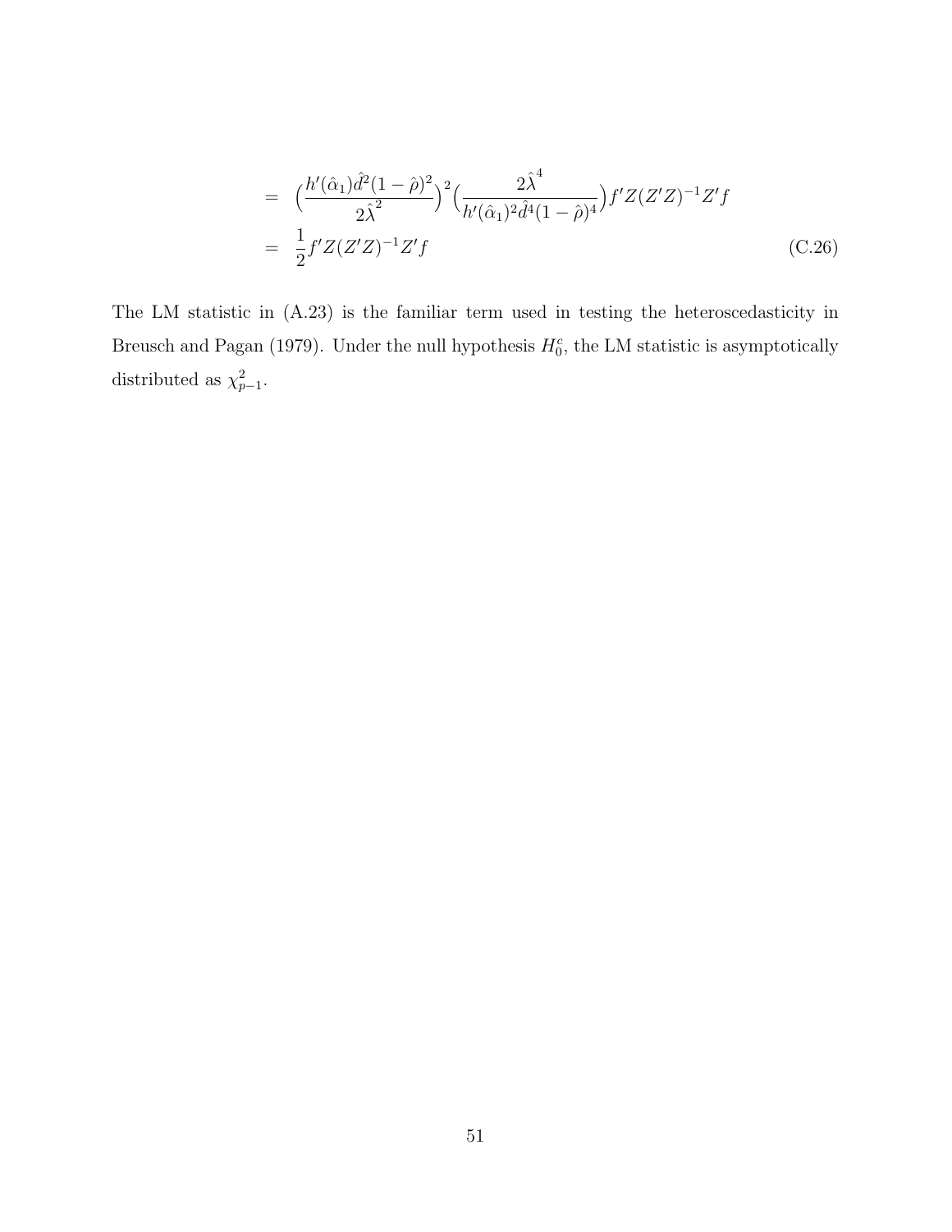$$
\begin{aligned}
&= \Big(\frac{h'(\hat{\alpha}_1)\hat{d}^2(1-\hat{\rho})^2}{2\hat{\lambda}^2}\Big)^2\Big(\frac{2\hat{\lambda}^4}{h'(\hat{\alpha}_1)^2\hat{d}^4(1-\hat{\rho})^4}\Big)f'Z(Z'Z)^{-1}Z'f \\
&= \frac{1}{2}f'Z(Z'Z)^{-1}Z'f \qquad \text{(C.26)}
\end{aligned}
$$

The LM statistic in (A.23) is the familiar term used in testing the heteroscedasticity in Breusch and Pagan (1979). Under the null hypothesis $H_0^c$, the LM statistic is asymptotically distributed as $\chi^2_{p-1}$.